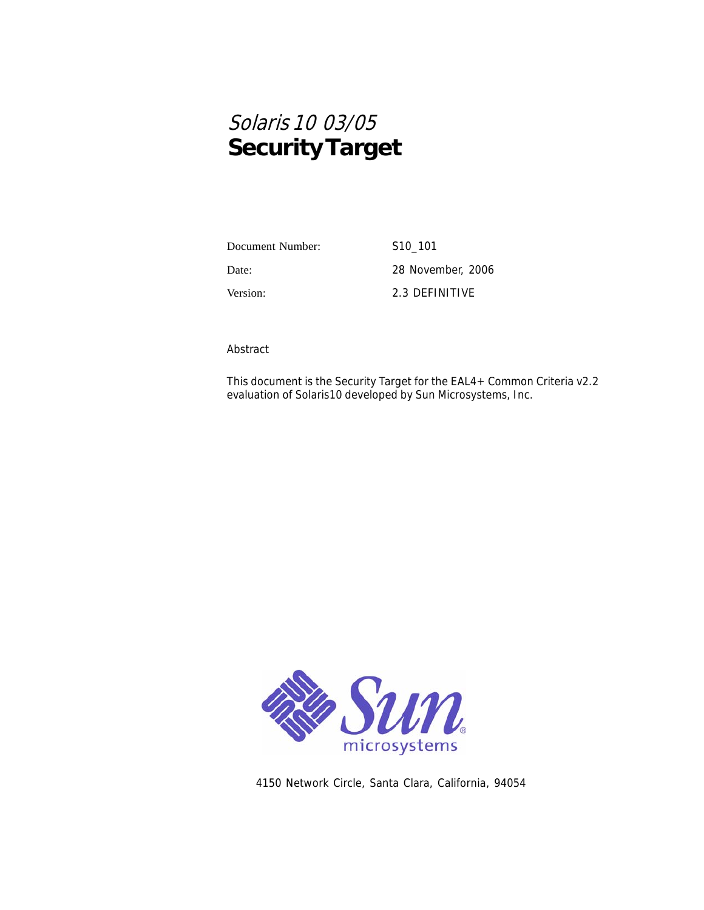# *Solaris 10 03/05*
# **Security Target**

| | |
|---|---|
| Document Number: | S10_101 |
| Date: | 28 November, 2006 |
| Version: | 2.3 DEFINITIVE |

Abstract

This document is the Security Target for the EAL4+ Common Criteria v2.2 evaluation of Solaris10 developed by Sun Microsystems, Inc.

4150 Network Circle, Santa Clara, California, 94054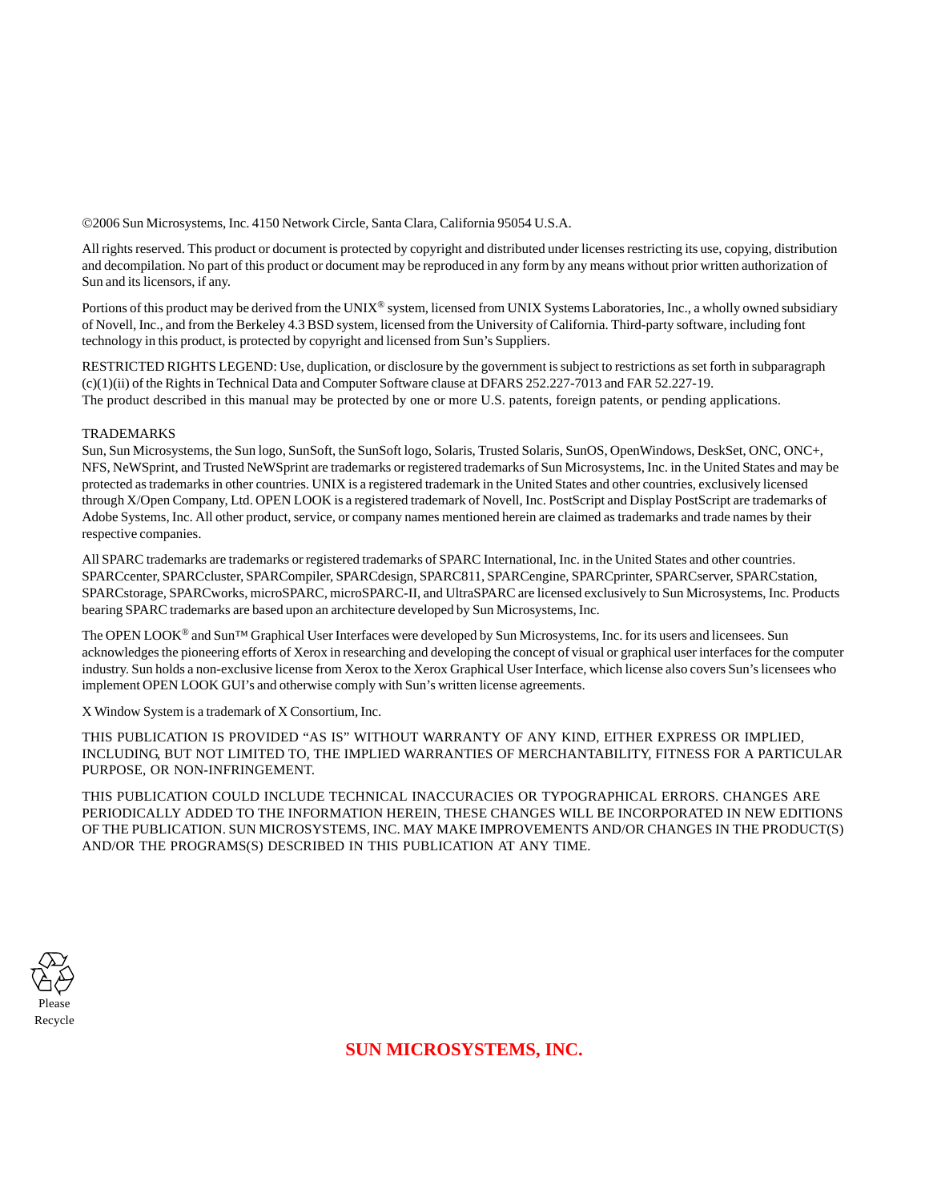©2006 Sun Microsystems, Inc. 4150 Network Circle, Santa Clara, California 95054 U.S.A.

All rights reserved. This product or document is protected by copyright and distributed under licenses restricting its use, copying, distribution and decompilation. No part of this product or document may be reproduced in any form by any means without prior written authorization of Sun and its licensors, if any.

Portions of this product may be derived from the UNIX® system, licensed from UNIX Systems Laboratories, Inc., a wholly owned subsidiary of Novell, Inc., and from the Berkeley 4.3 BSD system, licensed from the University of California. Third-party software, including font technology in this product, is protected by copyright and licensed from Sun's Suppliers.

RESTRICTED RIGHTS LEGEND: Use, duplication, or disclosure by the government is subject to restrictions as set forth in subparagraph (c)(1)(ii) of the Rights in Technical Data and Computer Software clause at DFARS 252.227-7013 and FAR 52.227-19.
The product described in this manual may be protected by one or more U.S. patents, foreign patents, or pending applications.

TRADEMARKS
Sun, Sun Microsystems, the Sun logo, SunSoft, the SunSoft logo, Solaris, Trusted Solaris, SunOS, OpenWindows, DeskSet, ONC, ONC+, NFS, NeWSprint, and Trusted NeWSprint are trademarks or registered trademarks of Sun Microsystems, Inc. in the United States and may be protected as trademarks in other countries. UNIX is a registered trademark in the United States and other countries, exclusively licensed through X/Open Company, Ltd. OPEN LOOK is a registered trademark of Novell, Inc. PostScript and Display PostScript are trademarks of Adobe Systems, Inc. All other product, service, or company names mentioned herein are claimed as trademarks and trade names by their respective companies.

All SPARC trademarks are trademarks or registered trademarks of SPARC International, Inc. in the United States and other countries. SPARCcenter, SPARCcluster, SPARCompiler, SPARCdesign, SPARC811, SPARCengine, SPARCprinter, SPARCserver, SPARCstation, SPARCstorage, SPARCworks, microSPARC, microSPARC-II, and UltraSPARC are licensed exclusively to Sun Microsystems, Inc. Products bearing SPARC trademarks are based upon an architecture developed by Sun Microsystems, Inc.

The OPEN LOOK® and Sun™ Graphical User Interfaces were developed by Sun Microsystems, Inc. for its users and licensees. Sun acknowledges the pioneering efforts of Xerox in researching and developing the concept of visual or graphical user interfaces for the computer industry. Sun holds a non-exclusive license from Xerox to the Xerox Graphical User Interface, which license also covers Sun's licensees who implement OPEN LOOK GUI's and otherwise comply with Sun's written license agreements.

X Window System is a trademark of X Consortium, Inc.

THIS PUBLICATION IS PROVIDED "AS IS" WITHOUT WARRANTY OF ANY KIND, EITHER EXPRESS OR IMPLIED, INCLUDING, BUT NOT LIMITED TO, THE IMPLIED WARRANTIES OF MERCHANTABILITY, FITNESS FOR A PARTICULAR PURPOSE, OR NON-INFRINGEMENT.

THIS PUBLICATION COULD INCLUDE TECHNICAL INACCURACIES OR TYPOGRAPHICAL ERRORS. CHANGES ARE PERIODICALLY ADDED TO THE INFORMATION HEREIN, THESE CHANGES WILL BE INCORPORATED IN NEW EDITIONS OF THE PUBLICATION. SUN MICROSYSTEMS, INC. MAY MAKE IMPROVEMENTS AND/OR CHANGES IN THE PRODUCT(S) AND/OR THE PROGRAMS(S) DESCRIBED IN THIS PUBLICATION AT ANY TIME.

Please
Recycle

**SUN MICROSYSTEMS, INC.**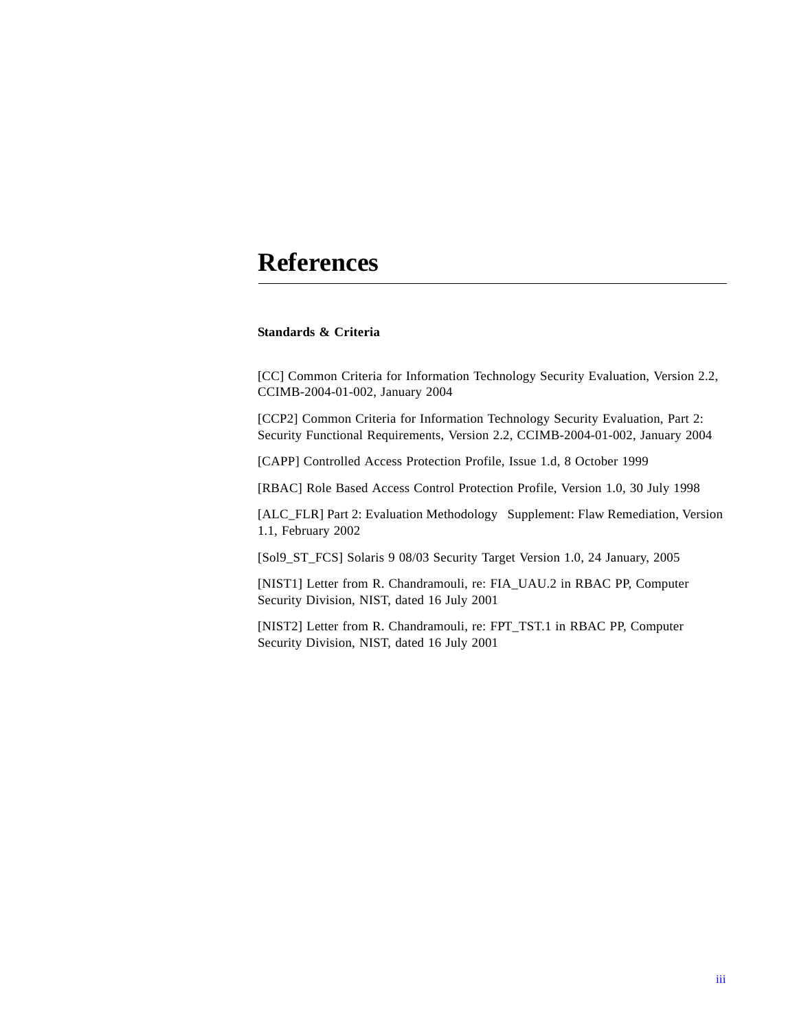# References

**Standards & Criteria**

[CC] Common Criteria for Information Technology Security Evaluation, Version 2.2, CCIMB-2004-01-002, January 2004

[CCP2] Common Criteria for Information Technology Security Evaluation, Part 2: Security Functional Requirements, Version 2.2, CCIMB-2004-01-002, January 2004

[CAPP] Controlled Access Protection Profile, Issue 1.d, 8 October 1999

[RBAC] Role Based Access Control Protection Profile, Version 1.0, 30 July 1998

[ALC_FLR] Part 2: Evaluation Methodology Supplement: Flaw Remediation, Version 1.1, February 2002

[Sol9_ST_FCS] Solaris 9 08/03 Security Target Version 1.0, 24 January, 2005

[NIST1] Letter from R. Chandramouli, re: FIA_UAU.2 in RBAC PP, Computer Security Division, NIST, dated 16 July 2001

[NIST2] Letter from R. Chandramouli, re: FPT_TST.1 in RBAC PP, Computer Security Division, NIST, dated 16 July 2001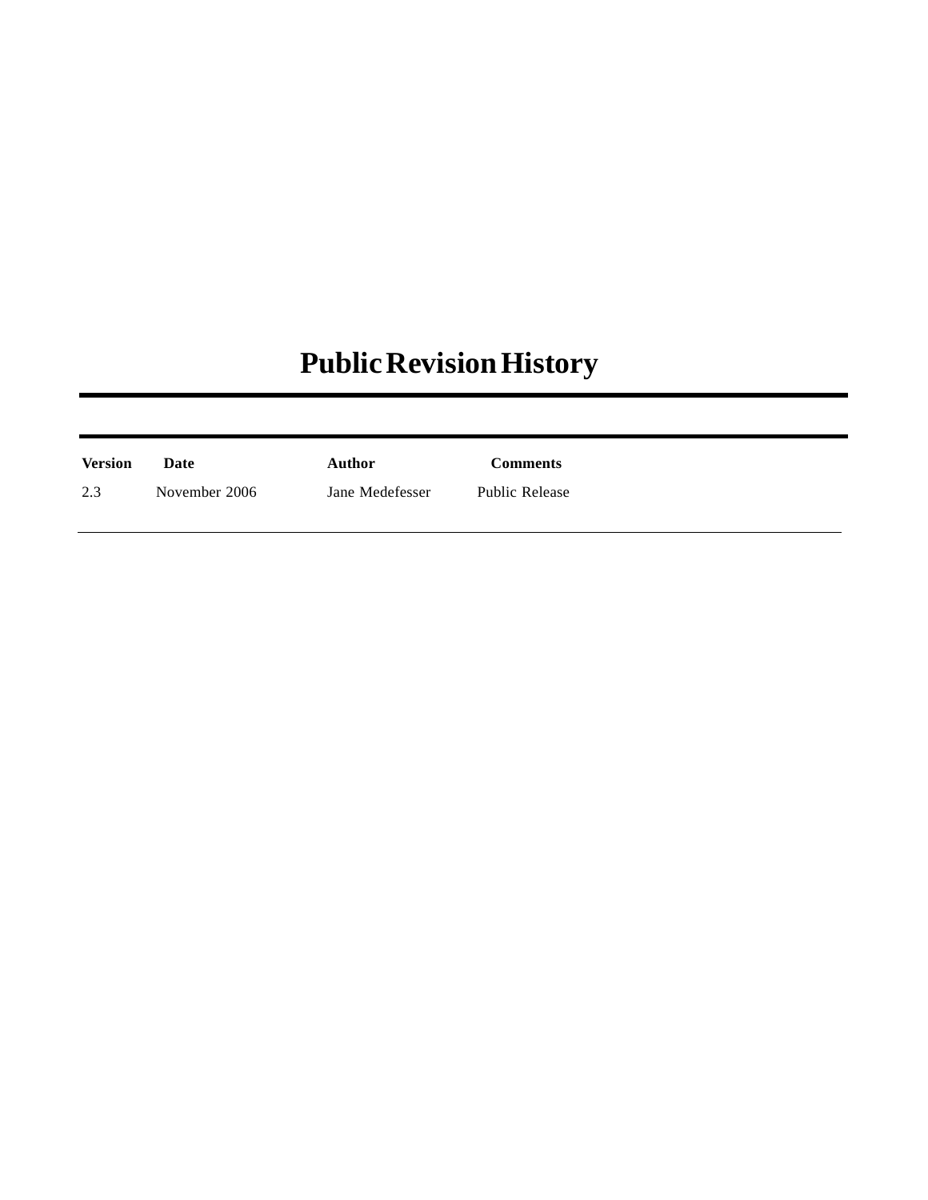# Public Revision History

| Version | Date | Author | Comments |
| --- | --- | --- | --- |
| 2.3 | November 2006 | Jane Medefesser | Public Release |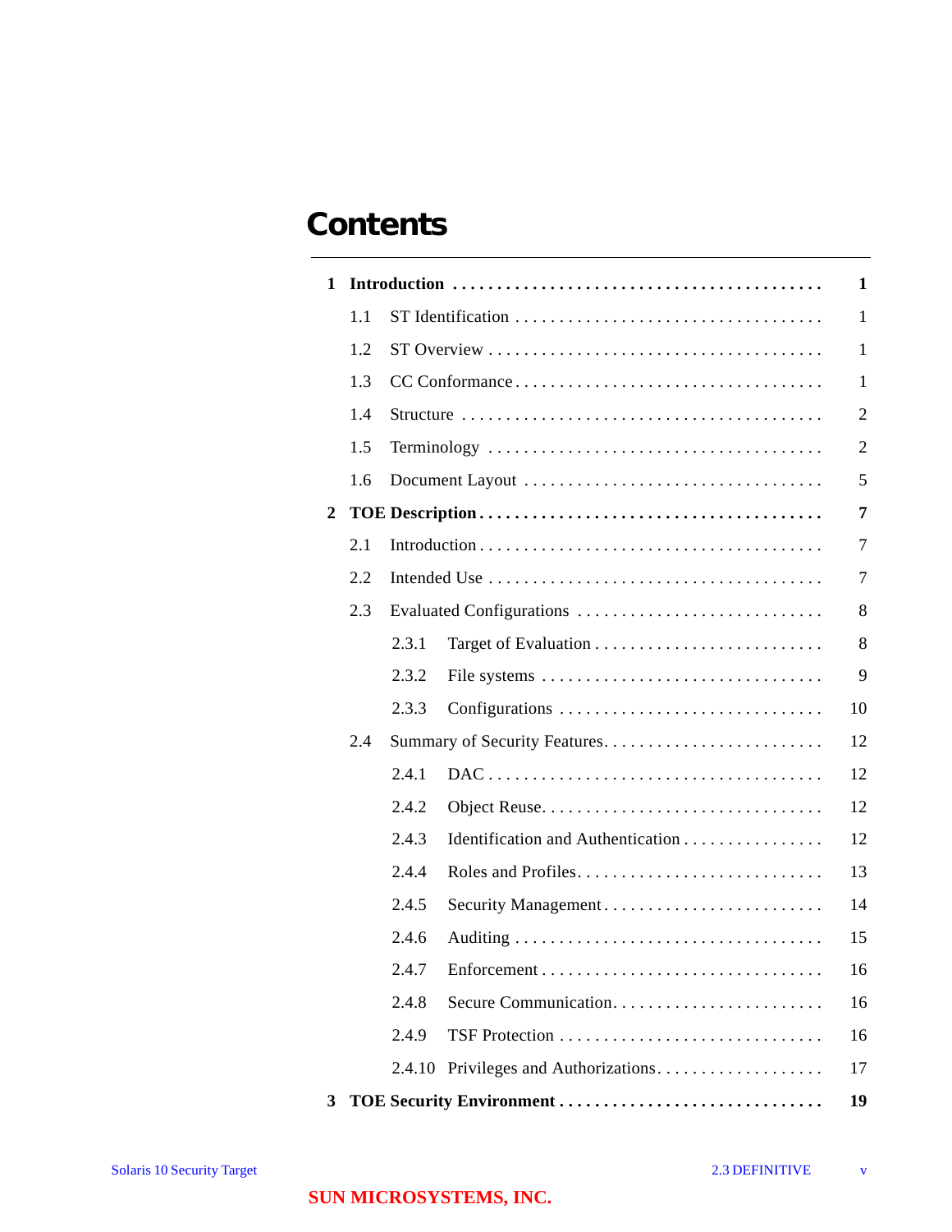# Contents

**1 Introduction** .......... **1**

- 1.1 ST Identification .......... 1
- 1.2 ST Overview .......... 1
- 1.3 CC Conformance .......... 1
- 1.4 Structure .......... 2
- 1.5 Terminology .......... 2
- 1.6 Document Layout .......... 5

**2 TOE Description** .......... **7**

- 2.1 Introduction .......... 7
- 2.2 Intended Use .......... 7
- 2.3 Evaluated Configurations .......... 8
  - 2.3.1 Target of Evaluation .......... 8
  - 2.3.2 File systems .......... 9
  - 2.3.3 Configurations .......... 10
- 2.4 Summary of Security Features .......... 12
  - 2.4.1 DAC .......... 12
  - 2.4.2 Object Reuse .......... 12
  - 2.4.3 Identification and Authentication .......... 12
  - 2.4.4 Roles and Profiles .......... 13
  - 2.4.5 Security Management .......... 14
  - 2.4.6 Auditing .......... 15
  - 2.4.7 Enforcement .......... 16
  - 2.4.8 Secure Communication .......... 16
  - 2.4.9 TSF Protection .......... 16
  - 2.4.10 Privileges and Authorizations .......... 17

**3 TOE Security Environment** .......... **19**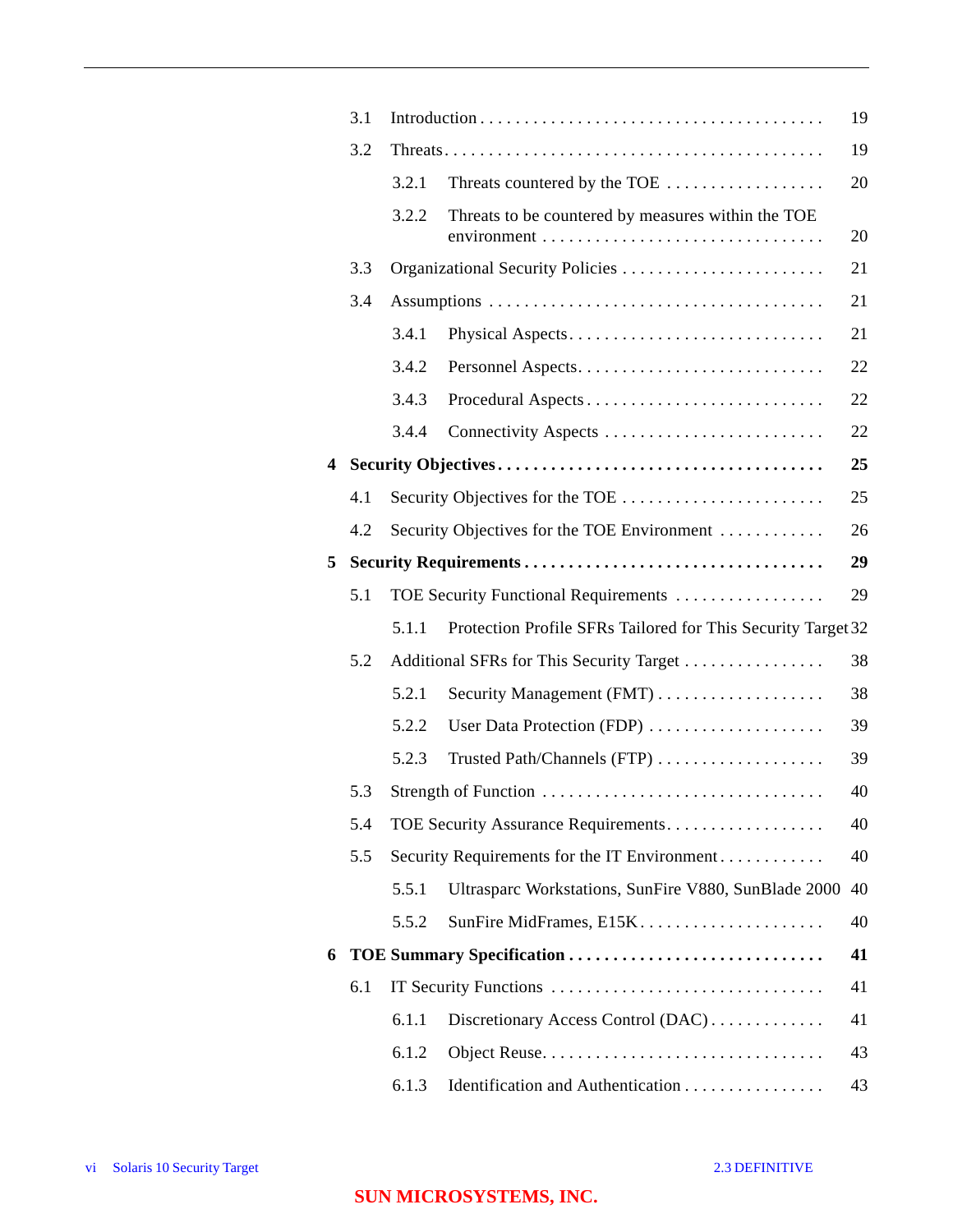- 3.1 Introduction ... 19
- 3.2 Threats ... 19
  - 3.2.1 Threats countered by the TOE ... 20
  - 3.2.2 Threats to be countered by measures within the TOE environment ... 20
- 3.3 Organizational Security Policies ... 21
- 3.4 Assumptions ... 21
  - 3.4.1 Physical Aspects ... 21
  - 3.4.2 Personnel Aspects ... 22
  - 3.4.3 Procedural Aspects ... 22
  - 3.4.4 Connectivity Aspects ... 22

**4 Security Objectives ... 25**

- 4.1 Security Objectives for the TOE ... 25
- 4.2 Security Objectives for the TOE Environment ... 26

**5 Security Requirements ... 29**

- 5.1 TOE Security Functional Requirements ... 29
  - 5.1.1 Protection Profile SFRs Tailored for This Security Target 32
- 5.2 Additional SFRs for This Security Target ... 38
  - 5.2.1 Security Management (FMT) ... 38
  - 5.2.2 User Data Protection (FDP) ... 39
  - 5.2.3 Trusted Path/Channels (FTP) ... 39
- 5.3 Strength of Function ... 40
- 5.4 TOE Security Assurance Requirements ... 40
- 5.5 Security Requirements for the IT Environment ... 40
  - 5.5.1 Ultrasparc Workstations, SunFire V880, SunBlade 2000 40
  - 5.5.2 SunFire MidFrames, E15K ... 40

**6 TOE Summary Specification ... 41**

- 6.1 IT Security Functions ... 41
  - 6.1.1 Discretionary Access Control (DAC) ... 41
  - 6.1.2 Object Reuse ... 43
  - 6.1.3 Identification and Authentication ... 43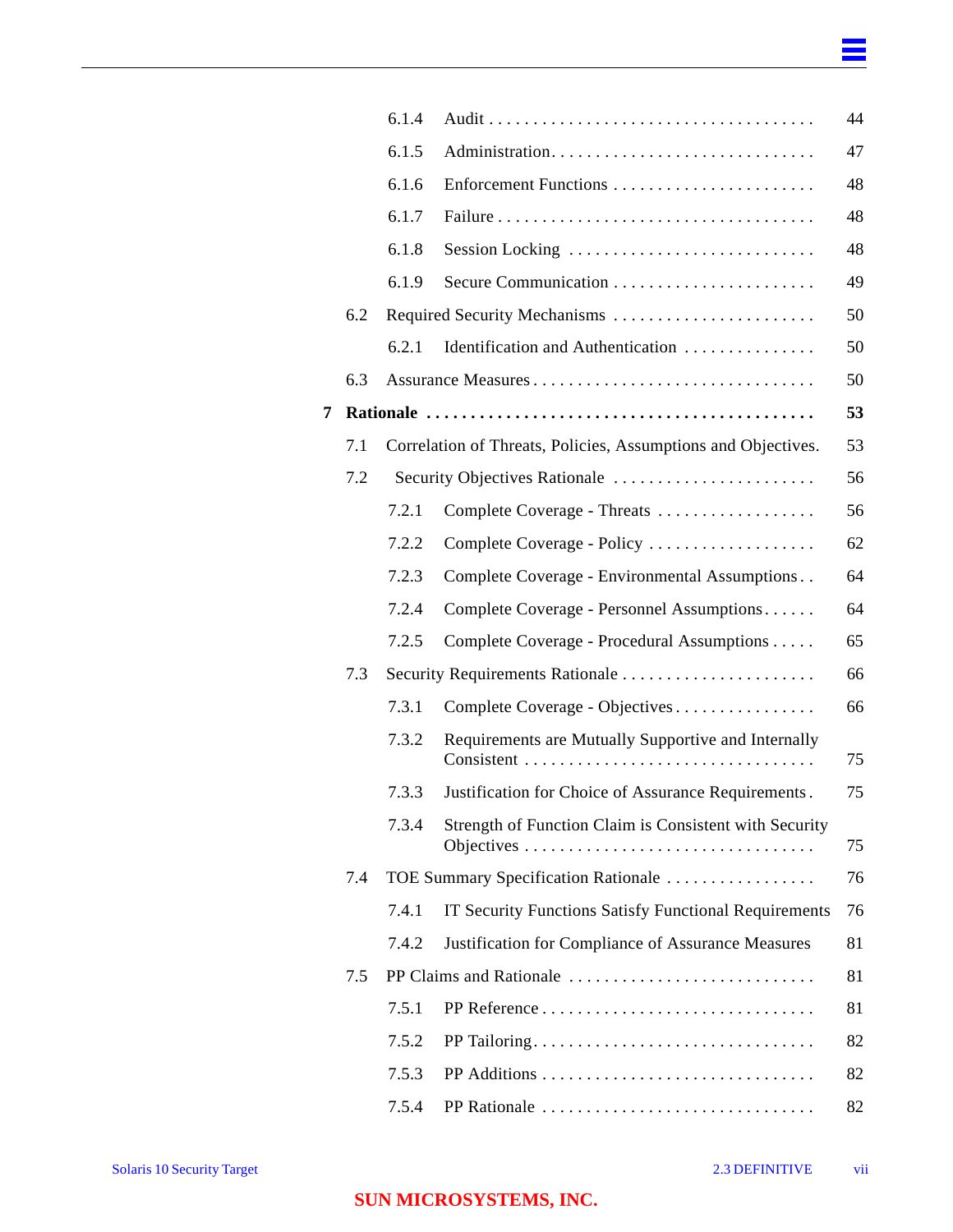| | | | |
|---|---|---|---|
| | 6.1.4 | Audit | 44 |
| | 6.1.5 | Administration | 47 |
| | 6.1.6 | Enforcement Functions | 48 |
| | 6.1.7 | Failure | 48 |
| | 6.1.8 | Session Locking | 48 |
| | 6.1.9 | Secure Communication | 49 |
| 6.2 | | Required Security Mechanisms | 50 |
| | 6.2.1 | Identification and Authentication | 50 |
| 6.3 | | Assurance Measures | 50 |
| **7** | | **Rationale** | **53** |
| 7.1 | | Correlation of Threats, Policies, Assumptions and Objectives. | 53 |
| 7.2 | | Security Objectives Rationale | 56 |
| | 7.2.1 | Complete Coverage - Threats | 56 |
| | 7.2.2 | Complete Coverage - Policy | 62 |
| | 7.2.3 | Complete Coverage - Environmental Assumptions | 64 |
| | 7.2.4 | Complete Coverage - Personnel Assumptions | 64 |
| | 7.2.5 | Complete Coverage - Procedural Assumptions | 65 |
| 7.3 | | Security Requirements Rationale | 66 |
| | 7.3.1 | Complete Coverage - Objectives | 66 |
| | 7.3.2 | Requirements are Mutually Supportive and Internally Consistent | 75 |
| | 7.3.3 | Justification for Choice of Assurance Requirements | 75 |
| | 7.3.4 | Strength of Function Claim is Consistent with Security Objectives | 75 |
| 7.4 | | TOE Summary Specification Rationale | 76 |
| | 7.4.1 | IT Security Functions Satisfy Functional Requirements | 76 |
| | 7.4.2 | Justification for Compliance of Assurance Measures | 81 |
| 7.5 | | PP Claims and Rationale | 81 |
| | 7.5.1 | PP Reference | 81 |
| | 7.5.2 | PP Tailoring | 82 |
| | 7.5.3 | PP Additions | 82 |
| | 7.5.4 | PP Rationale | 82 |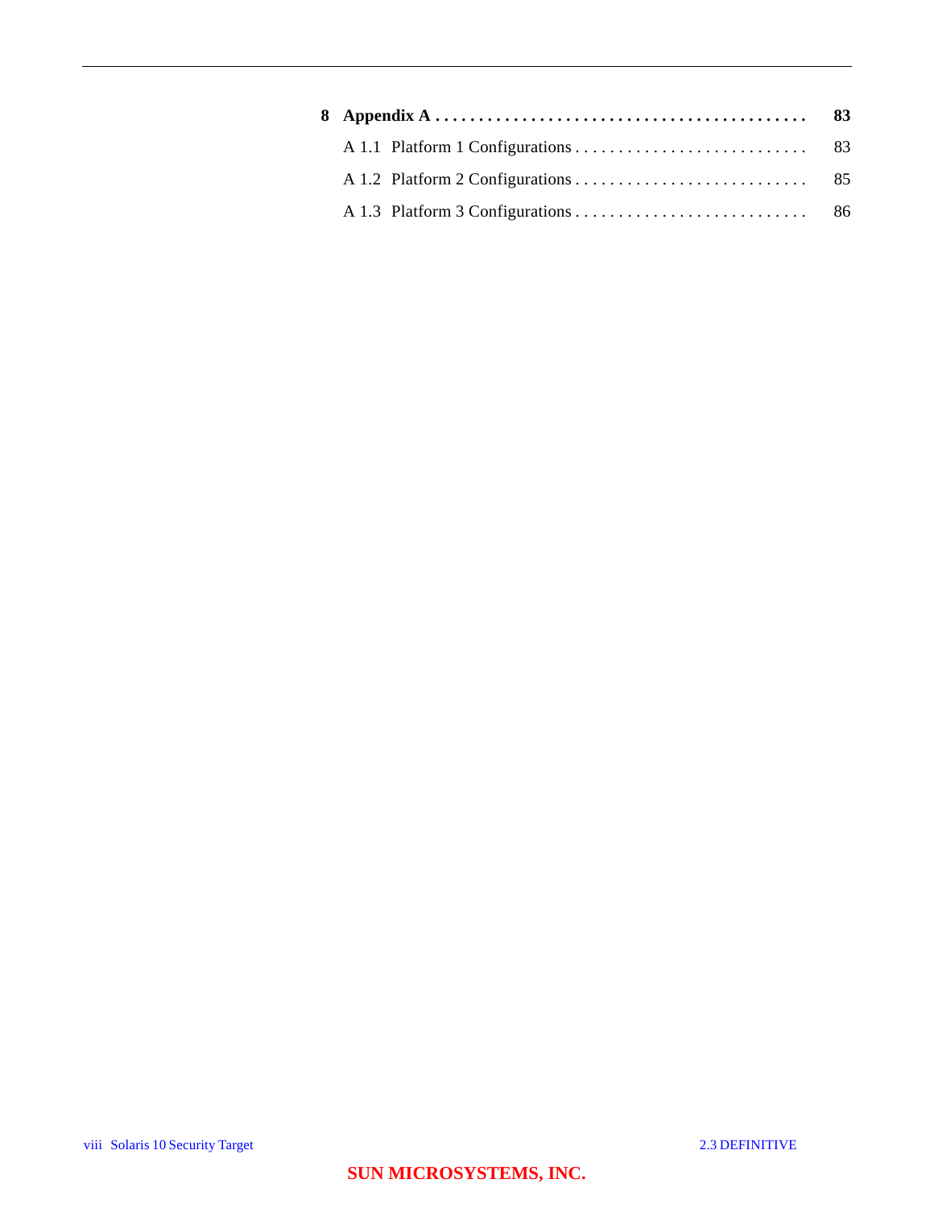**8 Appendix A . . . . . . . . . . . . . . . . . . . . . . . . . . . . . . . . . . . . . . . . . . 83**

A 1.1 Platform 1 Configurations . . . . . . . . . . . . . . . . . . . . . . . . . . . 83

A 1.2 Platform 2 Configurations . . . . . . . . . . . . . . . . . . . . . . . . . . . 85

A 1.3 Platform 3 Configurations . . . . . . . . . . . . . . . . . . . . . . . . . . . 86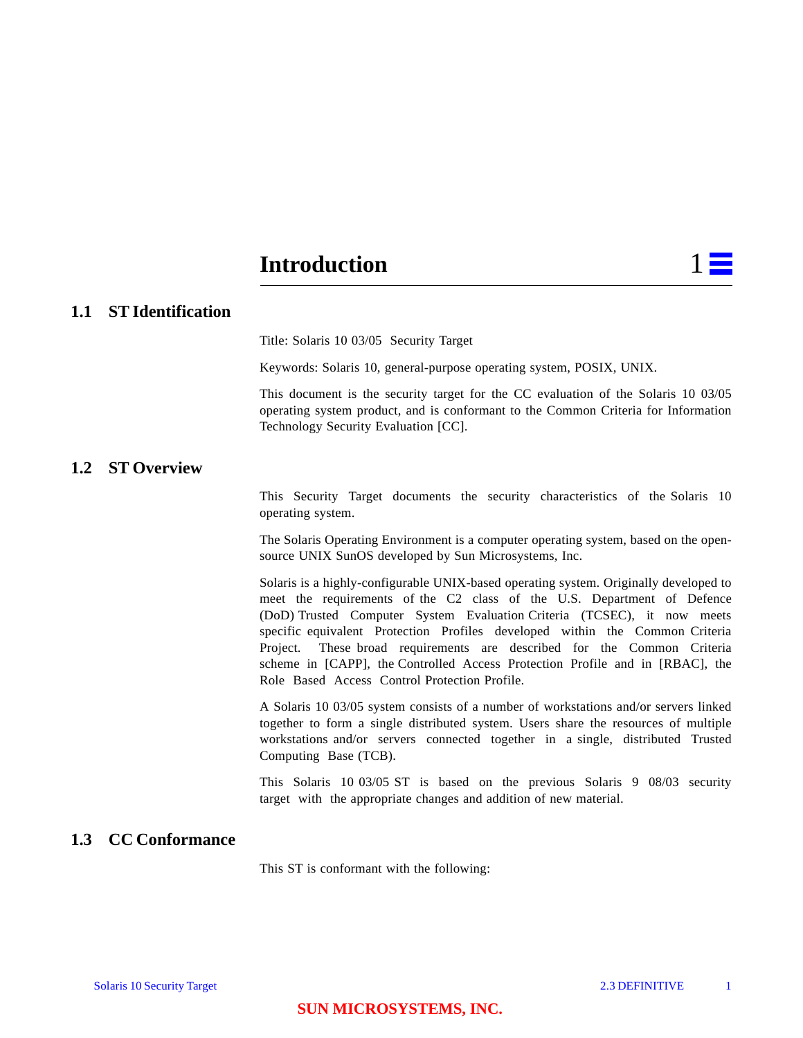# 1 Introduction

## 1.1 ST Identification

Title: Solaris 10 03/05 Security Target

Keywords: Solaris 10, general-purpose operating system, POSIX, UNIX.

This document is the security target for the CC evaluation of the Solaris 10 03/05 operating system product, and is conformant to the Common Criteria for Information Technology Security Evaluation [CC].

## 1.2 ST Overview

This Security Target documents the security characteristics of the Solaris 10 operating system.

The Solaris Operating Environment is a computer operating system, based on the open-source UNIX SunOS developed by Sun Microsystems, Inc.

Solaris is a highly-configurable UNIX-based operating system. Originally developed to meet the requirements of the C2 class of the U.S. Department of Defence (DoD) Trusted Computer System Evaluation Criteria (TCSEC), it now meets specific equivalent Protection Profiles developed within the Common Criteria Project. These broad requirements are described for the Common Criteria scheme in [CAPP], the Controlled Access Protection Profile and in [RBAC], the Role Based Access Control Protection Profile.

A Solaris 10 03/05 system consists of a number of workstations and/or servers linked together to form a single distributed system. Users share the resources of multiple workstations and/or servers connected together in a single, distributed Trusted Computing Base (TCB).

This Solaris 10 03/05 ST is based on the previous Solaris 9 08/03 security target with the appropriate changes and addition of new material.

## 1.3 CC Conformance

This ST is conformant with the following: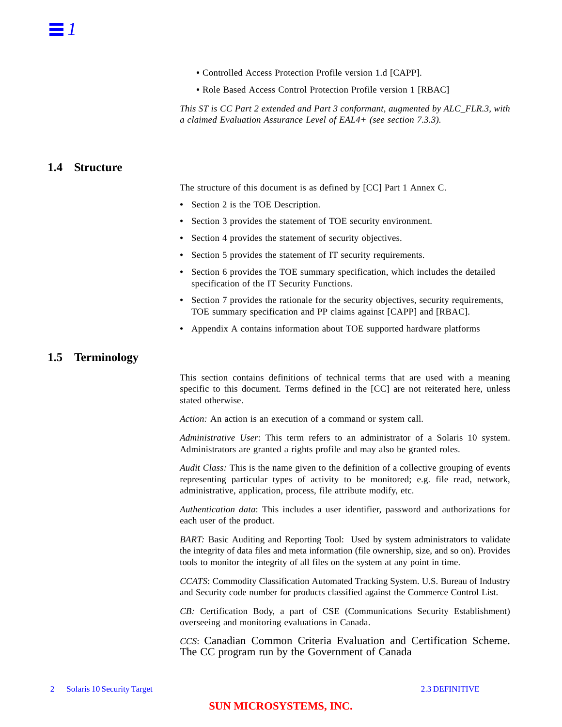- Controlled Access Protection Profile version 1.d [CAPP].
- Role Based Access Control Protection Profile version 1 [RBAC]

*This ST is CC Part 2 extended and Part 3 conformant, augmented by ALC_FLR.3, with a claimed Evaluation Assurance Level of EAL4+ (see section 7.3.3).*

## 1.4 Structure

The structure of this document is as defined by [CC] Part 1 Annex C.

- Section 2 is the TOE Description.
- Section 3 provides the statement of TOE security environment.
- Section 4 provides the statement of security objectives.
- Section 5 provides the statement of IT security requirements.
- Section 6 provides the TOE summary specification, which includes the detailed specification of the IT Security Functions.
- Section 7 provides the rationale for the security objectives, security requirements, TOE summary specification and PP claims against [CAPP] and [RBAC].
- Appendix A contains information about TOE supported hardware platforms

## 1.5 Terminology

This section contains definitions of technical terms that are used with a meaning specific to this document. Terms defined in the [CC] are not reiterated here, unless stated otherwise.

*Action:* An action is an execution of a command or system call.

*Administrative User*: This term refers to an administrator of a Solaris 10 system. Administrators are granted a rights profile and may also be granted roles.

*Audit Class:* This is the name given to the definition of a collective grouping of events representing particular types of activity to be monitored; e.g. file read, network, administrative, application, process, file attribute modify, etc.

*Authentication data*: This includes a user identifier, password and authorizations for each user of the product.

*BART:* Basic Auditing and Reporting Tool: Used by system administrators to validate the integrity of data files and meta information (file ownership, size, and so on). Provides tools to monitor the integrity of all files on the system at any point in time.

*CCATS*: Commodity Classification Automated Tracking System. U.S. Bureau of Industry and Security code number for products classified against the Commerce Control List.

*CB:* Certification Body, a part of CSE (Communications Security Establishment) overseeing and monitoring evaluations in Canada.

*CCS*: Canadian Common Criteria Evaluation and Certification Scheme. The CC program run by the Government of Canada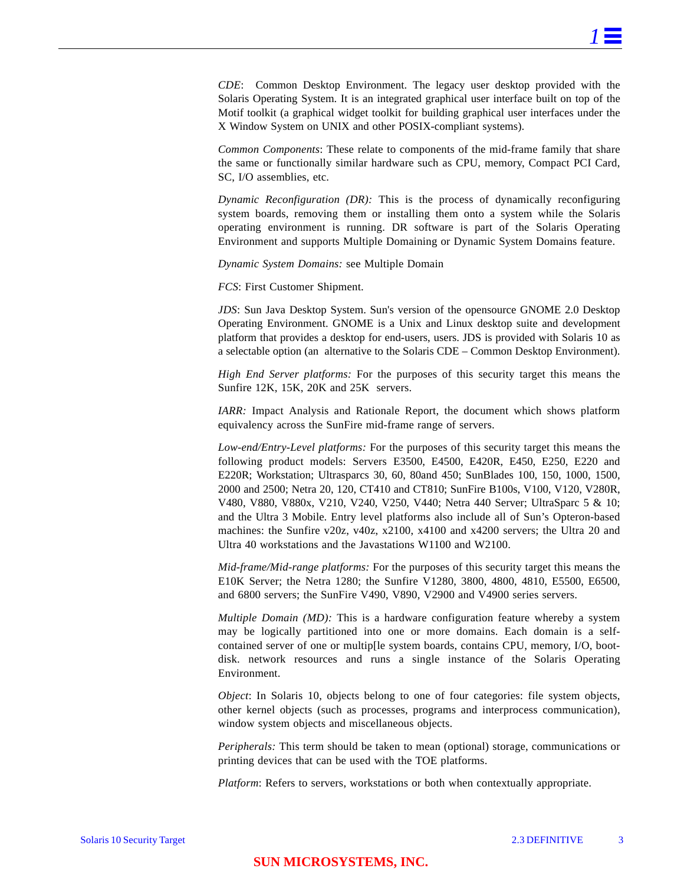*CDE*: Common Desktop Environment. The legacy user desktop provided with the Solaris Operating System. It is an integrated graphical user interface built on top of the Motif toolkit (a graphical widget toolkit for building graphical user interfaces under the X Window System on UNIX and other POSIX-compliant systems).

*Common Components*: These relate to components of the mid-frame family that share the same or functionally similar hardware such as CPU, memory, Compact PCI Card, SC, I/O assemblies, etc.

*Dynamic Reconfiguration (DR):* This is the process of dynamically reconfiguring system boards, removing them or installing them onto a system while the Solaris operating environment is running. DR software is part of the Solaris Operating Environment and supports Multiple Domaining or Dynamic System Domains feature.

*Dynamic System Domains:* see Multiple Domain

*FCS*: First Customer Shipment.

*JDS*: Sun Java Desktop System. Sun's version of the opensource GNOME 2.0 Desktop Operating Environment. GNOME is a Unix and Linux desktop suite and development platform that provides a desktop for end-users, users. JDS is provided with Solaris 10 as a selectable option (an alternative to the Solaris CDE – Common Desktop Environment).

*High End Server platforms:* For the purposes of this security target this means the Sunfire 12K, 15K, 20K and 25K servers.

*IARR:* Impact Analysis and Rationale Report, the document which shows platform equivalency across the SunFire mid-frame range of servers.

*Low-end/Entry-Level platforms:* For the purposes of this security target this means the following product models: Servers E3500, E4500, E420R, E450, E250, E220 and E220R; Workstation; Ultrasparcs 30, 60, 80and 450; SunBlades 100, 150, 1000, 1500, 2000 and 2500; Netra 20, 120, CT410 and CT810; SunFire B100s, V100, V120, V280R, V480, V880, V880x, V210, V240, V250, V440; Netra 440 Server; UltraSparc 5 & 10; and the Ultra 3 Mobile. Entry level platforms also include all of Sun's Opteron-based machines: the Sunfire v20z, v40z, x2100, x4100 and x4200 servers; the Ultra 20 and Ultra 40 workstations and the Javastations W1100 and W2100.

*Mid-frame/Mid-range platforms:* For the purposes of this security target this means the E10K Server; the Netra 1280; the Sunfire V1280, 3800, 4800, 4810, E5500, E6500, and 6800 servers; the SunFire V490, V890, V2900 and V4900 series servers.

*Multiple Domain (MD):* This is a hardware configuration feature whereby a system may be logically partitioned into one or more domains. Each domain is a self-contained server of one or multip[le system boards, contains CPU, memory, I/O, boot-disk. network resources and runs a single instance of the Solaris Operating Environment.

*Object*: In Solaris 10, objects belong to one of four categories: file system objects, other kernel objects (such as processes, programs and interprocess communication), window system objects and miscellaneous objects.

*Peripherals:* This term should be taken to mean (optional) storage, communications or printing devices that can be used with the TOE platforms.

*Platform*: Refers to servers, workstations or both when contextually appropriate.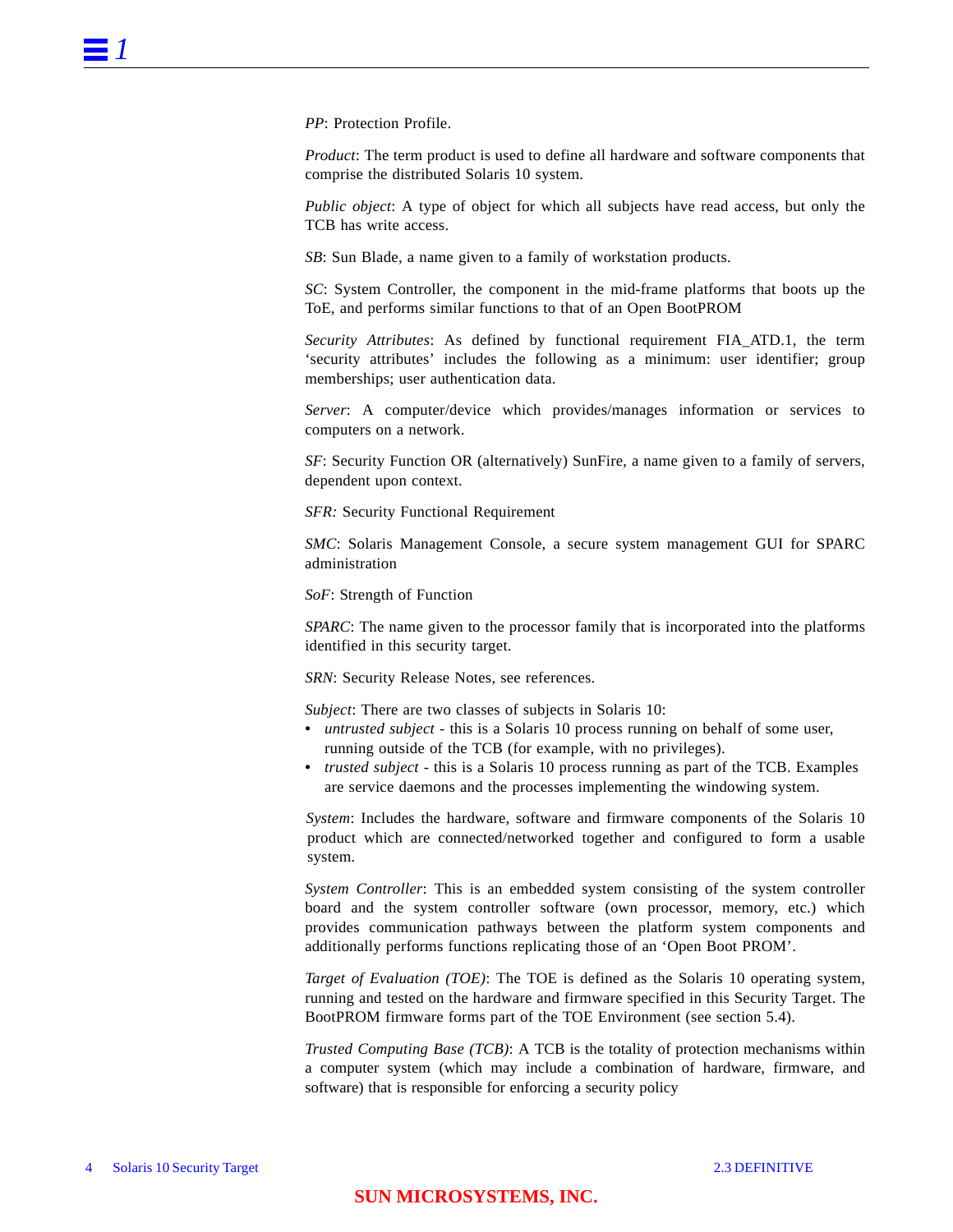*PP*: Protection Profile.

*Product*: The term product is used to define all hardware and software components that comprise the distributed Solaris 10 system.

*Public object*: A type of object for which all subjects have read access, but only the TCB has write access.

*SB*: Sun Blade, a name given to a family of workstation products.

*SC*: System Controller, the component in the mid-frame platforms that boots up the ToE, and performs similar functions to that of an Open BootPROM

*Security Attributes*: As defined by functional requirement FIA_ATD.1, the term 'security attributes' includes the following as a minimum: user identifier; group memberships; user authentication data.

*Server*: A computer/device which provides/manages information or services to computers on a network.

*SF*: Security Function OR (alternatively) SunFire, a name given to a family of servers, dependent upon context.

*SFR:* Security Functional Requirement

*SMC*: Solaris Management Console, a secure system management GUI for SPARC administration

*SoF*: Strength of Function

*SPARC*: The name given to the processor family that is incorporated into the platforms identified in this security target.

*SRN*: Security Release Notes, see references.

*Subject*: There are two classes of subjects in Solaris 10:

- *untrusted subject* - this is a Solaris 10 process running on behalf of some user, running outside of the TCB (for example, with no privileges).
- *trusted subject* - this is a Solaris 10 process running as part of the TCB. Examples are service daemons and the processes implementing the windowing system.

*System*: Includes the hardware, software and firmware components of the Solaris 10 product which are connected/networked together and configured to form a usable system.

*System Controller*: This is an embedded system consisting of the system controller board and the system controller software (own processor, memory, etc.) which provides communication pathways between the platform system components and additionally performs functions replicating those of an 'Open Boot PROM'.

*Target of Evaluation (TOE)*: The TOE is defined as the Solaris 10 operating system, running and tested on the hardware and firmware specified in this Security Target. The BootPROM firmware forms part of the TOE Environment (see section 5.4).

*Trusted Computing Base (TCB)*: A TCB is the totality of protection mechanisms within a computer system (which may include a combination of hardware, firmware, and software) that is responsible for enforcing a security policy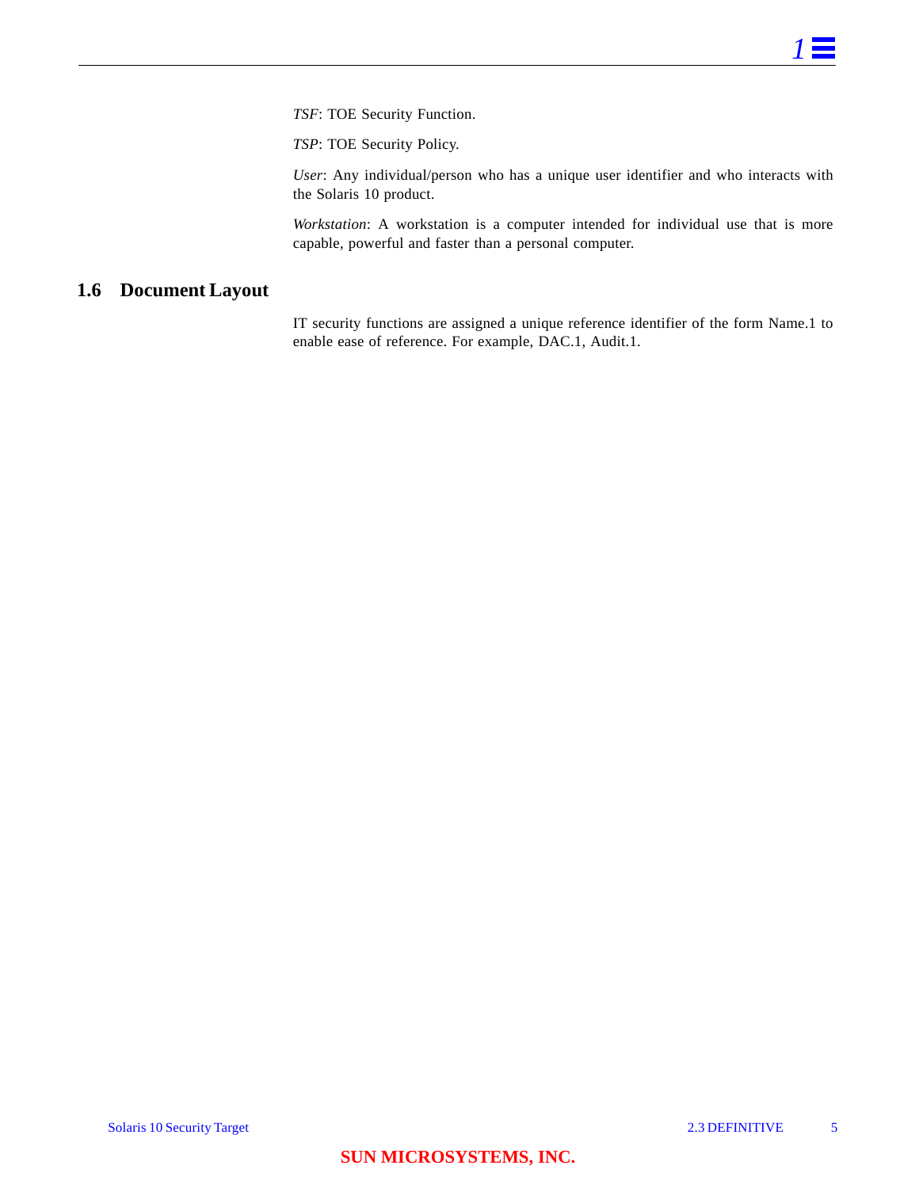*TSF*: TOE Security Function.

*TSP*: TOE Security Policy.

*User*: Any individual/person who has a unique user identifier and who interacts with the Solaris 10 product.

*Workstation*: A workstation is a computer intended for individual use that is more capable, powerful and faster than a personal computer.

## 1.6 Document Layout

IT security functions are assigned a unique reference identifier of the form Name.1 to enable ease of reference. For example, DAC.1, Audit.1.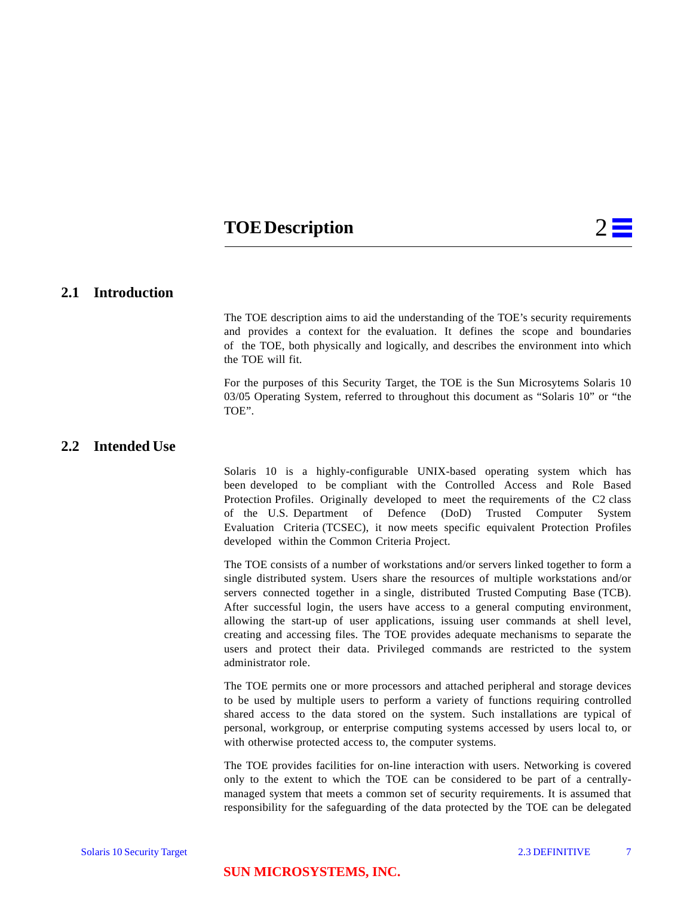# TOE Description 2

## 2.1 Introduction

The TOE description aims to aid the understanding of the TOE's security requirements and provides a context for the evaluation. It defines the scope and boundaries of the TOE, both physically and logically, and describes the environment into which the TOE will fit.

For the purposes of this Security Target, the TOE is the Sun Microsytems Solaris 10 03/05 Operating System, referred to throughout this document as "Solaris 10" or "the TOE".

## 2.2 Intended Use

Solaris 10 is a highly-configurable UNIX-based operating system which has been developed to be compliant with the Controlled Access and Role Based Protection Profiles. Originally developed to meet the requirements of the C2 class of the U.S. Department of Defence (DoD) Trusted Computer System Evaluation Criteria (TCSEC), it now meets specific equivalent Protection Profiles developed within the Common Criteria Project.

The TOE consists of a number of workstations and/or servers linked together to form a single distributed system. Users share the resources of multiple workstations and/or servers connected together in a single, distributed Trusted Computing Base (TCB). After successful login, the users have access to a general computing environment, allowing the start-up of user applications, issuing user commands at shell level, creating and accessing files. The TOE provides adequate mechanisms to separate the users and protect their data. Privileged commands are restricted to the system administrator role.

The TOE permits one or more processors and attached peripheral and storage devices to be used by multiple users to perform a variety of functions requiring controlled shared access to the data stored on the system. Such installations are typical of personal, workgroup, or enterprise computing systems accessed by users local to, or with otherwise protected access to, the computer systems.

The TOE provides facilities for on-line interaction with users. Networking is covered only to the extent to which the TOE can be considered to be part of a centrally-managed system that meets a common set of security requirements. It is assumed that responsibility for the safeguarding of the data protected by the TOE can be delegated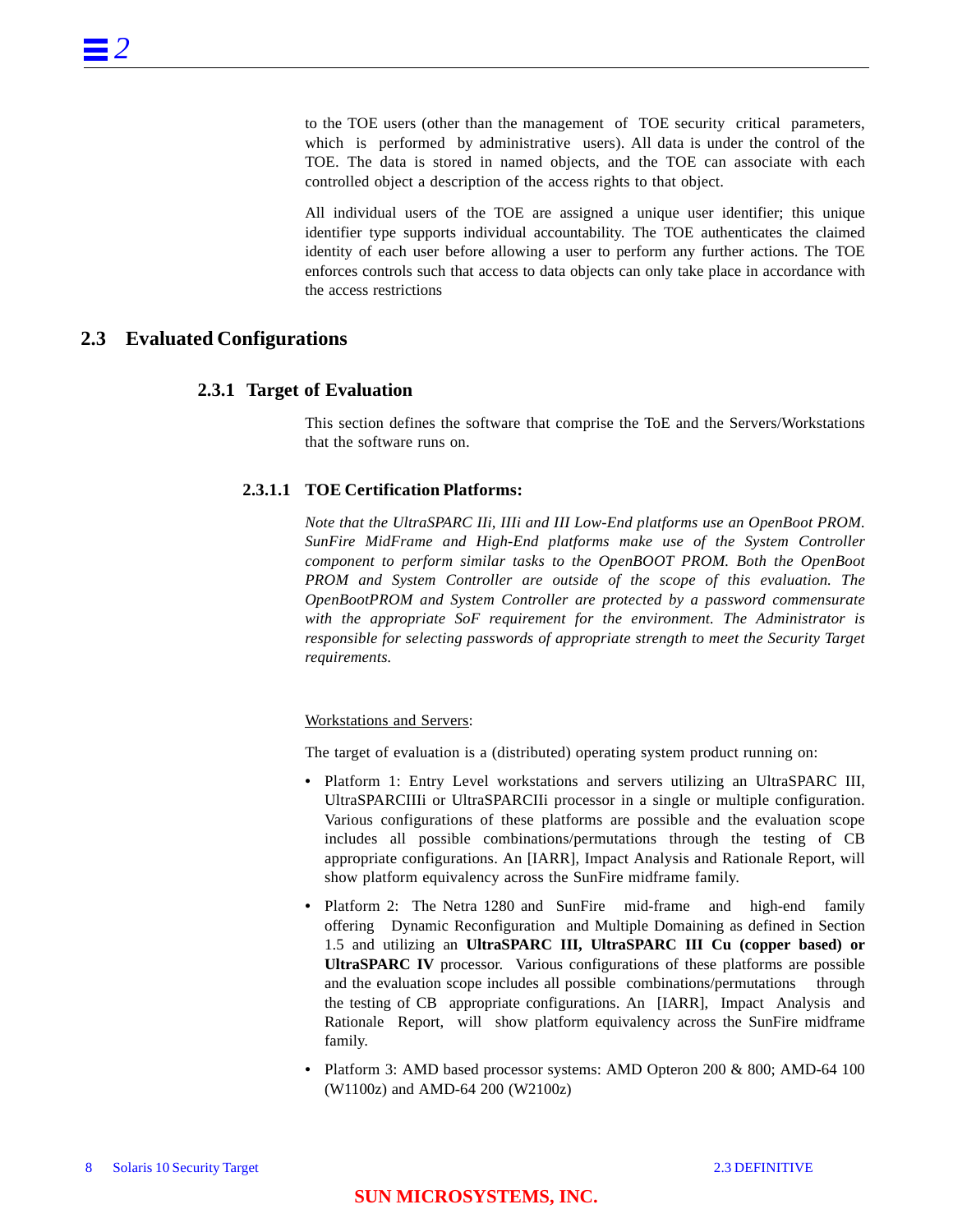to the TOE users (other than the management of TOE security critical parameters, which is performed by administrative users). All data is under the control of the TOE. The data is stored in named objects, and the TOE can associate with each controlled object a description of the access rights to that object.

All individual users of the TOE are assigned a unique user identifier; this unique identifier type supports individual accountability. The TOE authenticates the claimed identity of each user before allowing a user to perform any further actions. The TOE enforces controls such that access to data objects can only take place in accordance with the access restrictions

## 2.3 Evaluated Configurations

### 2.3.1 Target of Evaluation

This section defines the software that comprise the ToE and the Servers/Workstations that the software runs on.

#### 2.3.1.1 TOE Certification Platforms:

*Note that the UltraSPARC IIi, IIIi and III Low-End platforms use an OpenBoot PROM. SunFire MidFrame and High-End platforms make use of the System Controller component to perform similar tasks to the OpenBOOT PROM. Both the OpenBoot PROM and System Controller are outside of the scope of this evaluation. The OpenBootPROM and System Controller are protected by a password commensurate with the appropriate SoF requirement for the environment. The Administrator is responsible for selecting passwords of appropriate strength to meet the Security Target requirements.*

<u>Workstations and Servers</u>:

The target of evaluation is a (distributed) operating system product running on:

- Platform 1: Entry Level workstations and servers utilizing an UltraSPARC III, UltraSPARCIIIi or UltraSPARCIIi processor in a single or multiple configuration. Various configurations of these platforms are possible and the evaluation scope includes all possible combinations/permutations through the testing of CB appropriate configurations. An [IARR], Impact Analysis and Rationale Report, will show platform equivalency across the SunFire midframe family.
- Platform 2: The Netra 1280 and SunFire mid-frame and high-end family offering Dynamic Reconfiguration and Multiple Domaining as defined in Section 1.5 and utilizing an **UltraSPARC III, UltraSPARC III Cu (copper based) or UltraSPARC IV** processor. Various configurations of these platforms are possible and the evaluation scope includes all possible combinations/permutations through the testing of CB appropriate configurations. An [IARR], Impact Analysis and Rationale Report, will show platform equivalency across the SunFire midframe family.
- Platform 3: AMD based processor systems: AMD Opteron 200 & 800; AMD-64 100 (W1100z) and AMD-64 200 (W2100z)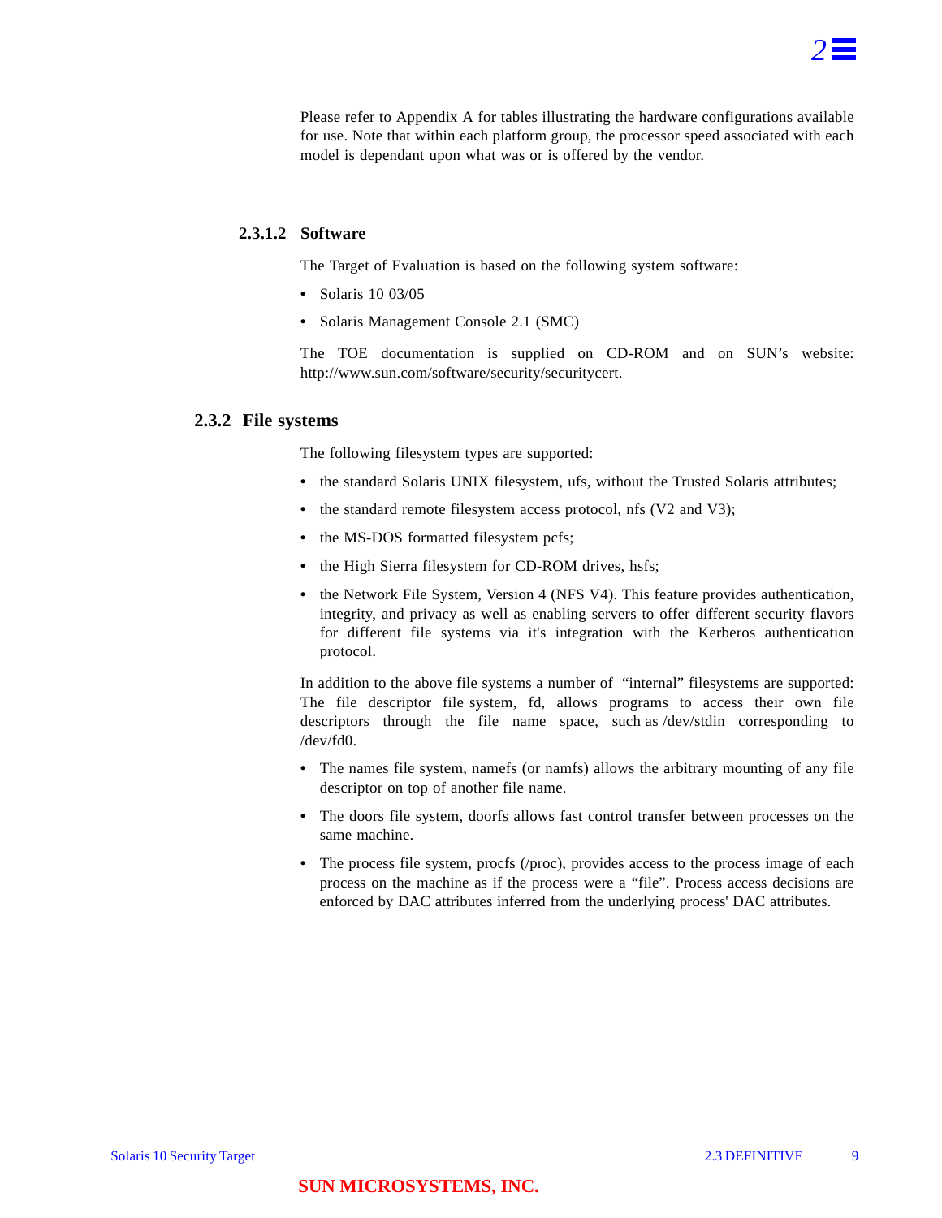Please refer to Appendix A for tables illustrating the hardware configurations available for use. Note that within each platform group, the processor speed associated with each model is dependant upon what was or is offered by the vendor.

#### 2.3.1.2 Software

The Target of Evaluation is based on the following system software:

- Solaris 10 03/05
- Solaris Management Console 2.1 (SMC)

The TOE documentation is supplied on CD-ROM and on SUN's website: http://www.sun.com/software/security/securitycert.

### 2.3.2 File systems

The following filesystem types are supported:

- the standard Solaris UNIX filesystem, ufs, without the Trusted Solaris attributes;
- the standard remote filesystem access protocol, nfs (V2 and V3);
- the MS-DOS formatted filesystem pcfs;
- the High Sierra filesystem for CD-ROM drives, hsfs;
- the Network File System, Version 4 (NFS V4). This feature provides authentication, integrity, and privacy as well as enabling servers to offer different security flavors for different file systems via it's integration with the Kerberos authentication protocol.

In addition to the above file systems a number of "internal" filesystems are supported: The file descriptor file system, fd, allows programs to access their own file descriptors through the file name space, such as /dev/stdin corresponding to /dev/fd0.

- The names file system, namefs (or namfs) allows the arbitrary mounting of any file descriptor on top of another file name.
- The doors file system, doorfs allows fast control transfer between processes on the same machine.
- The process file system, procfs (/proc), provides access to the process image of each process on the machine as if the process were a "file". Process access decisions are enforced by DAC attributes inferred from the underlying process' DAC attributes.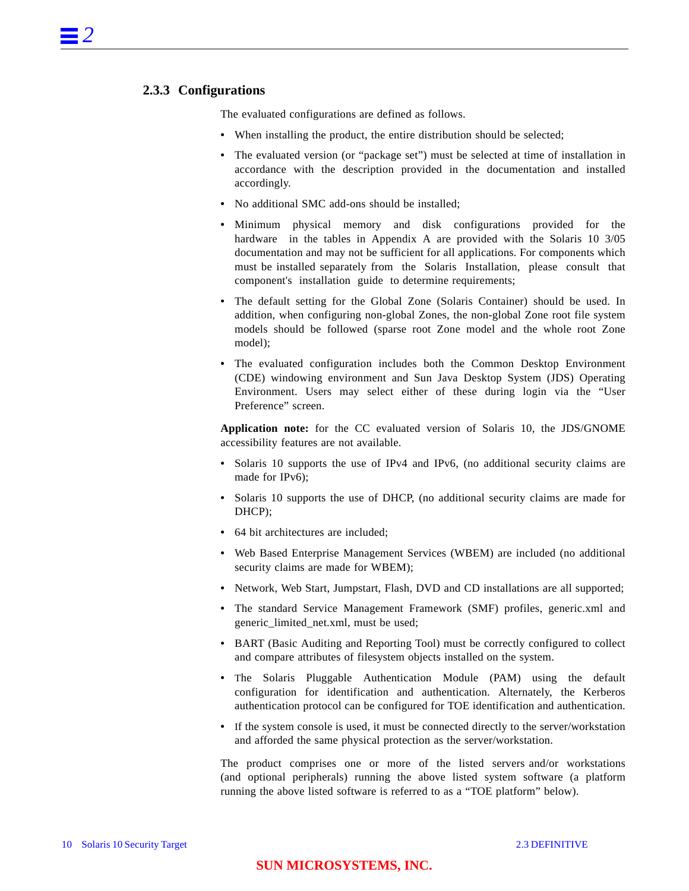### 2.3.3 Configurations

The evaluated configurations are defined as follows.

- When installing the product, the entire distribution should be selected;
- The evaluated version (or "package set") must be selected at time of installation in accordance with the description provided in the documentation and installed accordingly.
- No additional SMC add-ons should be installed;
- Minimum physical memory and disk configurations provided for the hardware in the tables in Appendix A are provided with the Solaris 10 3/05 documentation and may not be sufficient for all applications. For components which must be installed separately from the Solaris Installation, please consult that component's installation guide to determine requirements;
- The default setting for the Global Zone (Solaris Container) should be used. In addition, when configuring non-global Zones, the non-global Zone root file system models should be followed (sparse root Zone model and the whole root Zone model);
- The evaluated configuration includes both the Common Desktop Environment (CDE) windowing environment and Sun Java Desktop System (JDS) Operating Environment. Users may select either of these during login via the "User Preference" screen.

**Application note:** for the CC evaluated version of Solaris 10, the JDS/GNOME accessibility features are not available.

- Solaris 10 supports the use of IPv4 and IPv6, (no additional security claims are made for IPv6);
- Solaris 10 supports the use of DHCP, (no additional security claims are made for DHCP);
- 64 bit architectures are included;
- Web Based Enterprise Management Services (WBEM) are included (no additional security claims are made for WBEM);
- Network, Web Start, Jumpstart, Flash, DVD and CD installations are all supported;
- The standard Service Management Framework (SMF) profiles, generic.xml and generic_limited_net.xml, must be used;
- BART (Basic Auditing and Reporting Tool) must be correctly configured to collect and compare attributes of filesystem objects installed on the system.
- The Solaris Pluggable Authentication Module (PAM) using the default configuration for identification and authentication. Alternately, the Kerberos authentication protocol can be configured for TOE identification and authentication.
- If the system console is used, it must be connected directly to the server/workstation and afforded the same physical protection as the server/workstation.

The product comprises one or more of the listed servers and/or workstations (and optional peripherals) running the above listed system software (a platform running the above listed software is referred to as a "TOE platform" below).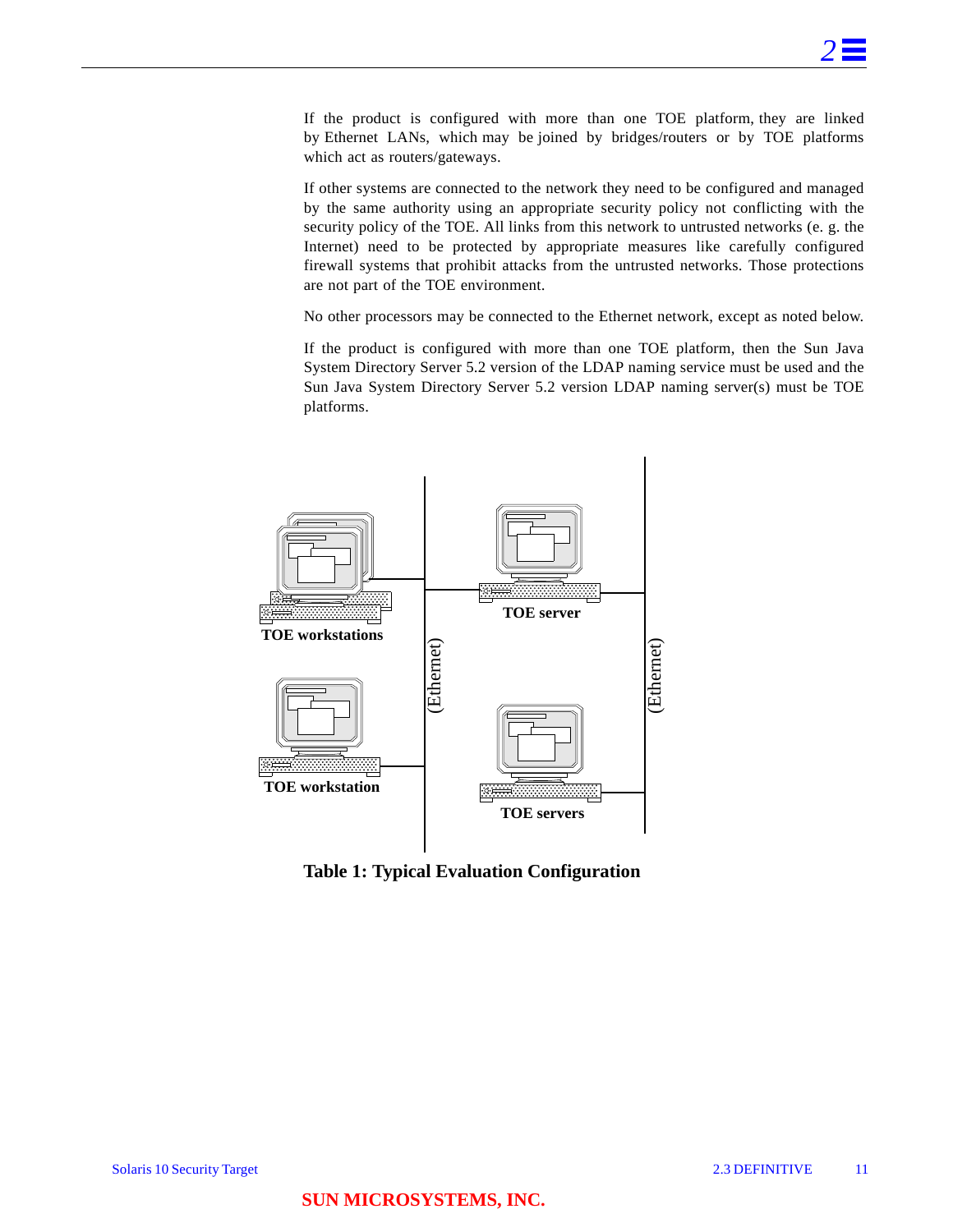If the product is configured with more than one TOE platform, they are linked by Ethernet LANs, which may be joined by bridges/routers or by TOE platforms which act as routers/gateways.

If other systems are connected to the network they need to be configured and managed by the same authority using an appropriate security policy not conflicting with the security policy of the TOE. All links from this network to untrusted networks (e. g. the Internet) need to be protected by appropriate measures like carefully configured firewall systems that prohibit attacks from the untrusted networks. Those protections are not part of the TOE environment.

No other processors may be connected to the Ethernet network, except as noted below.

If the product is configured with more than one TOE platform, then the Sun Java System Directory Server 5.2 version of the LDAP naming service must be used and the Sun Java System Directory Server 5.2 version LDAP naming server(s) must be TOE platforms.

TOE workstations

TOE workstation

(Ethernet)

TOE server

TOE servers

(Ethernet)

**Table 1: Typical Evaluation Configuration**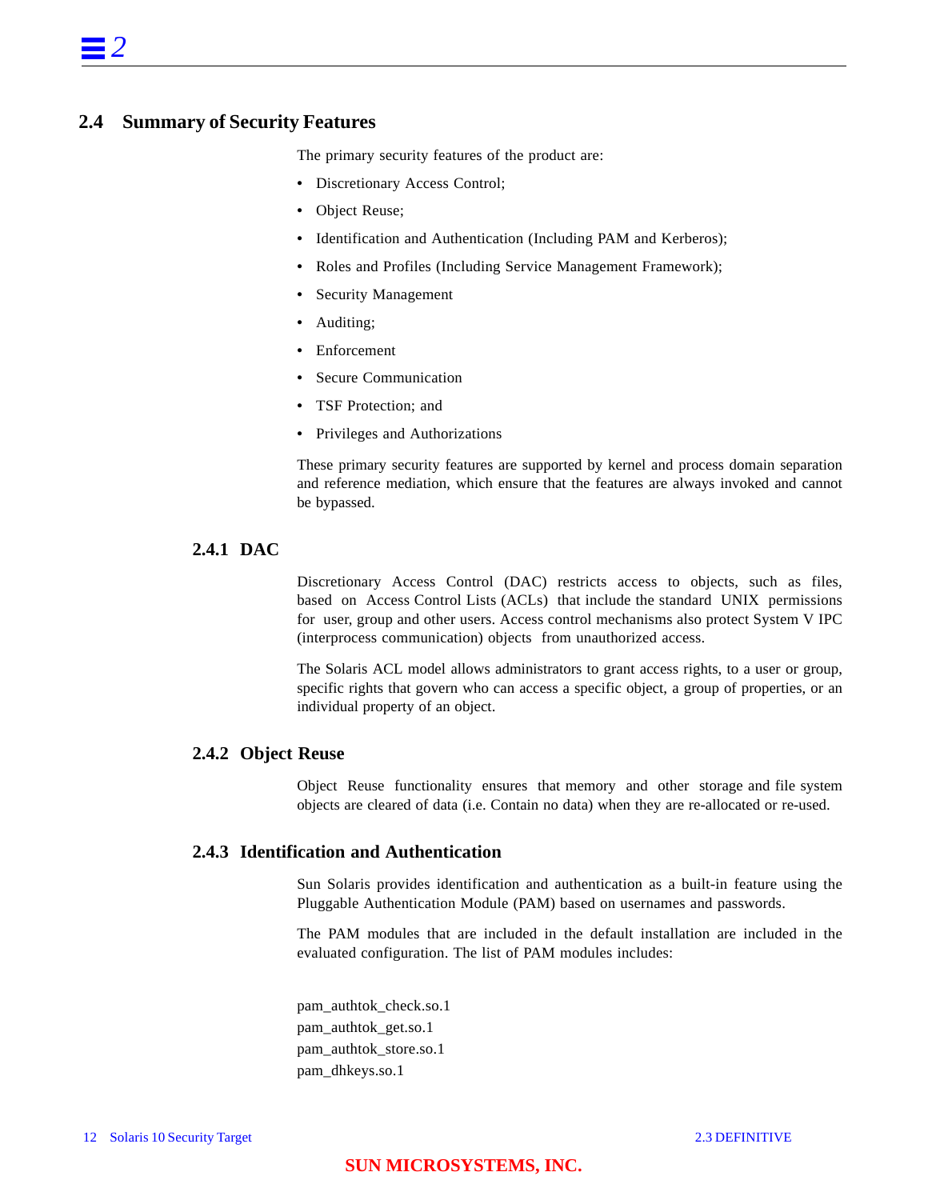## 2.4 Summary of Security Features

The primary security features of the product are:

- Discretionary Access Control;
- Object Reuse;
- Identification and Authentication (Including PAM and Kerberos);
- Roles and Profiles (Including Service Management Framework);
- Security Management
- Auditing;
- Enforcement
- Secure Communication
- TSF Protection; and
- Privileges and Authorizations

These primary security features are supported by kernel and process domain separation and reference mediation, which ensure that the features are always invoked and cannot be bypassed.

### 2.4.1 DAC

Discretionary Access Control (DAC) restricts access to objects, such as files, based on Access Control Lists (ACLs) that include the standard UNIX permissions for user, group and other users. Access control mechanisms also protect System V IPC (interprocess communication) objects from unauthorized access.

The Solaris ACL model allows administrators to grant access rights, to a user or group, specific rights that govern who can access a specific object, a group of properties, or an individual property of an object.

### 2.4.2 Object Reuse

Object Reuse functionality ensures that memory and other storage and file system objects are cleared of data (i.e. Contain no data) when they are re-allocated or re-used.

### 2.4.3 Identification and Authentication

Sun Solaris provides identification and authentication as a built-in feature using the Pluggable Authentication Module (PAM) based on usernames and passwords.

The PAM modules that are included in the default installation are included in the evaluated configuration. The list of PAM modules includes:

pam_authtok_check.so.1
pam_authtok_get.so.1
pam_authtok_store.so.1
pam_dhkeys.so.1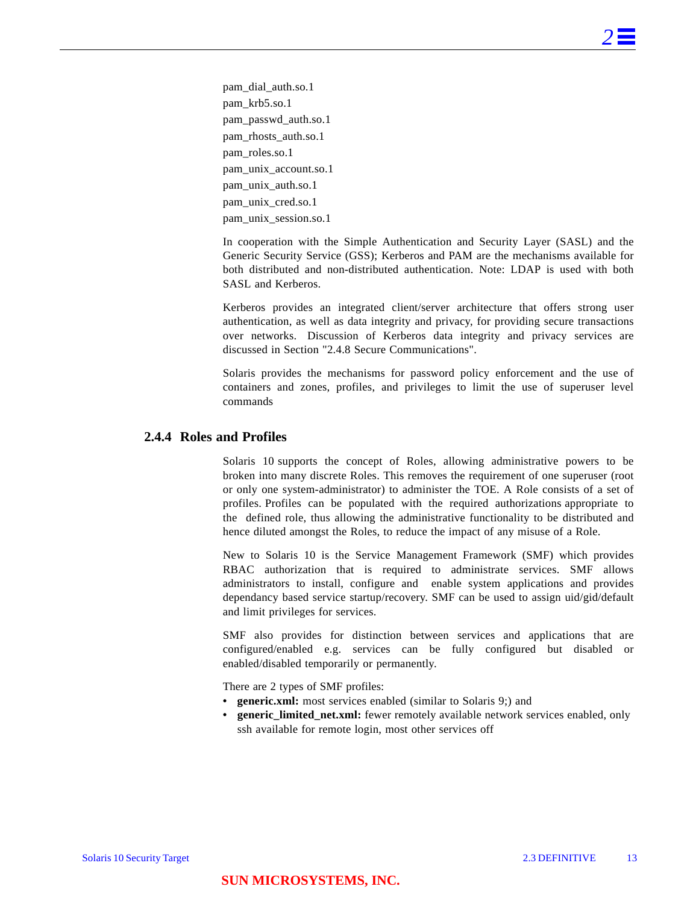pam_dial_auth.so.1
pam_krb5.so.1
pam_passwd_auth.so.1
pam_rhosts_auth.so.1
pam_roles.so.1
pam_unix_account.so.1
pam_unix_auth.so.1
pam_unix_cred.so.1
pam_unix_session.so.1

In cooperation with the Simple Authentication and Security Layer (SASL) and the Generic Security Service (GSS); Kerberos and PAM are the mechanisms available for both distributed and non-distributed authentication. Note: LDAP is used with both SASL and Kerberos.

Kerberos provides an integrated client/server architecture that offers strong user authentication, as well as data integrity and privacy, for providing secure transactions over networks. Discussion of Kerberos data integrity and privacy services are discussed in Section "2.4.8 Secure Communications".

Solaris provides the mechanisms for password policy enforcement and the use of containers and zones, profiles, and privileges to limit the use of superuser level commands

### 2.4.4 Roles and Profiles

Solaris 10 supports the concept of Roles, allowing administrative powers to be broken into many discrete Roles. This removes the requirement of one superuser (root or only one system-administrator) to administer the TOE. A Role consists of a set of profiles. Profiles can be populated with the required authorizations appropriate to the defined role, thus allowing the administrative functionality to be distributed and hence diluted amongst the Roles, to reduce the impact of any misuse of a Role.

New to Solaris 10 is the Service Management Framework (SMF) which provides RBAC authorization that is required to administrate services. SMF allows administrators to install, configure and enable system applications and provides dependancy based service startup/recovery. SMF can be used to assign uid/gid/default and limit privileges for services.

SMF also provides for distinction between services and applications that are configured/enabled e.g. services can be fully configured but disabled or enabled/disabled temporarily or permanently.

There are 2 types of SMF profiles:

- **generic.xml:** most services enabled (similar to Solaris 9;) and
- **generic_limited_net.xml:** fewer remotely available network services enabled, only ssh available for remote login, most other services off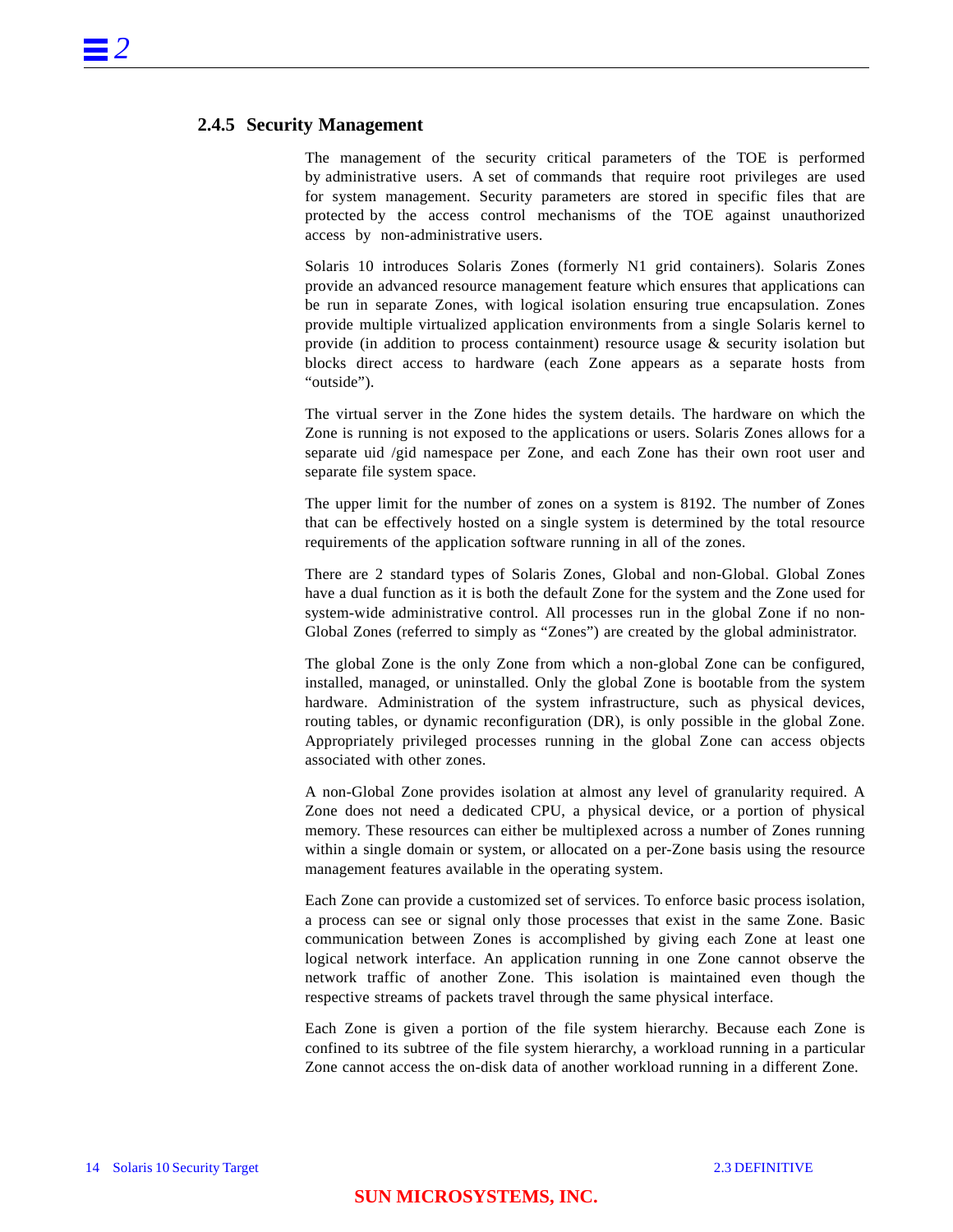### 2.4.5 Security Management

The management of the security critical parameters of the TOE is performed by administrative users. A set of commands that require root privileges are used for system management. Security parameters are stored in specific files that are protected by the access control mechanisms of the TOE against unauthorized access by non-administrative users.

Solaris 10 introduces Solaris Zones (formerly N1 grid containers). Solaris Zones provide an advanced resource management feature which ensures that applications can be run in separate Zones, with logical isolation ensuring true encapsulation. Zones provide multiple virtualized application environments from a single Solaris kernel to provide (in addition to process containment) resource usage & security isolation but blocks direct access to hardware (each Zone appears as a separate hosts from "outside").

The virtual server in the Zone hides the system details. The hardware on which the Zone is running is not exposed to the applications or users. Solaris Zones allows for a separate uid /gid namespace per Zone, and each Zone has their own root user and separate file system space.

The upper limit for the number of zones on a system is 8192. The number of Zones that can be effectively hosted on a single system is determined by the total resource requirements of the application software running in all of the zones.

There are 2 standard types of Solaris Zones, Global and non-Global. Global Zones have a dual function as it is both the default Zone for the system and the Zone used for system-wide administrative control. All processes run in the global Zone if no non-Global Zones (referred to simply as "Zones") are created by the global administrator.

The global Zone is the only Zone from which a non-global Zone can be configured, installed, managed, or uninstalled. Only the global Zone is bootable from the system hardware. Administration of the system infrastructure, such as physical devices, routing tables, or dynamic reconfiguration (DR), is only possible in the global Zone. Appropriately privileged processes running in the global Zone can access objects associated with other zones.

A non-Global Zone provides isolation at almost any level of granularity required. A Zone does not need a dedicated CPU, a physical device, or a portion of physical memory. These resources can either be multiplexed across a number of Zones running within a single domain or system, or allocated on a per-Zone basis using the resource management features available in the operating system.

Each Zone can provide a customized set of services. To enforce basic process isolation, a process can see or signal only those processes that exist in the same Zone. Basic communication between Zones is accomplished by giving each Zone at least one logical network interface. An application running in one Zone cannot observe the network traffic of another Zone. This isolation is maintained even though the respective streams of packets travel through the same physical interface.

Each Zone is given a portion of the file system hierarchy. Because each Zone is confined to its subtree of the file system hierarchy, a workload running in a particular Zone cannot access the on-disk data of another workload running in a different Zone.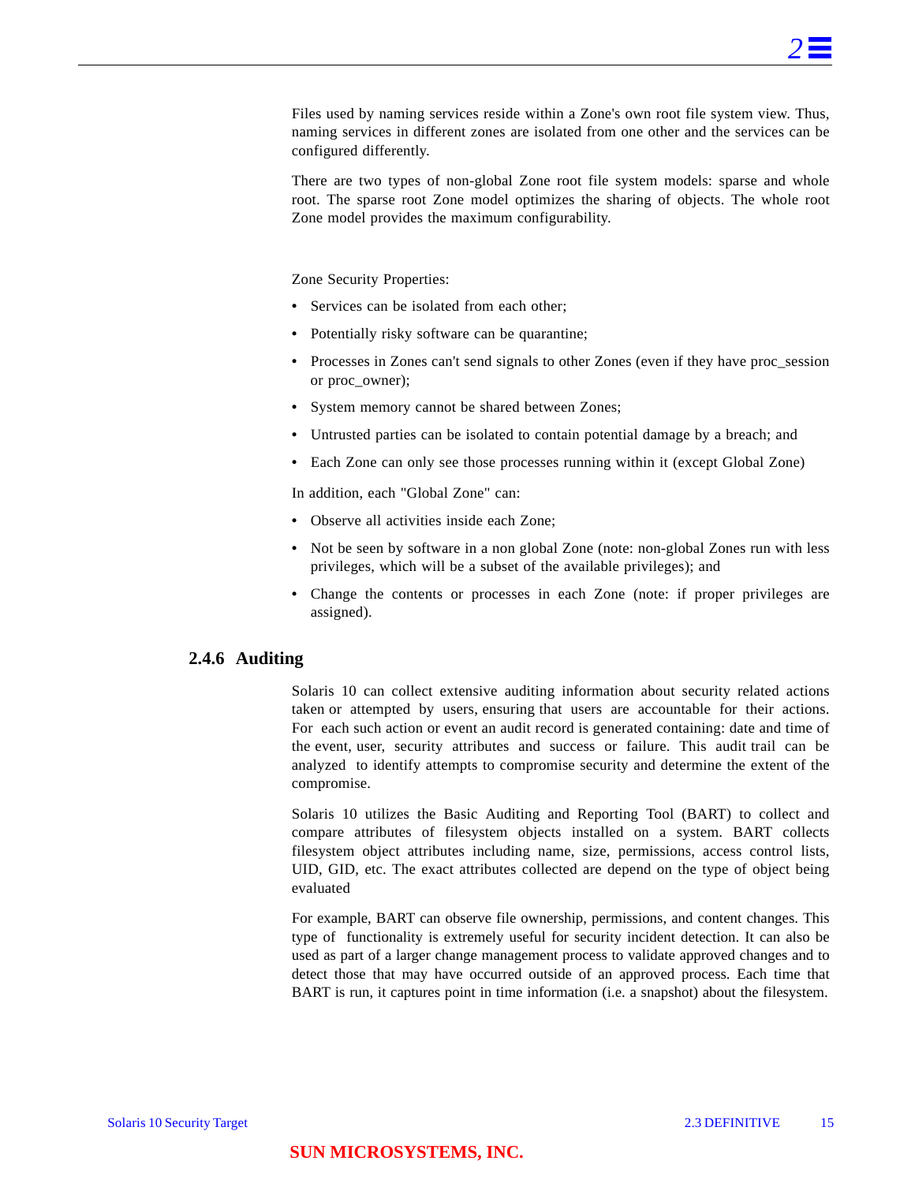Files used by naming services reside within a Zone's own root file system view. Thus, naming services in different zones are isolated from one other and the services can be configured differently.

There are two types of non-global Zone root file system models: sparse and whole root. The sparse root Zone model optimizes the sharing of objects. The whole root Zone model provides the maximum configurability.

Zone Security Properties:

- Services can be isolated from each other;
- Potentially risky software can be quarantine;
- Processes in Zones can't send signals to other Zones (even if they have proc_session or proc_owner);
- System memory cannot be shared between Zones;
- Untrusted parties can be isolated to contain potential damage by a breach; and
- Each Zone can only see those processes running within it (except Global Zone)

In addition, each "Global Zone" can:

- Observe all activities inside each Zone;
- Not be seen by software in a non global Zone (note: non-global Zones run with less privileges, which will be a subset of the available privileges); and
- Change the contents or processes in each Zone (note: if proper privileges are assigned).

### 2.4.6 Auditing

Solaris 10 can collect extensive auditing information about security related actions taken or attempted by users, ensuring that users are accountable for their actions. For each such action or event an audit record is generated containing: date and time of the event, user, security attributes and success or failure. This audit trail can be analyzed to identify attempts to compromise security and determine the extent of the compromise.

Solaris 10 utilizes the Basic Auditing and Reporting Tool (BART) to collect and compare attributes of filesystem objects installed on a system. BART collects filesystem object attributes including name, size, permissions, access control lists, UID, GID, etc. The exact attributes collected are depend on the type of object being evaluated

For example, BART can observe file ownership, permissions, and content changes. This type of functionality is extremely useful for security incident detection. It can also be used as part of a larger change management process to validate approved changes and to detect those that may have occurred outside of an approved process. Each time that BART is run, it captures point in time information (i.e. a snapshot) about the filesystem.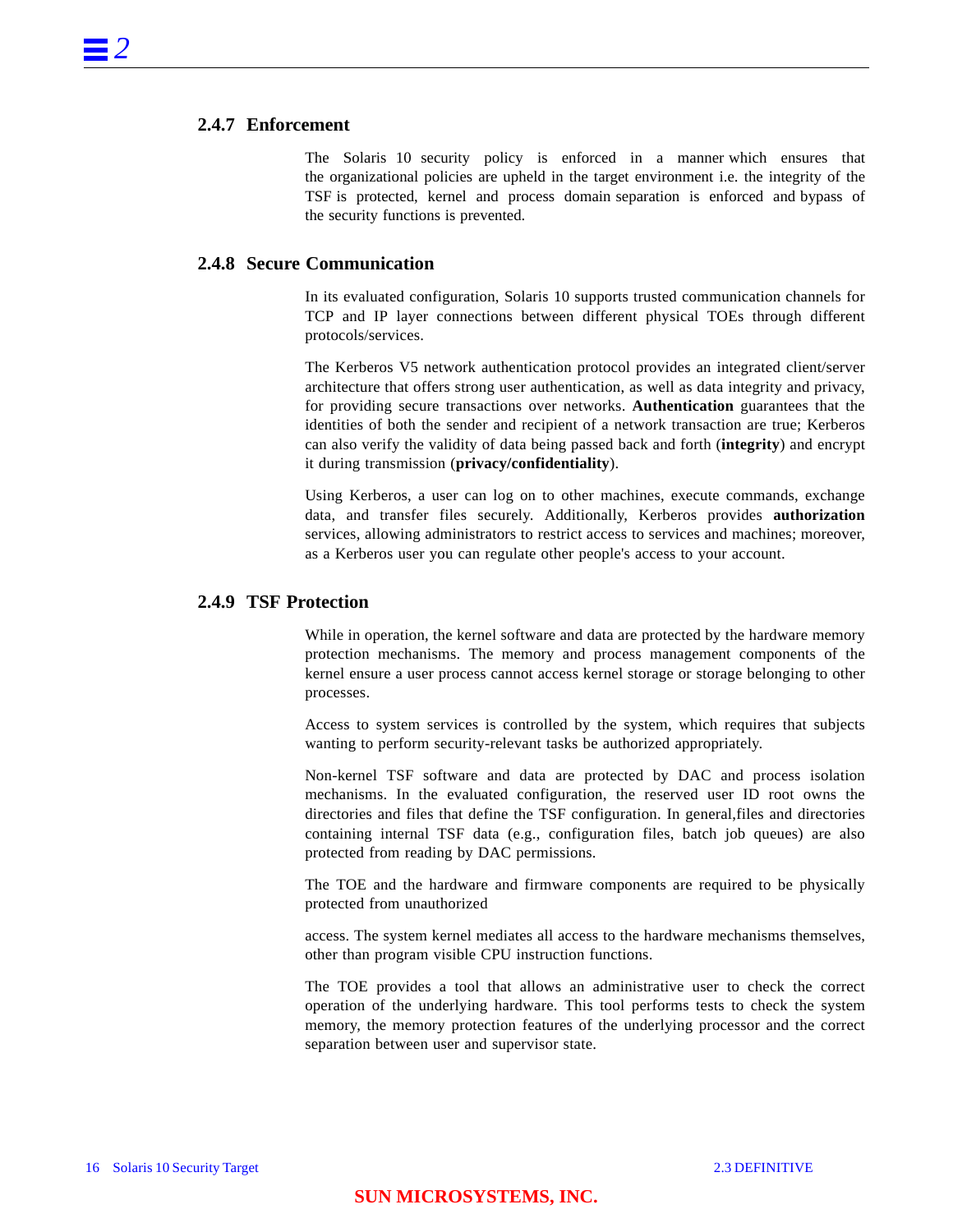### 2.4.7 Enforcement

The Solaris 10 security policy is enforced in a manner which ensures that the organizational policies are upheld in the target environment i.e. the integrity of the TSF is protected, kernel and process domain separation is enforced and bypass of the security functions is prevented.

### 2.4.8 Secure Communication

In its evaluated configuration, Solaris 10 supports trusted communication channels for TCP and IP layer connections between different physical TOEs through different protocols/services.

The Kerberos V5 network authentication protocol provides an integrated client/server architecture that offers strong user authentication, as well as data integrity and privacy, for providing secure transactions over networks. **Authentication** guarantees that the identities of both the sender and recipient of a network transaction are true; Kerberos can also verify the validity of data being passed back and forth (**integrity**) and encrypt it during transmission (**privacy/confidentiality**).

Using Kerberos, a user can log on to other machines, execute commands, exchange data, and transfer files securely. Additionally, Kerberos provides **authorization** services, allowing administrators to restrict access to services and machines; moreover, as a Kerberos user you can regulate other people's access to your account.

### 2.4.9 TSF Protection

While in operation, the kernel software and data are protected by the hardware memory protection mechanisms. The memory and process management components of the kernel ensure a user process cannot access kernel storage or storage belonging to other processes.

Access to system services is controlled by the system, which requires that subjects wanting to perform security-relevant tasks be authorized appropriately.

Non-kernel TSF software and data are protected by DAC and process isolation mechanisms. In the evaluated configuration, the reserved user ID root owns the directories and files that define the TSF configuration. In general,files and directories containing internal TSF data (e.g., configuration files, batch job queues) are also protected from reading by DAC permissions.

The TOE and the hardware and firmware components are required to be physically protected from unauthorized

access. The system kernel mediates all access to the hardware mechanisms themselves, other than program visible CPU instruction functions.

The TOE provides a tool that allows an administrative user to check the correct operation of the underlying hardware. This tool performs tests to check the system memory, the memory protection features of the underlying processor and the correct separation between user and supervisor state.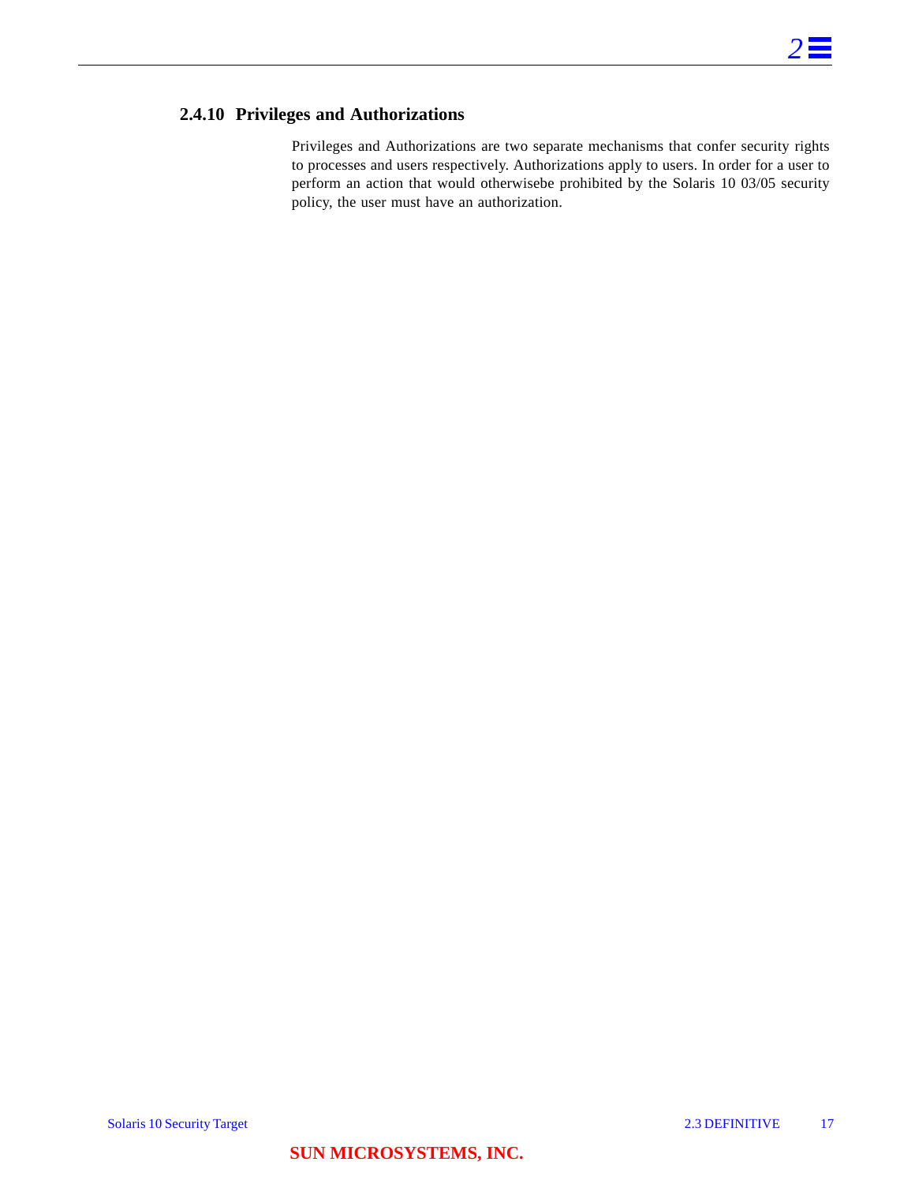### 2.4.10 Privileges and Authorizations

Privileges and Authorizations are two separate mechanisms that confer security rights to processes and users respectively. Authorizations apply to users. In order for a user to perform an action that would otherwisebe prohibited by the Solaris 10 03/05 security policy, the user must have an authorization.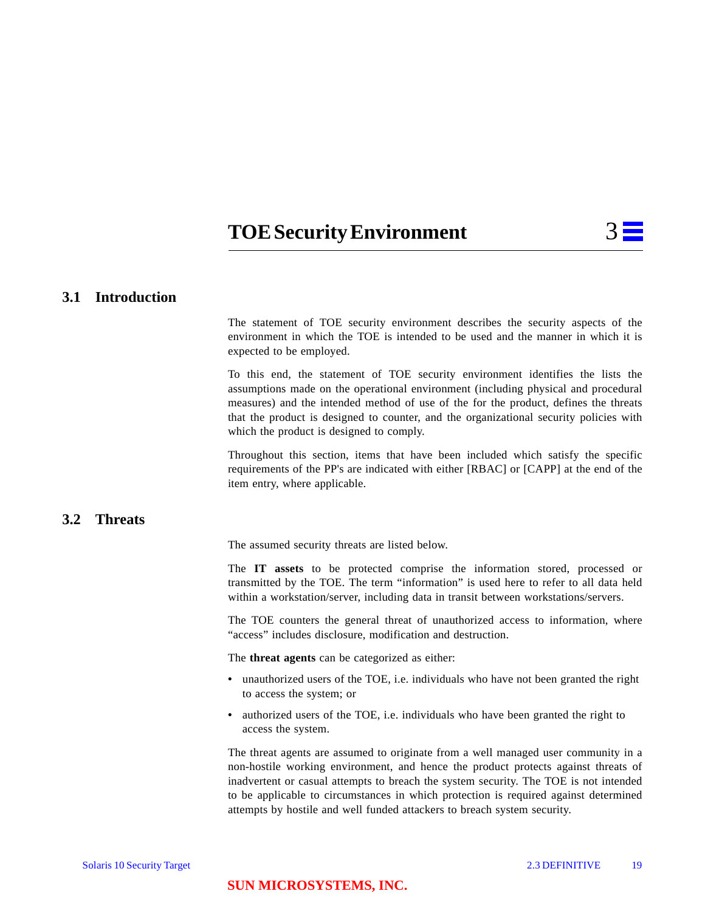# 3 TOE Security Environment

## 3.1 Introduction

The statement of TOE security environment describes the security aspects of the environment in which the TOE is intended to be used and the manner in which it is expected to be employed.

To this end, the statement of TOE security environment identifies the lists the assumptions made on the operational environment (including physical and procedural measures) and the intended method of use of the for the product, defines the threats that the product is designed to counter, and the organizational security policies with which the product is designed to comply.

Throughout this section, items that have been included which satisfy the specific requirements of the PP's are indicated with either [RBAC] or [CAPP] at the end of the item entry, where applicable.

## 3.2 Threats

The assumed security threats are listed below.

The **IT assets** to be protected comprise the information stored, processed or transmitted by the TOE. The term "information" is used here to refer to all data held within a workstation/server, including data in transit between workstations/servers.

The TOE counters the general threat of unauthorized access to information, where "access" includes disclosure, modification and destruction.

The **threat agents** can be categorized as either:

- unauthorized users of the TOE, i.e. individuals who have not been granted the right to access the system; or
- authorized users of the TOE, i.e. individuals who have been granted the right to access the system.

The threat agents are assumed to originate from a well managed user community in a non-hostile working environment, and hence the product protects against threats of inadvertent or casual attempts to breach the system security. The TOE is not intended to be applicable to circumstances in which protection is required against determined attempts by hostile and well funded attackers to breach system security.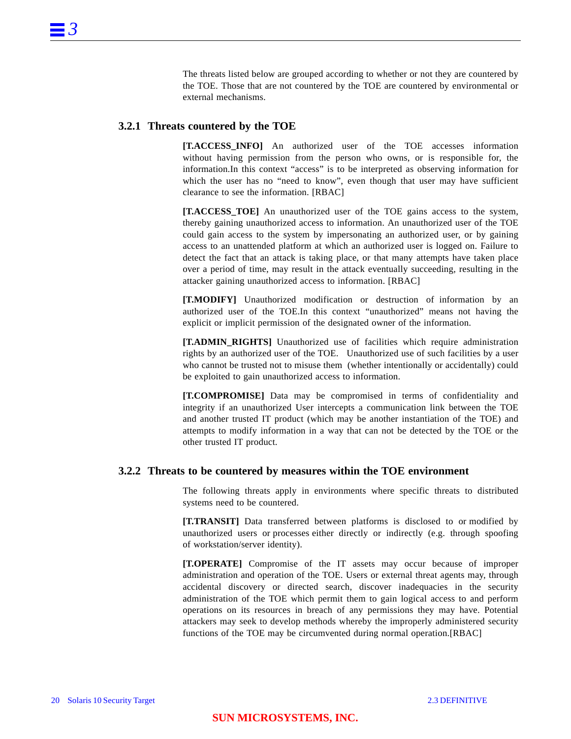The threats listed below are grouped according to whether or not they are countered by the TOE. Those that are not countered by the TOE are countered by environmental or external mechanisms.

### 3.2.1 Threats countered by the TOE

**[T.ACCESS_INFO]** An authorized user of the TOE accesses information without having permission from the person who owns, or is responsible for, the information.In this context “access” is to be interpreted as observing information for which the user has no “need to know”, even though that user may have sufficient clearance to see the information. [RBAC]

**[T.ACCESS_TOE]** An unauthorized user of the TOE gains access to the system, thereby gaining unauthorized access to information. An unauthorized user of the TOE could gain access to the system by impersonating an authorized user, or by gaining access to an unattended platform at which an authorized user is logged on. Failure to detect the fact that an attack is taking place, or that many attempts have taken place over a period of time, may result in the attack eventually succeeding, resulting in the attacker gaining unauthorized access to information. [RBAC]

**[T.MODIFY]** Unauthorized modification or destruction of information by an authorized user of the TOE.In this context “unauthorized” means not having the explicit or implicit permission of the designated owner of the information.

**[T.ADMIN_RIGHTS]** Unauthorized use of facilities which require administration rights by an authorized user of the TOE. Unauthorized use of such facilities by a user who cannot be trusted not to misuse them (whether intentionally or accidentally) could be exploited to gain unauthorized access to information.

**[T.COMPROMISE]** Data may be compromised in terms of confidentiality and integrity if an unauthorized User intercepts a communication link between the TOE and another trusted IT product (which may be another instantiation of the TOE) and attempts to modify information in a way that can not be detected by the TOE or the other trusted IT product.

### 3.2.2 Threats to be countered by measures within the TOE environment

The following threats apply in environments where specific threats to distributed systems need to be countered.

**[T.TRANSIT]** Data transferred between platforms is disclosed to or modified by unauthorized users or processes either directly or indirectly (e.g. through spoofing of workstation/server identity).

**[T.OPERATE]** Compromise of the IT assets may occur because of improper administration and operation of the TOE. Users or external threat agents may, through accidental discovery or directed search, discover inadequacies in the security administration of the TOE which permit them to gain logical access to and perform operations on its resources in breach of any permissions they may have. Potential attackers may seek to develop methods whereby the improperly administered security functions of the TOE may be circumvented during normal operation.[RBAC]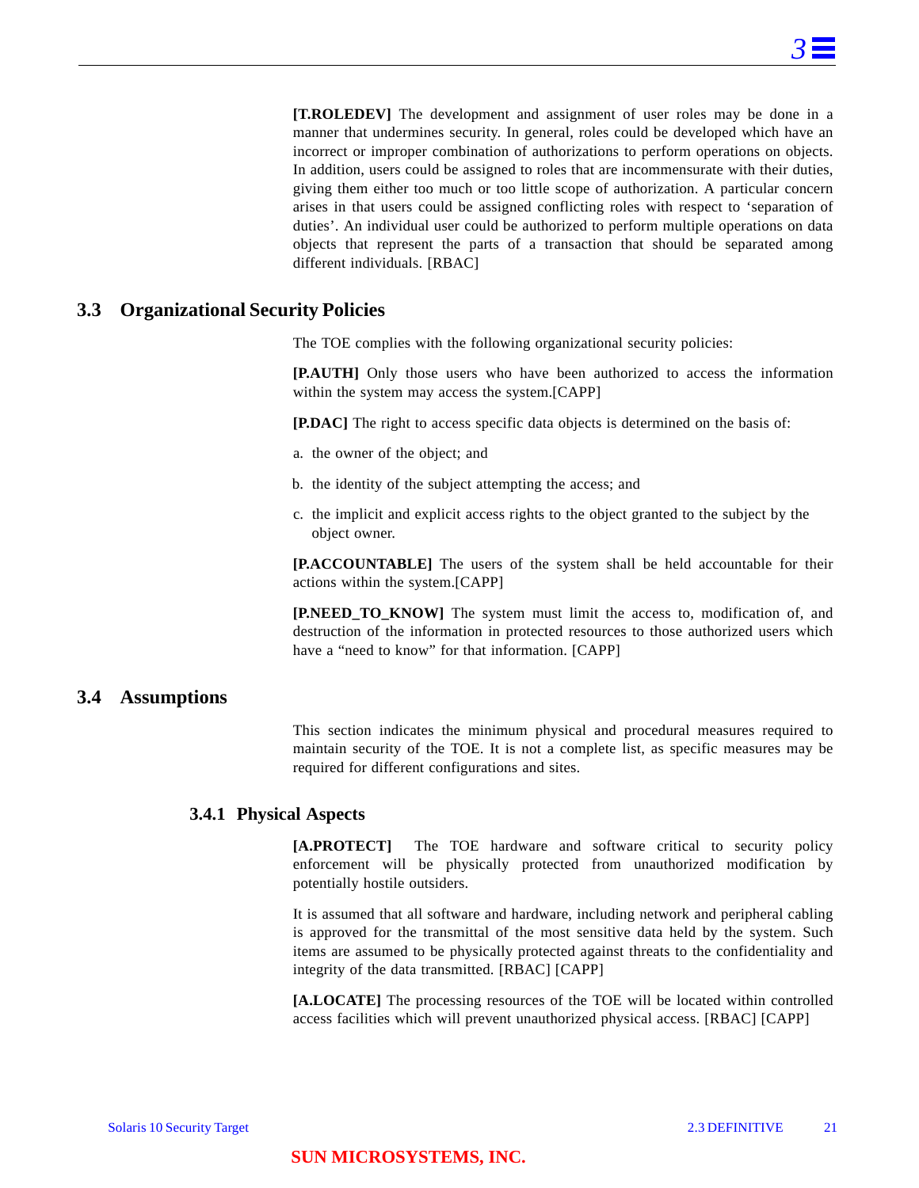**[T.ROLEDEV]** The development and assignment of user roles may be done in a manner that undermines security. In general, roles could be developed which have an incorrect or improper combination of authorizations to perform operations on objects. In addition, users could be assigned to roles that are incommensurate with their duties, giving them either too much or too little scope of authorization. A particular concern arises in that users could be assigned conflicting roles with respect to 'separation of duties'. An individual user could be authorized to perform multiple operations on data objects that represent the parts of a transaction that should be separated among different individuals. [RBAC]

## 3.3 Organizational Security Policies

The TOE complies with the following organizational security policies:

**[P.AUTH]** Only those users who have been authorized to access the information within the system may access the system.[CAPP]

**[P.DAC]** The right to access specific data objects is determined on the basis of:

a. the owner of the object; and

b. the identity of the subject attempting the access; and

c. the implicit and explicit access rights to the object granted to the subject by the object owner.

**[P.ACCOUNTABLE]** The users of the system shall be held accountable for their actions within the system.[CAPP]

**[P.NEED_TO_KNOW]** The system must limit the access to, modification of, and destruction of the information in protected resources to those authorized users which have a "need to know" for that information. [CAPP]

## 3.4 Assumptions

This section indicates the minimum physical and procedural measures required to maintain security of the TOE. It is not a complete list, as specific measures may be required for different configurations and sites.

### 3.4.1 Physical Aspects

**[A.PROTECT]** The TOE hardware and software critical to security policy enforcement will be physically protected from unauthorized modification by potentially hostile outsiders.

It is assumed that all software and hardware, including network and peripheral cabling is approved for the transmittal of the most sensitive data held by the system. Such items are assumed to be physically protected against threats to the confidentiality and integrity of the data transmitted. [RBAC] [CAPP]

**[A.LOCATE]** The processing resources of the TOE will be located within controlled access facilities which will prevent unauthorized physical access. [RBAC] [CAPP]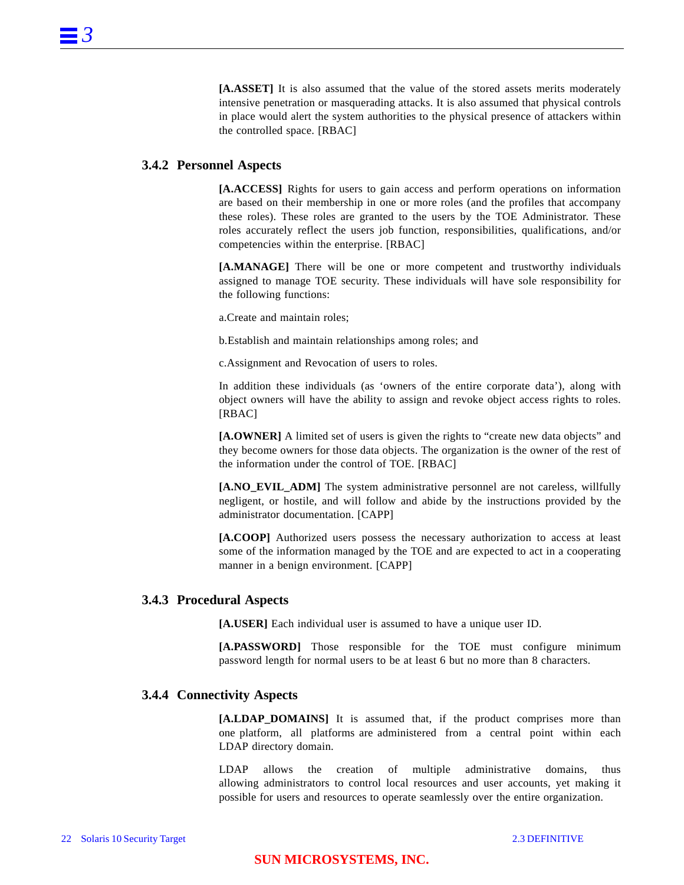**[A.ASSET]** It is also assumed that the value of the stored assets merits moderately intensive penetration or masquerading attacks. It is also assumed that physical controls in place would alert the system authorities to the physical presence of attackers within the controlled space. [RBAC]

### 3.4.2 Personnel Aspects

**[A.ACCESS]** Rights for users to gain access and perform operations on information are based on their membership in one or more roles (and the profiles that accompany these roles). These roles are granted to the users by the TOE Administrator. These roles accurately reflect the users job function, responsibilities, qualifications, and/or competencies within the enterprise. [RBAC]

**[A.MANAGE]** There will be one or more competent and trustworthy individuals assigned to manage TOE security. These individuals will have sole responsibility for the following functions:

a.Create and maintain roles;

b.Establish and maintain relationships among roles; and

c.Assignment and Revocation of users to roles.

In addition these individuals (as 'owners of the entire corporate data'), along with object owners will have the ability to assign and revoke object access rights to roles. [RBAC]

**[A.OWNER]** A limited set of users is given the rights to "create new data objects" and they become owners for those data objects. The organization is the owner of the rest of the information under the control of TOE. [RBAC]

**[A.NO_EVIL_ADM]** The system administrative personnel are not careless, willfully negligent, or hostile, and will follow and abide by the instructions provided by the administrator documentation. [CAPP]

**[A.COOP]** Authorized users possess the necessary authorization to access at least some of the information managed by the TOE and are expected to act in a cooperating manner in a benign environment. [CAPP]

### 3.4.3 Procedural Aspects

**[A.USER]** Each individual user is assumed to have a unique user ID.

**[A.PASSWORD]** Those responsible for the TOE must configure minimum password length for normal users to be at least 6 but no more than 8 characters.

### 3.4.4 Connectivity Aspects

**[A.LDAP_DOMAINS]** It is assumed that, if the product comprises more than one platform, all platforms are administered from a central point within each LDAP directory domain.

LDAP allows the creation of multiple administrative domains, thus allowing administrators to control local resources and user accounts, yet making it possible for users and resources to operate seamlessly over the entire organization.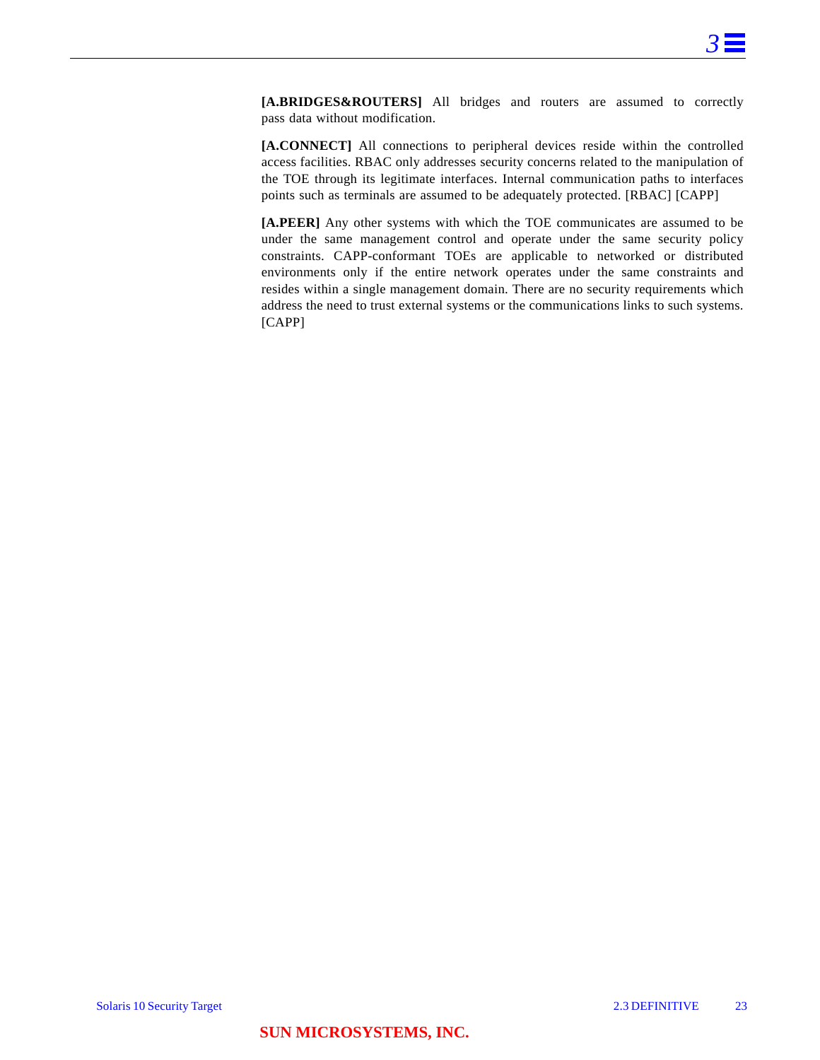**[A.BRIDGES&ROUTERS]** All bridges and routers are assumed to correctly pass data without modification.

**[A.CONNECT]** All connections to peripheral devices reside within the controlled access facilities. RBAC only addresses security concerns related to the manipulation of the TOE through its legitimate interfaces. Internal communication paths to interfaces points such as terminals are assumed to be adequately protected. [RBAC] [CAPP]

**[A.PEER]** Any other systems with which the TOE communicates are assumed to be under the same management control and operate under the same security policy constraints. CAPP-conformant TOEs are applicable to networked or distributed environments only if the entire network operates under the same constraints and resides within a single management domain. There are no security requirements which address the need to trust external systems or the communications links to such systems. [CAPP]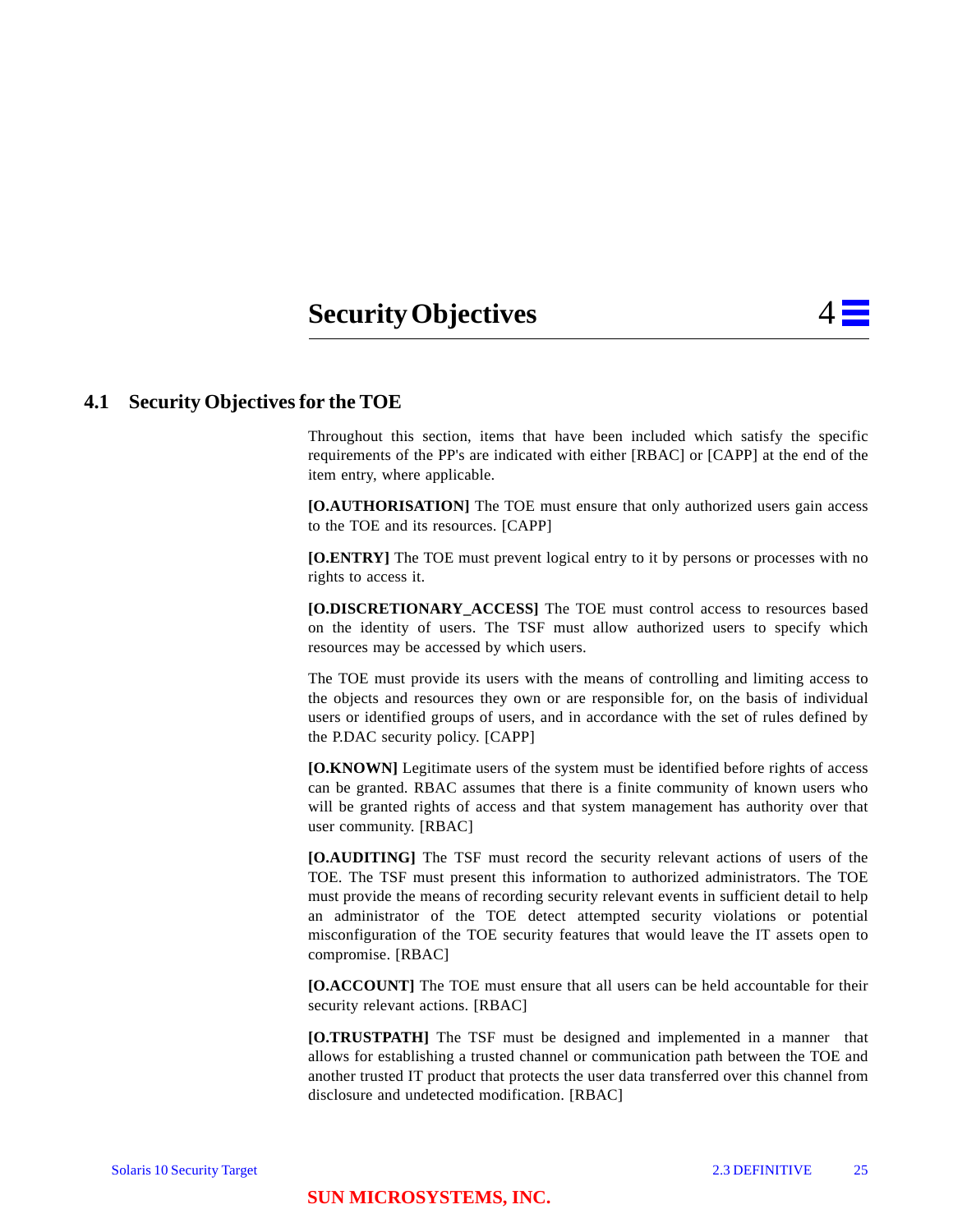# 4 Security Objectives

## 4.1 Security Objectives for the TOE

Throughout this section, items that have been included which satisfy the specific requirements of the PP's are indicated with either [RBAC] or [CAPP] at the end of the item entry, where applicable.

**[O.AUTHORISATION]** The TOE must ensure that only authorized users gain access to the TOE and its resources. [CAPP]

**[O.ENTRY]** The TOE must prevent logical entry to it by persons or processes with no rights to access it.

**[O.DISCRETIONARY_ACCESS]** The TOE must control access to resources based on the identity of users. The TSF must allow authorized users to specify which resources may be accessed by which users.

The TOE must provide its users with the means of controlling and limiting access to the objects and resources they own or are responsible for, on the basis of individual users or identified groups of users, and in accordance with the set of rules defined by the P.DAC security policy. [CAPP]

**[O.KNOWN]** Legitimate users of the system must be identified before rights of access can be granted. RBAC assumes that there is a finite community of known users who will be granted rights of access and that system management has authority over that user community. [RBAC]

**[O.AUDITING]** The TSF must record the security relevant actions of users of the TOE. The TSF must present this information to authorized administrators. The TOE must provide the means of recording security relevant events in sufficient detail to help an administrator of the TOE detect attempted security violations or potential misconfiguration of the TOE security features that would leave the IT assets open to compromise. [RBAC]

**[O.ACCOUNT]** The TOE must ensure that all users can be held accountable for their security relevant actions. [RBAC]

**[O.TRUSTPATH]** The TSF must be designed and implemented in a manner that allows for establishing a trusted channel or communication path between the TOE and another trusted IT product that protects the user data transferred over this channel from disclosure and undetected modification. [RBAC]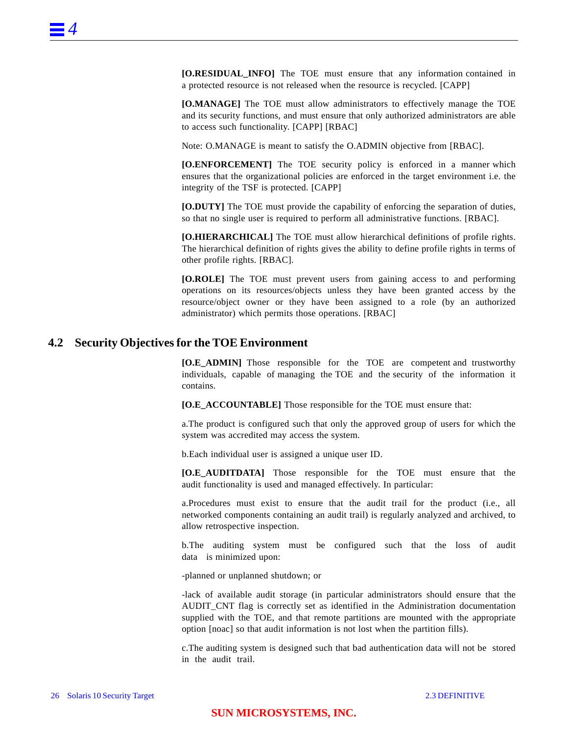**[O.RESIDUAL_INFO]** The TOE must ensure that any information contained in a protected resource is not released when the resource is recycled. [CAPP]

**[O.MANAGE]** The TOE must allow administrators to effectively manage the TOE and its security functions, and must ensure that only authorized administrators are able to access such functionality. [CAPP] [RBAC]

Note: O.MANAGE is meant to satisfy the O.ADMIN objective from [RBAC].

**[O.ENFORCEMENT]** The TOE security policy is enforced in a manner which ensures that the organizational policies are enforced in the target environment i.e. the integrity of the TSF is protected. [CAPP]

**[O.DUTY]** The TOE must provide the capability of enforcing the separation of duties, so that no single user is required to perform all administrative functions. [RBAC].

**[O.HIERARCHICAL]** The TOE must allow hierarchical definitions of profile rights. The hierarchical definition of rights gives the ability to define profile rights in terms of other profile rights. [RBAC].

**[O.ROLE]** The TOE must prevent users from gaining access to and performing operations on its resources/objects unless they have been granted access by the resource/object owner or they have been assigned to a role (by an authorized administrator) which permits those operations. [RBAC]

## 4.2 Security Objectives for the TOE Environment

**[O.E_ADMIN]** Those responsible for the TOE are competent and trustworthy individuals, capable of managing the TOE and the security of the information it contains.

**[O.E_ACCOUNTABLE]** Those responsible for the TOE must ensure that:

a.The product is configured such that only the approved group of users for which the system was accredited may access the system.

b.Each individual user is assigned a unique user ID.

**[O.E_AUDITDATA]** Those responsible for the TOE must ensure that the audit functionality is used and managed effectively. In particular:

a.Procedures must exist to ensure that the audit trail for the product (i.e., all networked components containing an audit trail) is regularly analyzed and archived, to allow retrospective inspection.

b.The auditing system must be configured such that the loss of audit data is minimized upon:

-planned or unplanned shutdown; or

-lack of available audit storage (in particular administrators should ensure that the AUDIT_CNT flag is correctly set as identified in the Administration documentation supplied with the TOE, and that remote partitions are mounted with the appropriate option [noac] so that audit information is not lost when the partition fills).

c.The auditing system is designed such that bad authentication data will not be stored in the audit trail.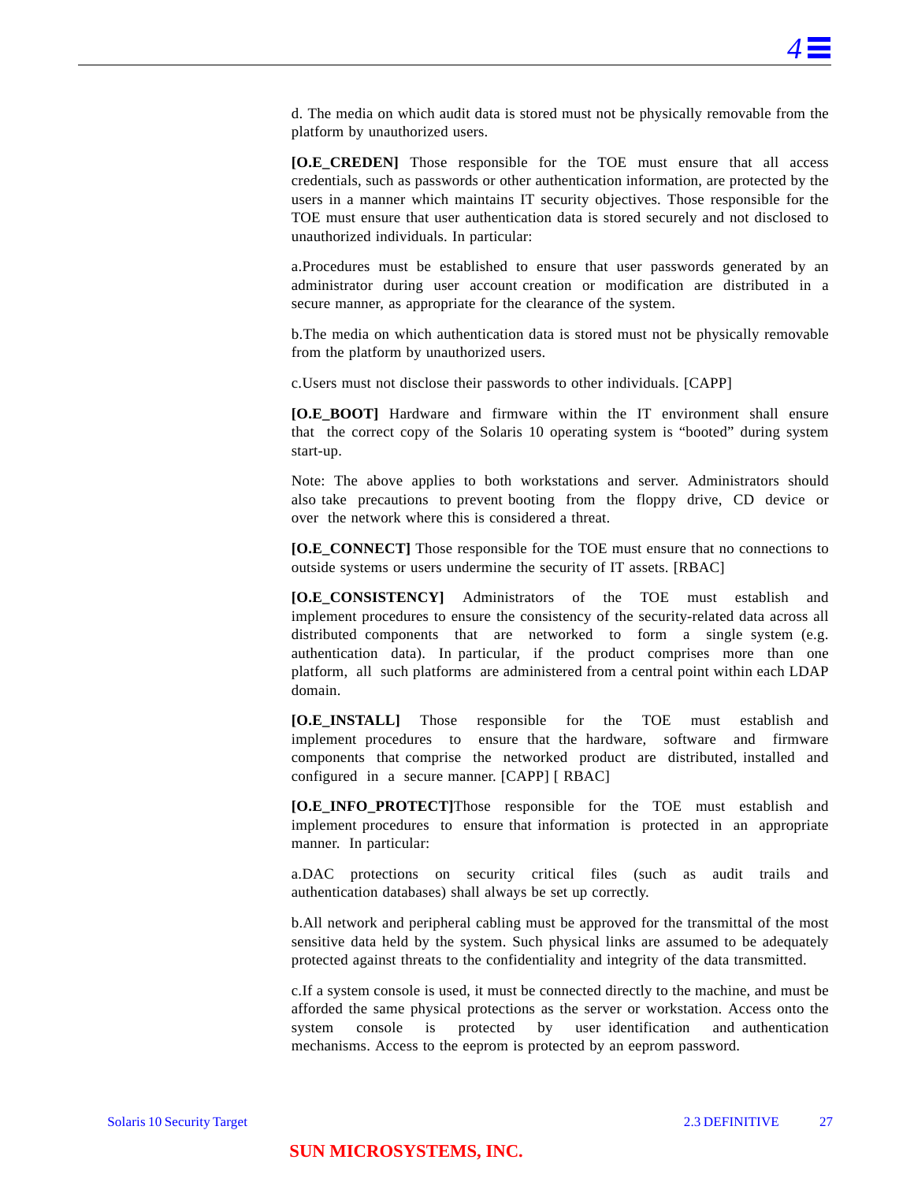d. The media on which audit data is stored must not be physically removable from the platform by unauthorized users.

**[O.E_CREDEN]** Those responsible for the TOE must ensure that all access credentials, such as passwords or other authentication information, are protected by the users in a manner which maintains IT security objectives. Those responsible for the TOE must ensure that user authentication data is stored securely and not disclosed to unauthorized individuals. In particular:

a.Procedures must be established to ensure that user passwords generated by an administrator during user account creation or modification are distributed in a secure manner, as appropriate for the clearance of the system.

b.The media on which authentication data is stored must not be physically removable from the platform by unauthorized users.

c.Users must not disclose their passwords to other individuals. [CAPP]

**[O.E_BOOT]** Hardware and firmware within the IT environment shall ensure that the correct copy of the Solaris 10 operating system is "booted" during system start-up.

Note: The above applies to both workstations and server. Administrators should also take precautions to prevent booting from the floppy drive, CD device or over the network where this is considered a threat.

**[O.E_CONNECT]** Those responsible for the TOE must ensure that no connections to outside systems or users undermine the security of IT assets. [RBAC]

**[O.E_CONSISTENCY]** Administrators of the TOE must establish and implement procedures to ensure the consistency of the security-related data across all distributed components that are networked to form a single system (e.g. authentication data). In particular, if the product comprises more than one platform, all such platforms are administered from a central point within each LDAP domain.

**[O.E_INSTALL]** Those responsible for the TOE must establish and implement procedures to ensure that the hardware, software and firmware components that comprise the networked product are distributed, installed and configured in a secure manner. [CAPP] [ RBAC]

**[O.E_INFO_PROTECT]**Those responsible for the TOE must establish and implement procedures to ensure that information is protected in an appropriate manner. In particular:

a.DAC protections on security critical files (such as audit trails and authentication databases) shall always be set up correctly.

b.All network and peripheral cabling must be approved for the transmittal of the most sensitive data held by the system. Such physical links are assumed to be adequately protected against threats to the confidentiality and integrity of the data transmitted.

c.If a system console is used, it must be connected directly to the machine, and must be afforded the same physical protections as the server or workstation. Access onto the system console is protected by user identification and authentication mechanisms. Access to the eeprom is protected by an eeprom password.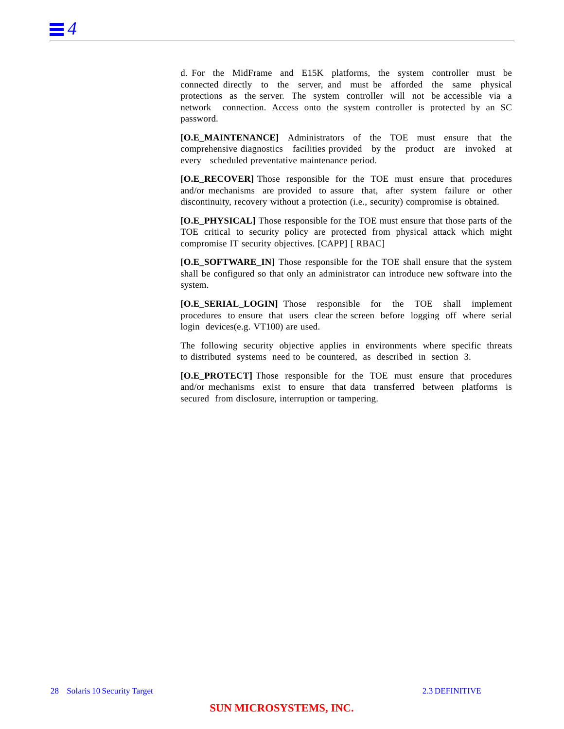d. For the MidFrame and E15K platforms, the system controller must be connected directly to the server, and must be afforded the same physical protections as the server. The system controller will not be accessible via a network connection. Access onto the system controller is protected by an SC password.

**[O.E_MAINTENANCE]** Administrators of the TOE must ensure that the comprehensive diagnostics facilities provided by the product are invoked at every scheduled preventative maintenance period.

**[O.E_RECOVER]** Those responsible for the TOE must ensure that procedures and/or mechanisms are provided to assure that, after system failure or other discontinuity, recovery without a protection (i.e., security) compromise is obtained.

**[O.E_PHYSICAL]** Those responsible for the TOE must ensure that those parts of the TOE critical to security policy are protected from physical attack which might compromise IT security objectives. [CAPP] [ RBAC]

**[O.E_SOFTWARE_IN]** Those responsible for the TOE shall ensure that the system shall be configured so that only an administrator can introduce new software into the system.

**[O.E_SERIAL_LOGIN]** Those responsible for the TOE shall implement procedures to ensure that users clear the screen before logging off where serial login devices(e.g. VT100) are used.

The following security objective applies in environments where specific threats to distributed systems need to be countered, as described in section 3.

**[O.E_PROTECT]** Those responsible for the TOE must ensure that procedures and/or mechanisms exist to ensure that data transferred between platforms is secured from disclosure, interruption or tampering.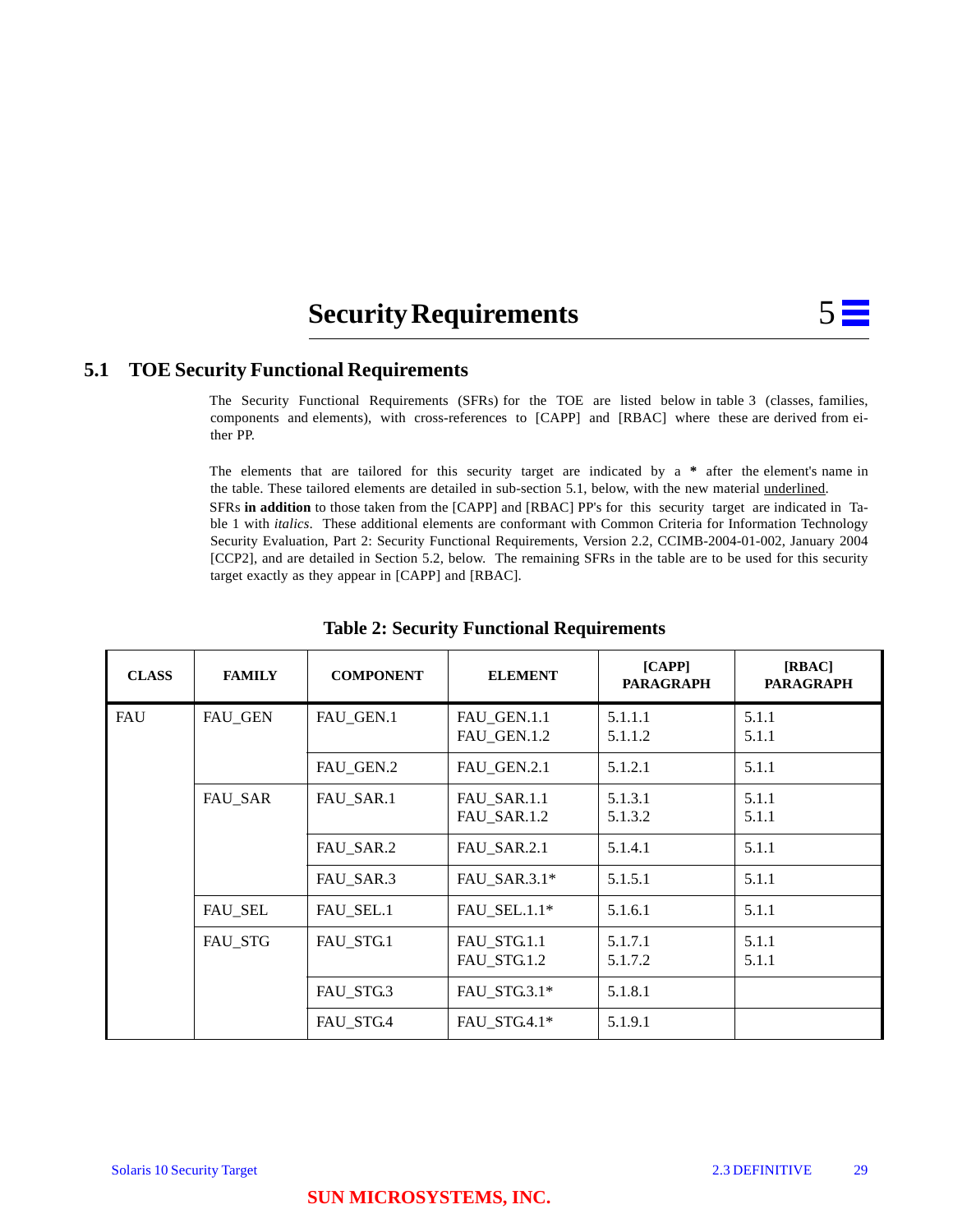# 5 Security Requirements

## 5.1 TOE Security Functional Requirements

The Security Functional Requirements (SFRs) for the TOE are listed below in table 3 (classes, families, components and elements), with cross-references to [CAPP] and [RBAC] where these are derived from either PP.

The elements that are tailored for this security target are indicated by a * after the element's name in the table. These tailored elements are detailed in sub-section 5.1, below, with the new material underlined.

SFRs **in addition** to those taken from the [CAPP] and [RBAC] PP's for this security target are indicated in Table 1 with *italics*. These additional elements are conformant with Common Criteria for Information Technology Security Evaluation, Part 2: Security Functional Requirements, Version 2.2, CCIMB-2004-01-002, January 2004 [CCP2], and are detailed in Section 5.2, below. The remaining SFRs in the table are to be used for this security target exactly as they appear in [CAPP] and [RBAC].

**Table 2: Security Functional Requirements**

| CLASS | FAMILY | COMPONENT | ELEMENT | [CAPP] PARAGRAPH | [RBAC] PARAGRAPH |
|---|---|---|---|---|---|
| FAU | FAU_GEN | FAU_GEN.1 | FAU_GEN.1.1<br>FAU_GEN.1.2 | 5.1.1.1<br>5.1.1.2 | 5.1.1<br>5.1.1 |
| | | FAU_GEN.2 | FAU_GEN.2.1 | 5.1.2.1 | 5.1.1 |
| | FAU_SAR | FAU_SAR.1 | FAU_SAR.1.1<br>FAU_SAR.1.2 | 5.1.3.1<br>5.1.3.2 | 5.1.1<br>5.1.1 |
| | | FAU_SAR.2 | FAU_SAR.2.1 | 5.1.4.1 | 5.1.1 |
| | | FAU_SAR.3 | FAU_SAR.3.1* | 5.1.5.1 | 5.1.1 |
| | FAU_SEL | FAU_SEL.1 | FAU_SEL.1.1* | 5.1.6.1 | 5.1.1 |
| | FAU_STG | FAU_STG.1 | FAU_STG.1.1<br>FAU_STG.1.2 | 5.1.7.1<br>5.1.7.2 | 5.1.1<br>5.1.1 |
| | | FAU_STG.3 | FAU_STG.3.1* | 5.1.8.1 | |
| | | FAU_STG.4 | FAU_STG.4.1* | 5.1.9.1 | |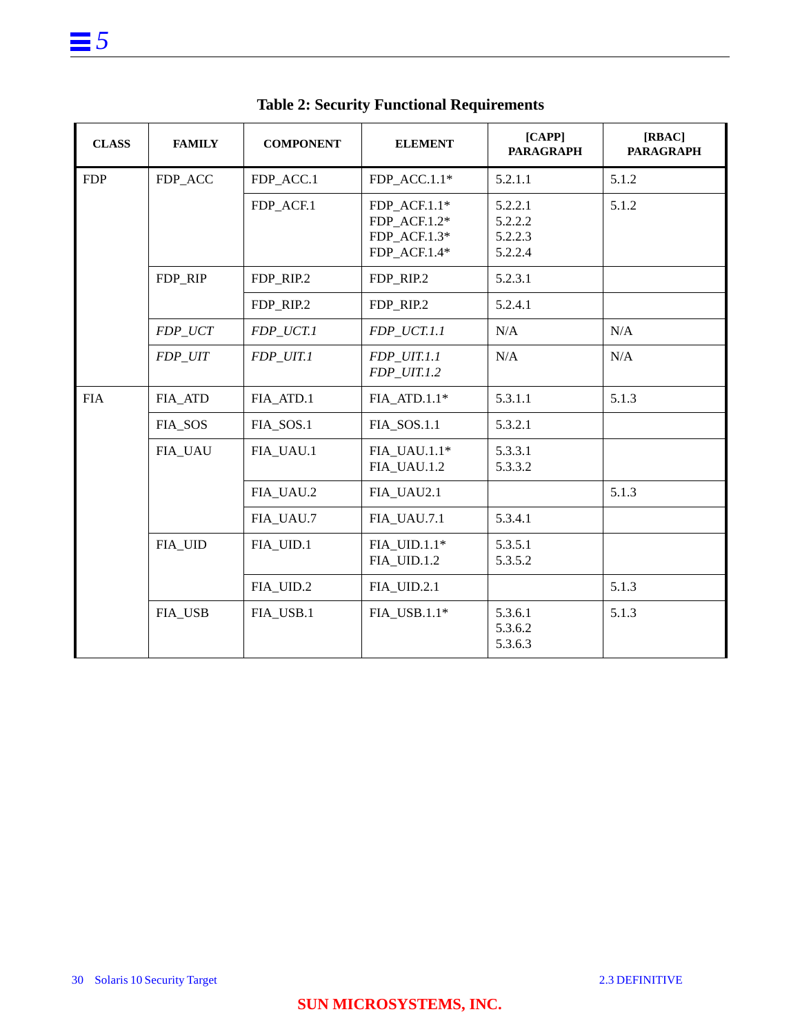**Table 2: Security Functional Requirements**

| CLASS | FAMILY | COMPONENT | ELEMENT | [CAPP] PARAGRAPH | [RBAC] PARAGRAPH |
|---|---|---|---|---|---|
| FDP | FDP_ACC | FDP_ACC.1 | FDP_ACC.1.1* | 5.2.1.1 | 5.1.2 |
| | | FDP_ACF.1 | FDP_ACF.1.1*<br>FDP_ACF.1.2*<br>FDP_ACF.1.3*<br>FDP_ACF.1.4* | 5.2.2.1<br>5.2.2.2<br>5.2.2.3<br>5.2.2.4 | 5.1.2 |
| | FDP_RIP | FDP_RIP.2 | FDP_RIP.2 | 5.2.3.1 | |
| | | FDP_RIP.2 | FDP_RIP.2 | 5.2.4.1 | |
| | *FDP_UCT* | *FDP_UCT.1* | *FDP_UCT.1.1* | N/A | N/A |
| | *FDP_UIT* | *FDP_UIT.1* | *FDP_UIT.1.1*<br>*FDP_UIT.1.2* | N/A | N/A |
| FIA | FIA_ATD | FIA_ATD.1 | FIA_ATD.1.1* | 5.3.1.1 | 5.1.3 |
| | FIA_SOS | FIA_SOS.1 | FIA_SOS.1.1 | 5.3.2.1 | |
| | FIA_UAU | FIA_UAU.1 | FIA_UAU.1.1*<br>FIA_UAU.1.2 | 5.3.3.1<br>5.3.3.2 | |
| | | FIA_UAU.2 | FIA_UAU2.1 | | 5.1.3 |
| | | FIA_UAU.7 | FIA_UAU.7.1 | 5.3.4.1 | |
| | FIA_UID | FIA_UID.1 | FIA_UID.1.1*<br>FIA_UID.1.2 | 5.3.5.1<br>5.3.5.2 | |
| | | FIA_UID.2 | FIA_UID.2.1 | | 5.1.3 |
| | FIA_USB | FIA_USB.1 | FIA_USB.1.1* | 5.3.6.1<br>5.3.6.2<br>5.3.6.3 | 5.1.3 |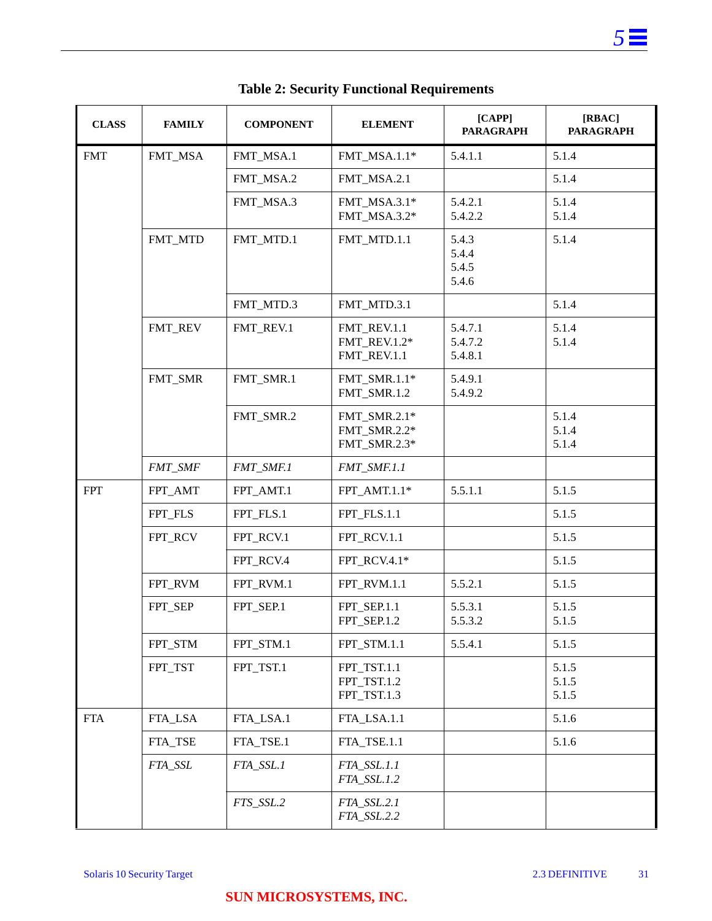**Table 2: Security Functional Requirements**

| CLASS | FAMILY | COMPONENT | ELEMENT | [CAPP] PARAGRAPH | [RBAC] PARAGRAPH |
|---|---|---|---|---|---|
| FMT | FMT_MSA | FMT_MSA.1 | FMT_MSA.1.1* | 5.4.1.1 | 5.1.4 |
| | | FMT_MSA.2 | FMT_MSA.2.1 | | 5.1.4 |
| | | FMT_MSA.3 | FMT_MSA.3.1*<br>FMT_MSA.3.2* | 5.4.2.1<br>5.4.2.2 | 5.1.4<br>5.1.4 |
| | FMT_MTD | FMT_MTD.1 | FMT_MTD.1.1 | 5.4.3<br>5.4.4<br>5.4.5<br>5.4.6 | 5.1.4 |
| | | FMT_MTD.3 | FMT_MTD.3.1 | | 5.1.4 |
| | FMT_REV | FMT_REV.1 | FMT_REV.1.1<br>FMT_REV.1.2*<br>FMT_REV.1.1 | 5.4.7.1<br>5.4.7.2<br>5.4.8.1 | 5.1.4<br>5.1.4 |
| | FMT_SMR | FMT_SMR.1 | FMT_SMR.1.1*<br>FMT_SMR.1.2 | 5.4.9.1<br>5.4.9.2 | |
| | | FMT_SMR.2 | FMT_SMR.2.1*<br>FMT_SMR.2.2*<br>FMT_SMR.2.3* | | 5.1.4<br>5.1.4<br>5.1.4 |
| | *FMT_SMF* | *FMT_SMF.1* | *FMT_SMF.1.1* | | |
| FPT | FPT_AMT | FPT_AMT.1 | FPT_AMT.1.1* | 5.5.1.1 | 5.1.5 |
| | FPT_FLS | FPT_FLS.1 | FPT_FLS.1.1 | | 5.1.5 |
| | FPT_RCV | FPT_RCV.1 | FPT_RCV.1.1 | | 5.1.5 |
| | | FPT_RCV.4 | FPT_RCV.4.1* | | 5.1.5 |
| | FPT_RVM | FPT_RVM.1 | FPT_RVM.1.1 | 5.5.2.1 | 5.1.5 |
| | FPT_SEP | FPT_SEP.1 | FPT_SEP.1.1<br>FPT_SEP.1.2 | 5.5.3.1<br>5.5.3.2 | 5.1.5<br>5.1.5 |
| | FPT_STM | FPT_STM.1 | FPT_STM.1.1 | 5.5.4.1 | 5.1.5 |
| | FPT_TST | FPT_TST.1 | FPT_TST.1.1<br>FPT_TST.1.2<br>FPT_TST.1.3 | | 5.1.5<br>5.1.5<br>5.1.5 |
| FTA | FTA_LSA | FTA_LSA.1 | FTA_LSA.1.1 | | 5.1.6 |
| | FTA_TSE | FTA_TSE.1 | FTA_TSE.1.1 | | 5.1.6 |
| | *FTA_SSL* | *FTA_SSL.1* | *FTA_SSL.1.1*<br>*FTA_SSL.1.2* | | |
| | | *FTS_SSL.2* | *FTA_SSL.2.1*<br>*FTA_SSL.2.2* | | |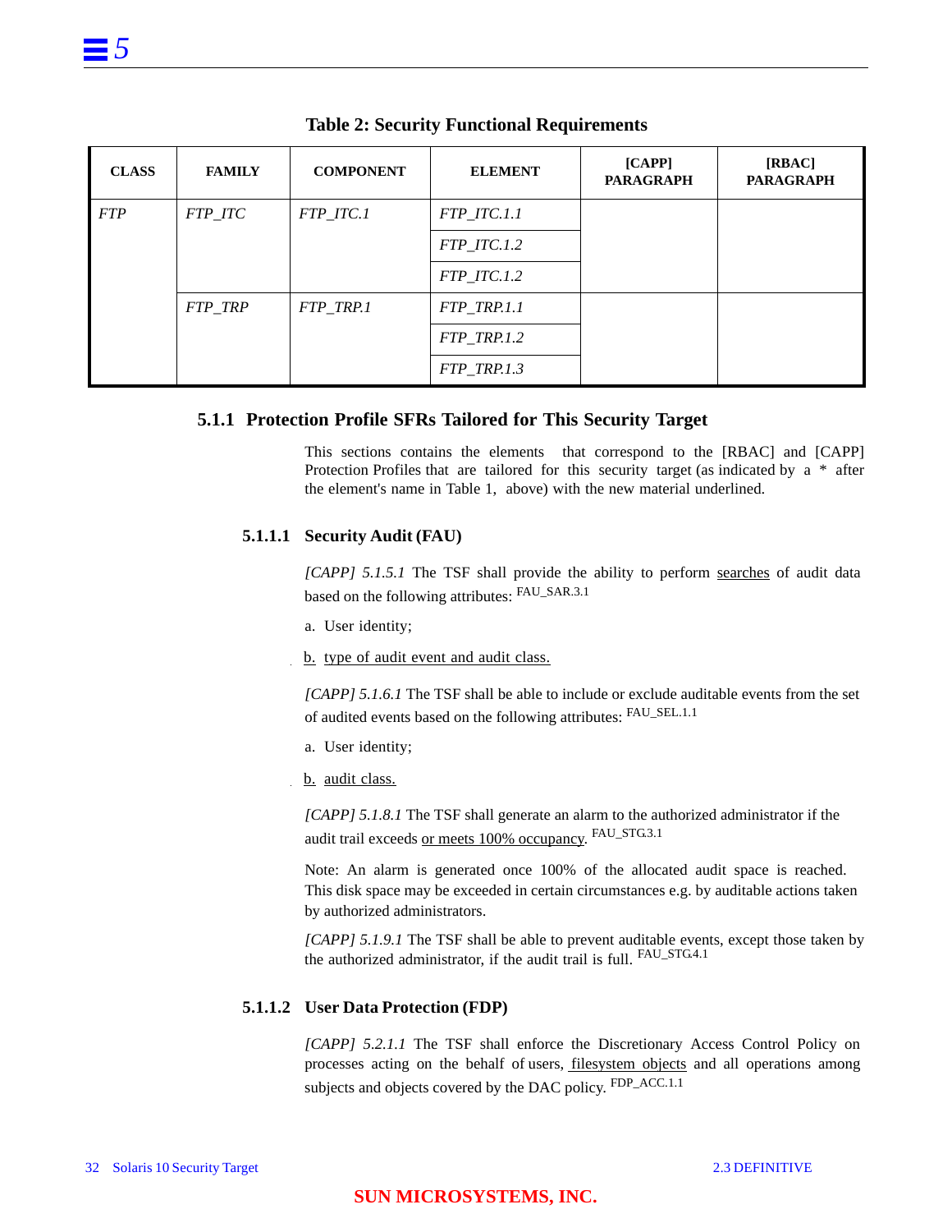**Table 2: Security Functional Requirements**

| CLASS | FAMILY | COMPONENT | ELEMENT | [CAPP] PARAGRAPH | [RBAC] PARAGRAPH |
|---|---|---|---|---|---|
| *FTP* | *FTP_ITC* | *FTP_ITC.1* | *FTP_ITC.1.1* | | |
| | | | *FTP_ITC.1.2* | | |
| | | | *FTP_ITC.1.2* | | |
| | *FTP_TRP* | *FTP_TRP.1* | *FTP_TRP.1.1* | | |
| | | | *FTP_TRP.1.2* | | |
| | | | *FTP_TRP.1.3* | | |

### 5.1.1 Protection Profile SFRs Tailored for This Security Target

This sections contains the elements that correspond to the [RBAC] and [CAPP] Protection Profiles that are tailored for this security target (as indicated by a * after the element's name in Table 1, above) with the new material underlined.

#### 5.1.1.1 Security Audit (FAU)

*[CAPP] 5.1.5.1* The TSF shall provide the ability to perform <u>searches</u> of audit data based on the following attributes: FAU_SAR.3.1

a. User identity;

<u>b. type of audit event and audit class.</u>

*[CAPP] 5.1.6.1* The TSF shall be able to include or exclude auditable events from the set of audited events based on the following attributes: FAU_SEL.1.1

a. User identity;

<u>b. audit class.</u>

*[CAPP] 5.1.8.1* The TSF shall generate an alarm to the authorized administrator if the audit trail exceeds <u>or meets 100% occupancy</u>. FAU_STG.3.1

Note: An alarm is generated once 100% of the allocated audit space is reached. This disk space may be exceeded in certain circumstances e.g. by auditable actions taken by authorized administrators.

*[CAPP] 5.1.9.1* The TSF shall be able to prevent auditable events, except those taken by the authorized administrator, if the audit trail is full. FAU_STG.4.1

#### 5.1.1.2 User Data Protection (FDP)

*[CAPP] 5.2.1.1* The TSF shall enforce the Discretionary Access Control Policy on processes acting on the behalf of users, <u>filesystem objects</u> and all operations among subjects and objects covered by the DAC policy. FDP_ACC.1.1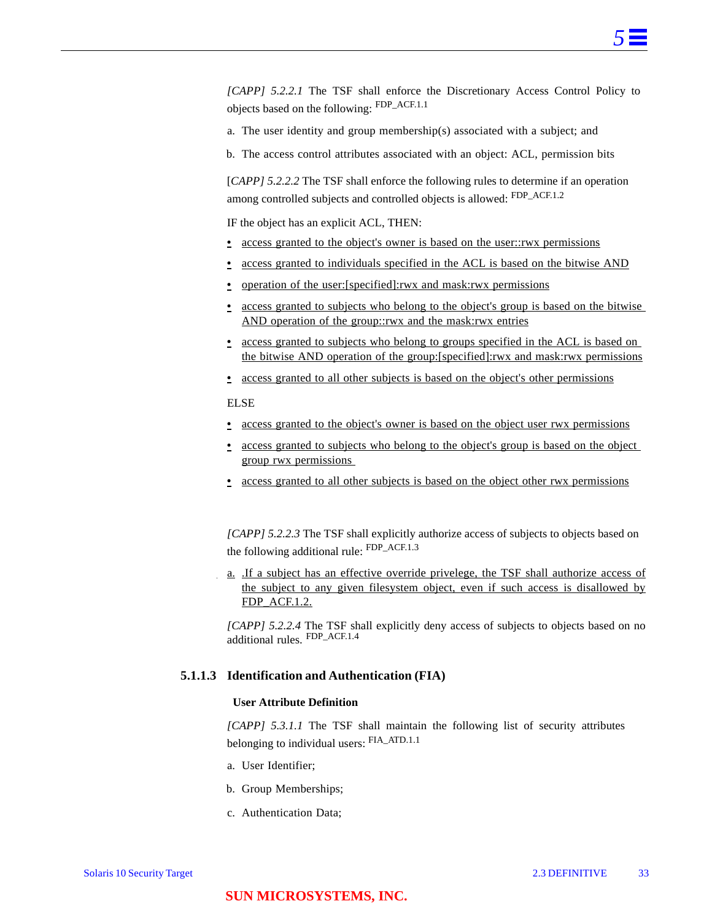*[CAPP] 5.2.2.1* The TSF shall enforce the Discretionary Access Control Policy to objects based on the following: FDP_ACF.1.1

a. The user identity and group membership(s) associated with a subject; and

b. The access control attributes associated with an object: ACL, permission bits

*[CAPP] 5.2.2.2* The TSF shall enforce the following rules to determine if an operation among controlled subjects and controlled objects is allowed: FDP_ACF.1.2

IF the object has an explicit ACL, THEN:

- access granted to the object's owner is based on the user::rwx permissions
- access granted to individuals specified in the ACL is based on the bitwise AND
- operation of the user:[specified]:rwx and mask:rwx permissions
- access granted to subjects who belong to the object's group is based on the bitwise AND operation of the group::rwx and the mask:rwx entries
- access granted to subjects who belong to groups specified in the ACL is based on the bitwise AND operation of the group:[specified]:rwx and mask:rwx permissions
- access granted to all other subjects is based on the object's other permissions

ELSE

- access granted to the object's owner is based on the object user rwx permissions
- access granted to subjects who belong to the object's group is based on the object group rwx permissions
- access granted to all other subjects is based on the object other rwx permissions

*[CAPP] 5.2.2.3* The TSF shall explicitly authorize access of subjects to objects based on the following additional rule: FDP_ACF.1.3

a. .If a subject has an effective override privelege, the TSF shall authorize access of the subject to any given filesystem object, even if such access is disallowed by FDP_ACF.1.2.

*[CAPP] 5.2.2.4* The TSF shall explicitly deny access of subjects to objects based on no additional rules. FDP_ACF.1.4

### 5.1.1.3 Identification and Authentication (FIA)

**User Attribute Definition**

*[CAPP] 5.3.1.1* The TSF shall maintain the following list of security attributes belonging to individual users: FIA_ATD.1.1

a. User Identifier;

b. Group Memberships;

c. Authentication Data;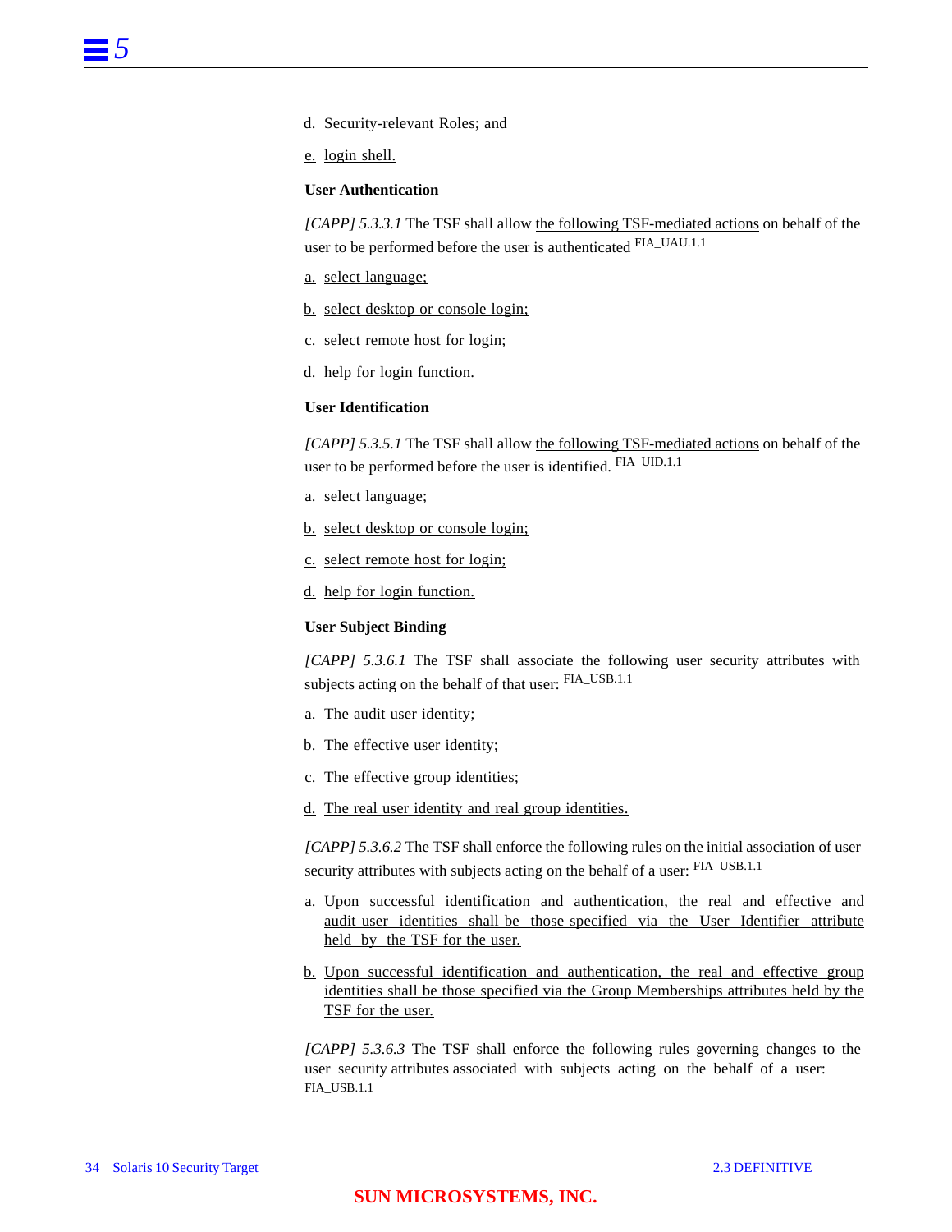d. Security-relevant Roles; and

e. login shell.

**User Authentication**

*[CAPP] 5.3.3.1* The TSF shall allow the following TSF-mediated actions on behalf of the user to be performed before the user is authenticated FIA_UAU.1.1

a. select language;

b. select desktop or console login;

c. select remote host for login;

d. help for login function.

**User Identification**

*[CAPP] 5.3.5.1* The TSF shall allow the following TSF-mediated actions on behalf of the user to be performed before the user is identified. FIA_UID.1.1

a. select language;

b. select desktop or console login;

c. select remote host for login;

d. help for login function.

**User Subject Binding**

*[CAPP] 5.3.6.1* The TSF shall associate the following user security attributes with subjects acting on the behalf of that user: FIA_USB.1.1

a. The audit user identity;

b. The effective user identity;

c. The effective group identities;

d. The real user identity and real group identities.

*[CAPP] 5.3.6.2* The TSF shall enforce the following rules on the initial association of user security attributes with subjects acting on the behalf of a user: FIA_USB.1.1

a. Upon successful identification and authentication, the real and effective and audit user identities shall be those specified via the User Identifier attribute held by the TSF for the user.

b. Upon successful identification and authentication, the real and effective group identities shall be those specified via the Group Memberships attributes held by the TSF for the user.

*[CAPP] 5.3.6.3* The TSF shall enforce the following rules governing changes to the user security attributes associated with subjects acting on the behalf of a user: FIA_USB.1.1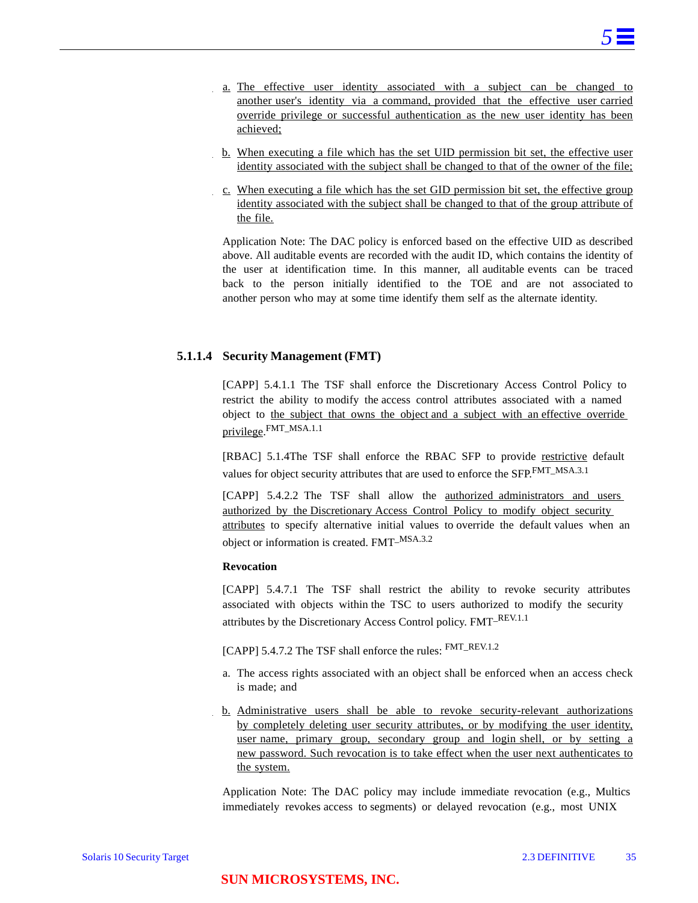a. The effective user identity associated with a subject can be changed to another user's identity via a command, provided that the effective user carried override privilege or successful authentication as the new user identity has been achieved;

b. When executing a file which has the set UID permission bit set, the effective user identity associated with the subject shall be changed to that of the owner of the file;

c. When executing a file which has the set GID permission bit set, the effective group identity associated with the subject shall be changed to that of the group attribute of the file.

Application Note: The DAC policy is enforced based on the effective UID as described above. All auditable events are recorded with the audit ID, which contains the identity of the user at identification time. In this manner, all auditable events can be traced back to the person initially identified to the TOE and are not associated to another person who may at some time identify them self as the alternate identity.

#### 5.1.1.4 Security Management (FMT)

[CAPP] 5.4.1.1 The TSF shall enforce the Discretionary Access Control Policy to restrict the ability to modify the access control attributes associated with a named object to the subject that owns the object and a subject with an effective override privilege. FMT_MSA.1.1

[RBAC] 5.1.4The TSF shall enforce the RBAC SFP to provide restrictive default values for object security attributes that are used to enforce the SFP. FMT_MSA.3.1

[CAPP] 5.4.2.2 The TSF shall allow the authorized administrators and users authorized by the Discretionary Access Control Policy to modify object security attributes to specify alternative initial values to override the default values when an object or information is created. FMT–MSA.3.2

**Revocation**

[CAPP] 5.4.7.1 The TSF shall restrict the ability to revoke security attributes associated with objects within the TSC to users authorized to modify the security attributes by the Discretionary Access Control policy. FMT–REV.1.1

[CAPP] 5.4.7.2 The TSF shall enforce the rules: FMT_REV.1.2

a. The access rights associated with an object shall be enforced when an access check is made; and

b. Administrative users shall be able to revoke security-relevant authorizations by completely deleting user security attributes, or by modifying the user identity, user name, primary group, secondary group and login shell, or by setting a new password. Such revocation is to take effect when the user next authenticates to the system.

Application Note: The DAC policy may include immediate revocation (e.g., Multics immediately revokes access to segments) or delayed revocation (e.g., most UNIX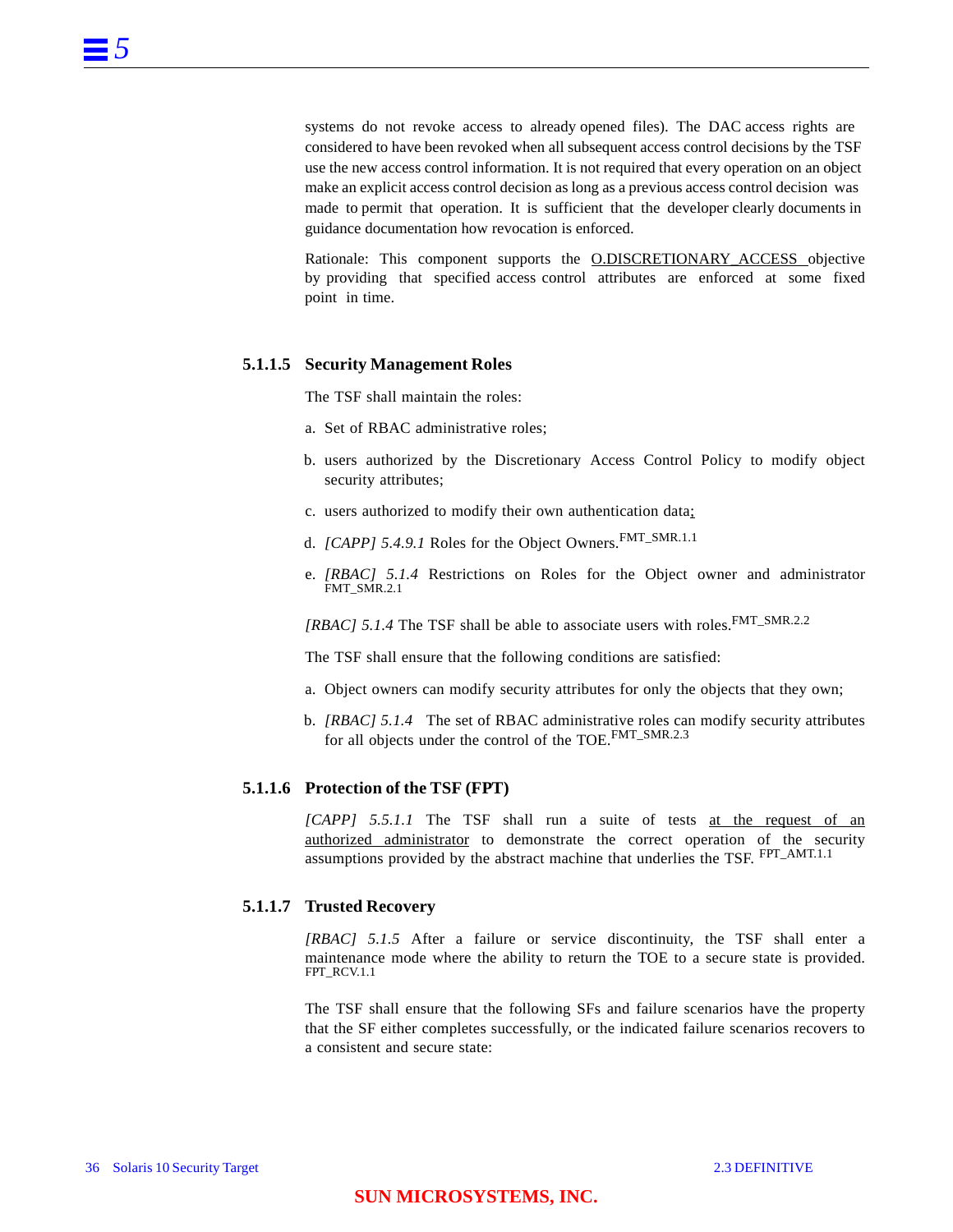systems do not revoke access to already opened files). The DAC access rights are considered to have been revoked when all subsequent access control decisions by the TSF use the new access control information. It is not required that every operation on an object make an explicit access control decision as long as a previous access control decision was made to permit that operation. It is sufficient that the developer clearly documents in guidance documentation how revocation is enforced.

Rationale: This component supports the O.DISCRETIONARY_ACCESS objective by providing that specified access control attributes are enforced at some fixed point in time.

#### 5.1.1.5 Security Management Roles

The TSF shall maintain the roles:

a. Set of RBAC administrative roles;

b. users authorized by the Discretionary Access Control Policy to modify object security attributes;

c. users authorized to modify their own authentication data;

d. *[CAPP] 5.4.9.1* Roles for the Object Owners. FMT_SMR.1.1

e. *[RBAC] 5.1.4* Restrictions on Roles for the Object owner and administrator FMT_SMR.2.1

*[RBAC] 5.1.4* The TSF shall be able to associate users with roles. FMT_SMR.2.2

The TSF shall ensure that the following conditions are satisfied:

a. Object owners can modify security attributes for only the objects that they own;

b. *[RBAC] 5.1.4* The set of RBAC administrative roles can modify security attributes for all objects under the control of the TOE. FMT_SMR.2.3

#### 5.1.1.6 Protection of the TSF (FPT)

*[CAPP] 5.5.1.1* The TSF shall run a suite of tests at the request of an authorized administrator to demonstrate the correct operation of the security assumptions provided by the abstract machine that underlies the TSF. FPT_AMT.1.1

#### 5.1.1.7 Trusted Recovery

*[RBAC] 5.1.5* After a failure or service discontinuity, the TSF shall enter a maintenance mode where the ability to return the TOE to a secure state is provided. FPT_RCV.1.1

The TSF shall ensure that the following SFs and failure scenarios have the property that the SF either completes successfully, or the indicated failure scenarios recovers to a consistent and secure state: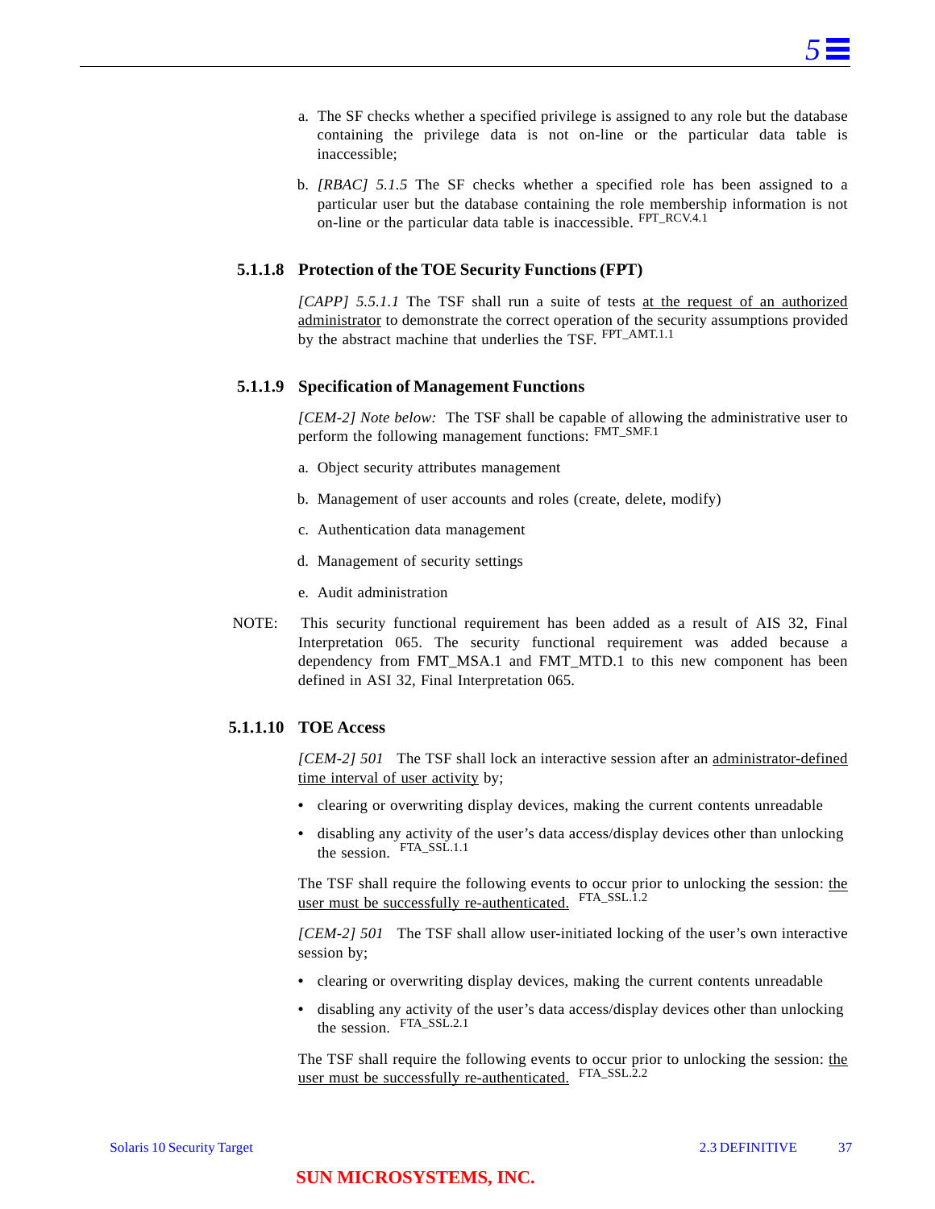a. The SF checks whether a specified privilege is assigned to any role but the database containing the privilege data is not on-line or the particular data table is inaccessible;

b. *[RBAC] 5.1.5* The SF checks whether a specified role has been assigned to a particular user but the database containing the role membership information is not on-line or the particular data table is inaccessible. FPT_RCV.4.1

### 5.1.1.8 Protection of the TOE Security Functions (FPT)

*[CAPP] 5.5.1.1* The TSF shall run a suite of tests <u>at the request of an authorized administrator</u> to demonstrate the correct operation of the security assumptions provided by the abstract machine that underlies the TSF. FPT_AMT.1.1

### 5.1.1.9 Specification of Management Functions

*[CEM-2] Note below:* The TSF shall be capable of allowing the administrative user to perform the following management functions: FMT_SMF.1

a. Object security attributes management

b. Management of user accounts and roles (create, delete, modify)

c. Authentication data management

d. Management of security settings

e. Audit administration

NOTE: This security functional requirement has been added as a result of AIS 32, Final Interpretation 065. The security functional requirement was added because a dependency from FMT_MSA.1 and FMT_MTD.1 to this new component has been defined in ASI 32, Final Interpretation 065.

### 5.1.1.10 TOE Access

*[CEM-2] 501* The TSF shall lock an interactive session after an <u>administrator-defined time interval of user activity</u> by;

- clearing or overwriting display devices, making the current contents unreadable
- disabling any activity of the user's data access/display devices other than unlocking the session. FTA_SSL.1.1

The TSF shall require the following events to occur prior to unlocking the session: <u>the user must be successfully re-authenticated.</u> FTA_SSL.1.2

*[CEM-2] 501* The TSF shall allow user-initiated locking of the user's own interactive session by;

- clearing or overwriting display devices, making the current contents unreadable
- disabling any activity of the user's data access/display devices other than unlocking the session. FTA_SSL.2.1

The TSF shall require the following events to occur prior to unlocking the session: <u>the user must be successfully re-authenticated.</u> FTA_SSL.2.2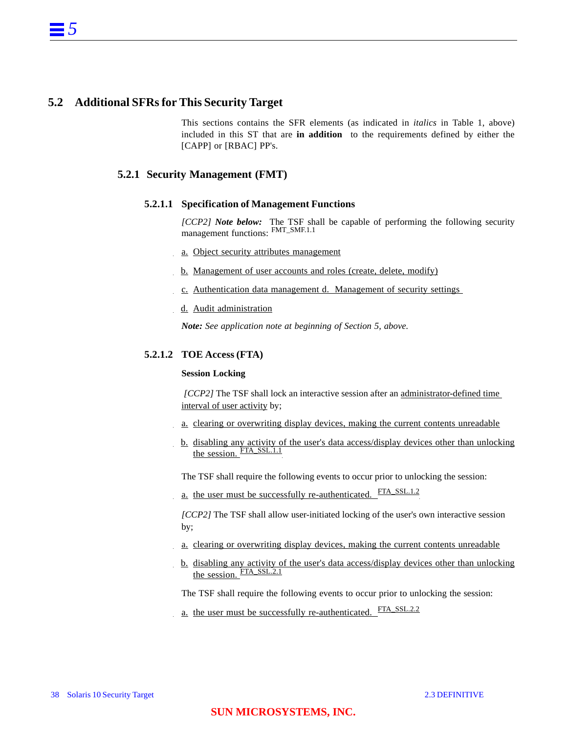## 5.2 Additional SFRs for This Security Target

This sections contains the SFR elements (as indicated in *italics* in Table 1, above) included in this ST that are **in addition** to the requirements defined by either the [CAPP] or [RBAC] PP's.

### 5.2.1 Security Management (FMT)

#### 5.2.1.1 Specification of Management Functions

*[CCP2]* ***Note below:*** The TSF shall be capable of performing the following security management functions: FMT_SMF.1.1

a. Object security attributes management

b. Management of user accounts and roles (create, delete, modify)

c. Authentication data management d. Management of security settings

d. Audit administration

***Note:*** *See application note at beginning of Section 5, above.*

#### 5.2.1.2 TOE Access (FTA)

**Session Locking**

*[CCP2]* The TSF shall lock an interactive session after an administrator-defined time interval of user activity by;

a. clearing or overwriting display devices, making the current contents unreadable

b. disabling any activity of the user's data access/display devices other than unlocking the session. FTA_SSL.1.1

The TSF shall require the following events to occur prior to unlocking the session:

a. the user must be successfully re-authenticated. FTA_SSL.1.2

*[CCP2]* The TSF shall allow user-initiated locking of the user's own interactive session by;

a. clearing or overwriting display devices, making the current contents unreadable

b. disabling any activity of the user's data access/display devices other than unlocking the session. FTA_SSL.2.1

The TSF shall require the following events to occur prior to unlocking the session:

a. the user must be successfully re-authenticated. FTA_SSL.2.2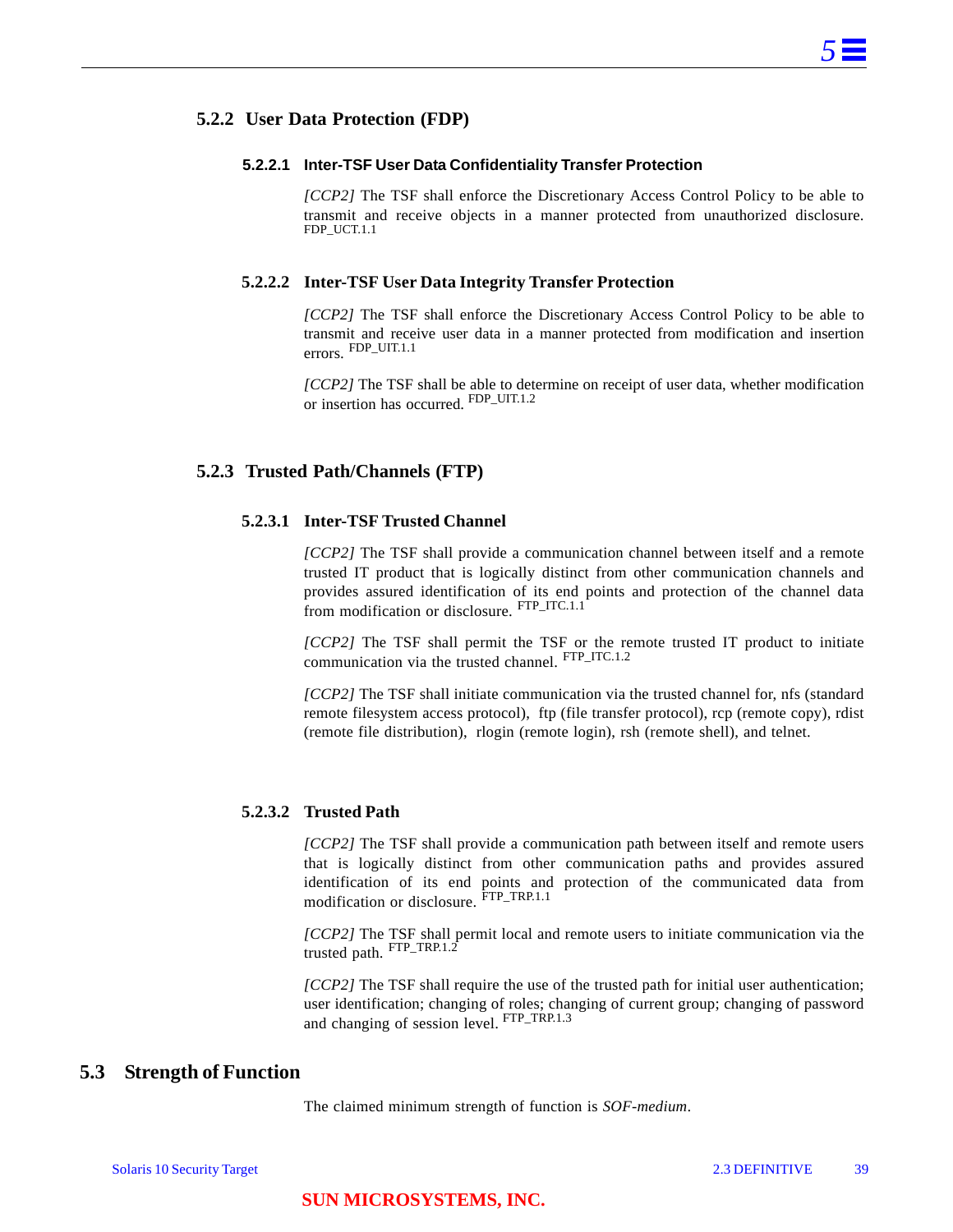### 5.2.2 User Data Protection (FDP)

#### 5.2.2.1 Inter-TSF User Data Confidentiality Transfer Protection

*[CCP2]* The TSF shall enforce the Discretionary Access Control Policy to be able to transmit and receive objects in a manner protected from unauthorized disclosure. FDP_UCT.1.1

#### 5.2.2.2 Inter-TSF User Data Integrity Transfer Protection

*[CCP2]* The TSF shall enforce the Discretionary Access Control Policy to be able to transmit and receive user data in a manner protected from modification and insertion errors. FDP_UIT.1.1

*[CCP2]* The TSF shall be able to determine on receipt of user data, whether modification or insertion has occurred. FDP_UIT.1.2

### 5.2.3 Trusted Path/Channels (FTP)

#### 5.2.3.1 Inter-TSF Trusted Channel

*[CCP2]* The TSF shall provide a communication channel between itself and a remote trusted IT product that is logically distinct from other communication channels and provides assured identification of its end points and protection of the channel data from modification or disclosure. FTP_ITC.1.1

*[CCP2]* The TSF shall permit the TSF or the remote trusted IT product to initiate communication via the trusted channel. FTP_ITC.1.2

*[CCP2]* The TSF shall initiate communication via the trusted channel for, nfs (standard remote filesystem access protocol), ftp (file transfer protocol), rcp (remote copy), rdist (remote file distribution), rlogin (remote login), rsh (remote shell), and telnet.

#### 5.2.3.2 Trusted Path

*[CCP2]* The TSF shall provide a communication path between itself and remote users that is logically distinct from other communication paths and provides assured identification of its end points and protection of the communicated data from modification or disclosure. FTP_TRP.1.1

*[CCP2]* The TSF shall permit local and remote users to initiate communication via the trusted path. FTP_TRP.1.2

*[CCP2]* The TSF shall require the use of the trusted path for initial user authentication; user identification; changing of roles; changing of current group; changing of password and changing of session level. FTP_TRP.1.3

## 5.3 Strength of Function

The claimed minimum strength of function is *SOF-medium*.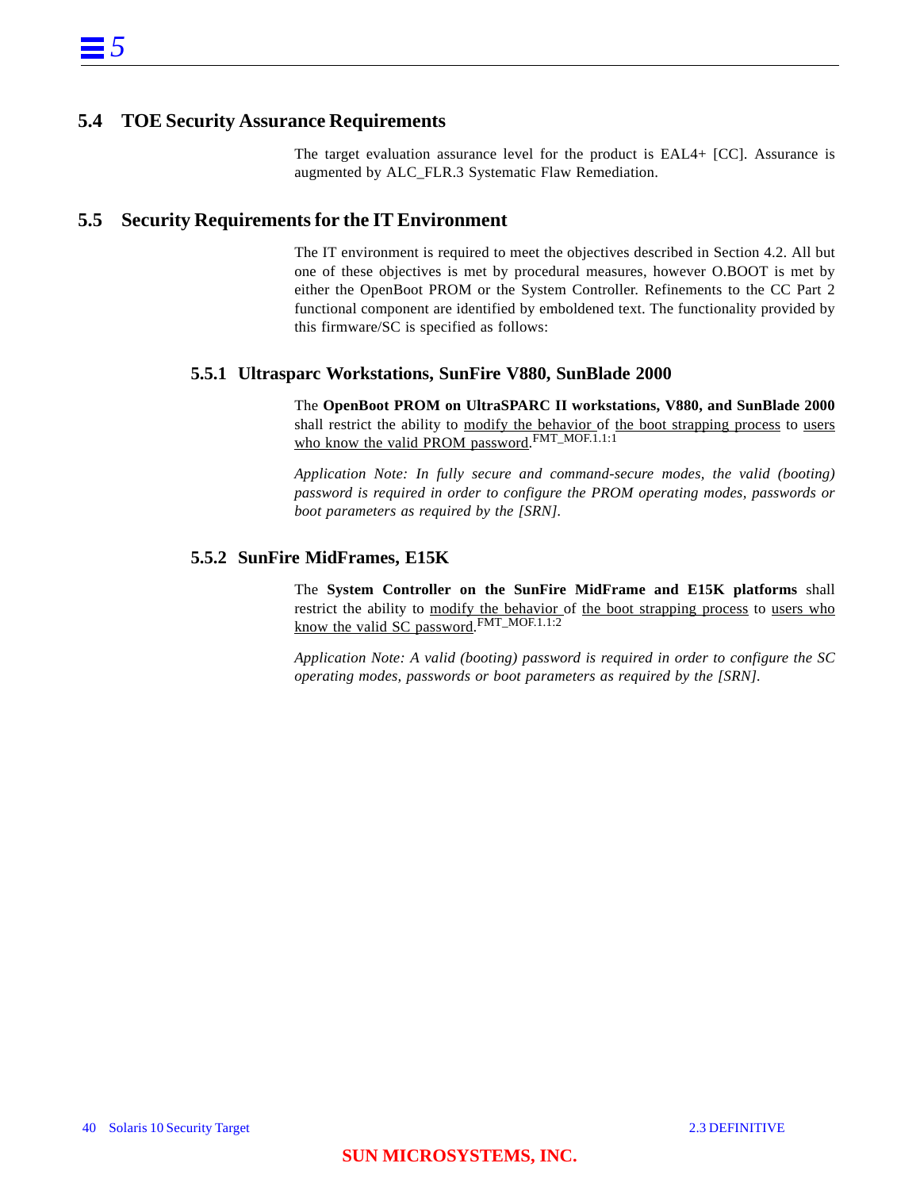## 5.4 TOE Security Assurance Requirements

The target evaluation assurance level for the product is EAL4+ [CC]. Assurance is augmented by ALC_FLR.3 Systematic Flaw Remediation.

## 5.5 Security Requirements for the IT Environment

The IT environment is required to meet the objectives described in Section 4.2. All but one of these objectives is met by procedural measures, however O.BOOT is met by either the OpenBoot PROM or the System Controller. Refinements to the CC Part 2 functional component are identified by emboldened text. The functionality provided by this firmware/SC is specified as follows:

### 5.5.1 Ultrasparc Workstations, SunFire V880, SunBlade 2000

The **OpenBoot PROM on UltraSPARC II workstations, V880, and SunBlade 2000** shall restrict the ability to <u>modify the behavior</u> of <u>the boot strapping process</u> to <u>users who know the valid PROM password</u>.[FMT_MOF.1.1:1]

*Application Note: In fully secure and command-secure modes, the valid (booting) password is required in order to configure the PROM operating modes, passwords or boot parameters as required by the [SRN].*

### 5.5.2 SunFire MidFrames, E15K

The **System Controller on the SunFire MidFrame and E15K platforms** shall restrict the ability to <u>modify the behavior</u> of <u>the boot strapping process</u> to <u>users who know the valid SC password</u>.[FMT_MOF.1.1:2]

*Application Note: A valid (booting) password is required in order to configure the SC operating modes, passwords or boot parameters as required by the [SRN].*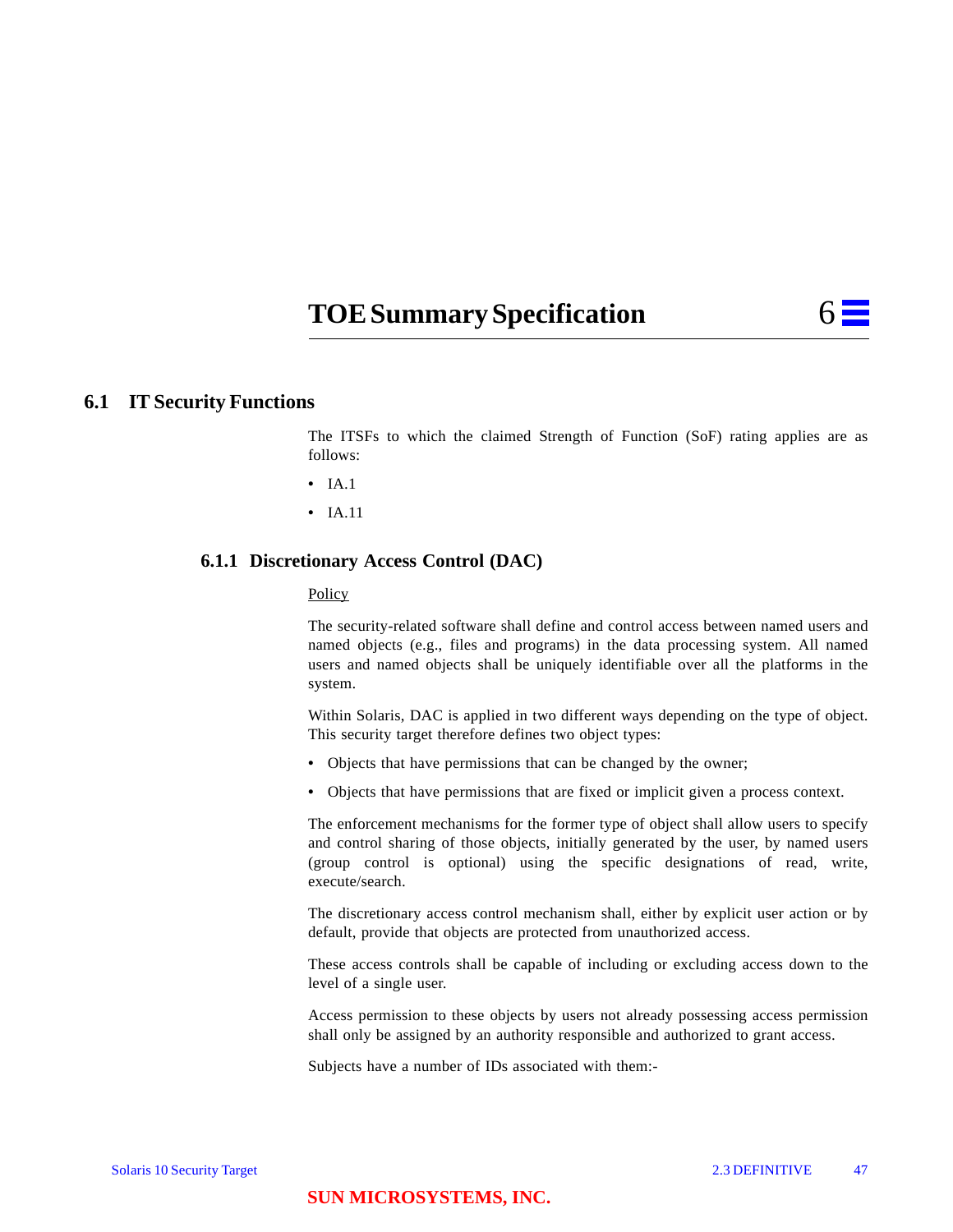# 6 TOE Summary Specification

## 6.1 IT Security Functions

The ITSFs to which the claimed Strength of Function (SoF) rating applies are as follows:

- IA.1
- IA.11

### 6.1.1 Discretionary Access Control (DAC)

Policy

The security-related software shall define and control access between named users and named objects (e.g., files and programs) in the data processing system. All named users and named objects shall be uniquely identifiable over all the platforms in the system.

Within Solaris, DAC is applied in two different ways depending on the type of object. This security target therefore defines two object types:

- Objects that have permissions that can be changed by the owner;
- Objects that have permissions that are fixed or implicit given a process context.

The enforcement mechanisms for the former type of object shall allow users to specify and control sharing of those objects, initially generated by the user, by named users (group control is optional) using the specific designations of read, write, execute/search.

The discretionary access control mechanism shall, either by explicit user action or by default, provide that objects are protected from unauthorized access.

These access controls shall be capable of including or excluding access down to the level of a single user.

Access permission to these objects by users not already possessing access permission shall only be assigned by an authority responsible and authorized to grant access.

Subjects have a number of IDs associated with them:-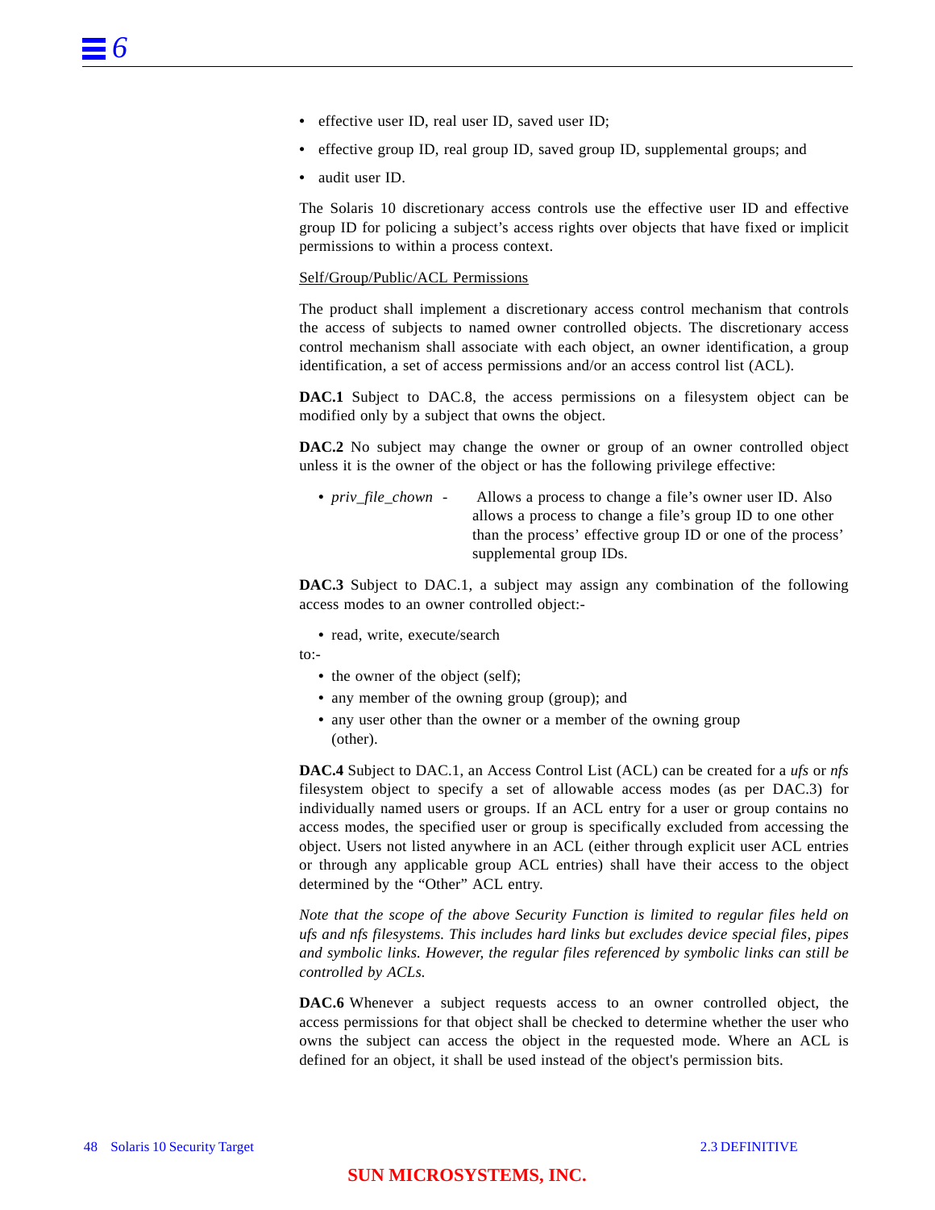- effective user ID, real user ID, saved user ID;
- effective group ID, real group ID, saved group ID, supplemental groups; and
- audit user ID.

The Solaris 10 discretionary access controls use the effective user ID and effective group ID for policing a subject's access rights over objects that have fixed or implicit permissions to within a process context.

Self/Group/Public/ACL Permissions

The product shall implement a discretionary access control mechanism that controls the access of subjects to named owner controlled objects. The discretionary access control mechanism shall associate with each object, an owner identification, a group identification, a set of access permissions and/or an access control list (ACL).

**DAC.1** Subject to DAC.8, the access permissions on a filesystem object can be modified only by a subject that owns the object.

**DAC.2** No subject may change the owner or group of an owner controlled object unless it is the owner of the object or has the following privilege effective:

- *priv_file_chown* - Allows a process to change a file's owner user ID. Also allows a process to change a file's group ID to one other than the process' effective group ID or one of the process' supplemental group IDs.

**DAC.3** Subject to DAC.1, a subject may assign any combination of the following access modes to an owner controlled object:-

- read, write, execute/search

to:-

- the owner of the object (self);
- any member of the owning group (group); and
- any user other than the owner or a member of the owning group (other).

**DAC.4** Subject to DAC.1, an Access Control List (ACL) can be created for a *ufs* or *nfs* filesystem object to specify a set of allowable access modes (as per DAC.3) for individually named users or groups. If an ACL entry for a user or group contains no access modes, the specified user or group is specifically excluded from accessing the object. Users not listed anywhere in an ACL (either through explicit user ACL entries or through any applicable group ACL entries) shall have their access to the object determined by the "Other" ACL entry.

*Note that the scope of the above Security Function is limited to regular files held on ufs and nfs filesystems. This includes hard links but excludes device special files, pipes and symbolic links. However, the regular files referenced by symbolic links can still be controlled by ACLs.*

**DAC.6** Whenever a subject requests access to an owner controlled object, the access permissions for that object shall be checked to determine whether the user who owns the subject can access the object in the requested mode. Where an ACL is defined for an object, it shall be used instead of the object's permission bits.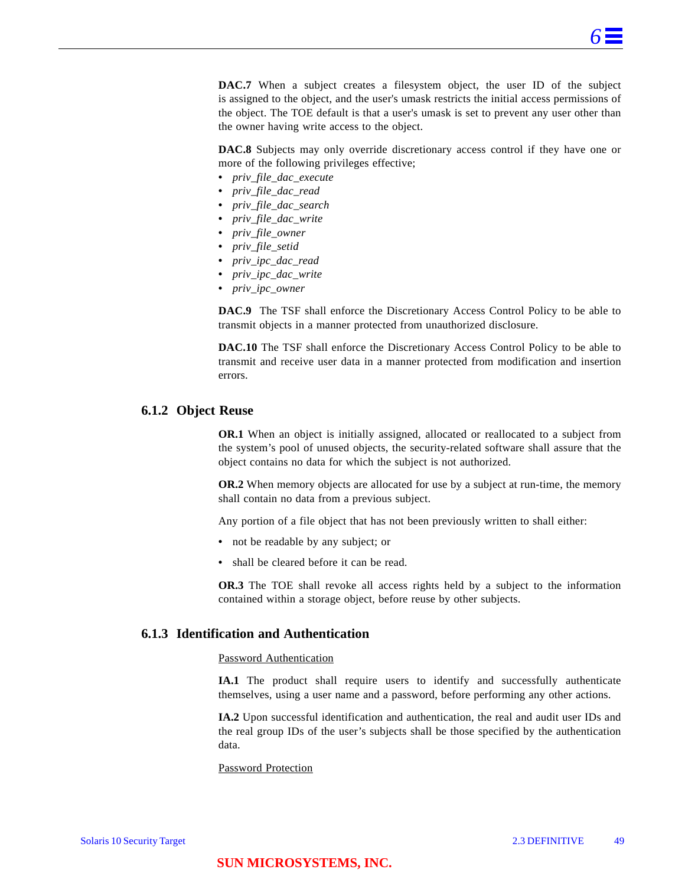**DAC.7** When a subject creates a filesystem object, the user ID of the subject is assigned to the object, and the user's umask restricts the initial access permissions of the object. The TOE default is that a user's umask is set to prevent any user other than the owner having write access to the object.

**DAC.8** Subjects may only override discretionary access control if they have one or more of the following privileges effective;

- *priv_file_dac_execute*
- *priv_file_dac_read*
- *priv_file_dac_search*
- *priv_file_dac_write*
- *priv_file_owner*
- *priv_file_setid*
- *priv_ipc_dac_read*
- *priv_ipc_dac_write*
- *priv_ipc_owner*

**DAC.9** The TSF shall enforce the Discretionary Access Control Policy to be able to transmit objects in a manner protected from unauthorized disclosure.

**DAC.10** The TSF shall enforce the Discretionary Access Control Policy to be able to transmit and receive user data in a manner protected from modification and insertion errors.

### 6.1.2 Object Reuse

**OR.1** When an object is initially assigned, allocated or reallocated to a subject from the system's pool of unused objects, the security-related software shall assure that the object contains no data for which the subject is not authorized.

**OR.2** When memory objects are allocated for use by a subject at run-time, the memory shall contain no data from a previous subject.

Any portion of a file object that has not been previously written to shall either:

- not be readable by any subject; or
- shall be cleared before it can be read.

**OR.3** The TOE shall revoke all access rights held by a subject to the information contained within a storage object, before reuse by other subjects.

### 6.1.3 Identification and Authentication

Password Authentication

**IA.1** The product shall require users to identify and successfully authenticate themselves, using a user name and a password, before performing any other actions.

**IA.2** Upon successful identification and authentication, the real and audit user IDs and the real group IDs of the user's subjects shall be those specified by the authentication data.

Password Protection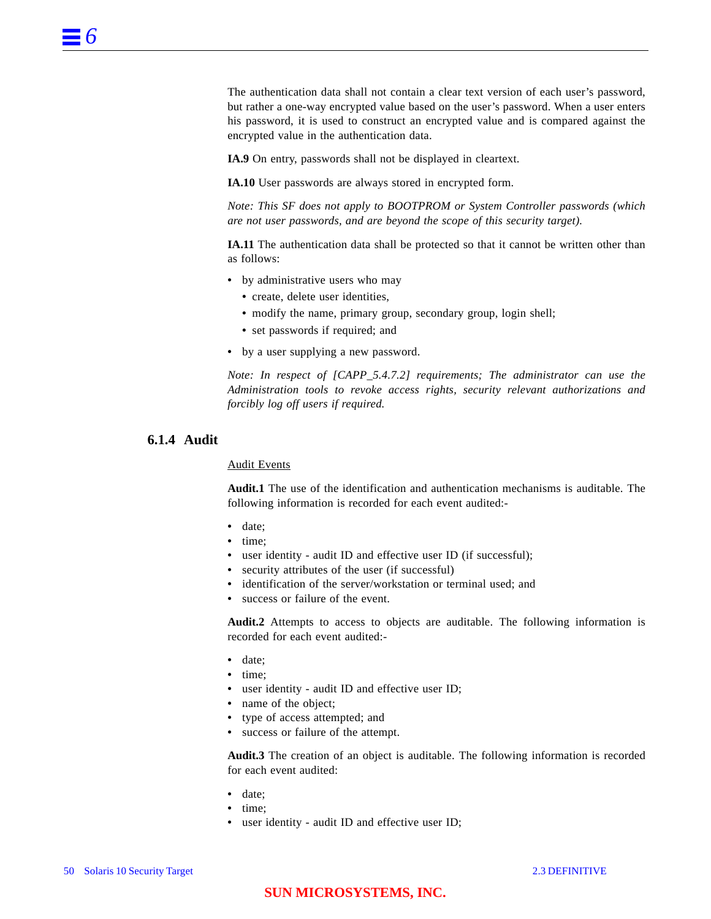The authentication data shall not contain a clear text version of each user's password, but rather a one-way encrypted value based on the user's password. When a user enters his password, it is used to construct an encrypted value and is compared against the encrypted value in the authentication data.

**IA.9** On entry, passwords shall not be displayed in cleartext.

**IA.10** User passwords are always stored in encrypted form.

*Note: This SF does not apply to BOOTPROM or System Controller passwords (which are not user passwords, and are beyond the scope of this security target).*

**IA.11** The authentication data shall be protected so that it cannot be written other than as follows:

- by administrative users who may
  - create, delete user identities,
  - modify the name, primary group, secondary group, login shell;
  - set passwords if required; and
- by a user supplying a new password.

*Note: In respect of [CAPP_5.4.7.2] requirements; The administrator can use the Administration tools to revoke access rights, security relevant authorizations and forcibly log off users if required.*

### 6.1.4 Audit

Audit Events

**Audit.1** The use of the identification and authentication mechanisms is auditable. The following information is recorded for each event audited:-

- date;
- time;
- user identity - audit ID and effective user ID (if successful);
- security attributes of the user (if successful)
- identification of the server/workstation or terminal used; and
- success or failure of the event.

**Audit.2** Attempts to access to objects are auditable. The following information is recorded for each event audited:-

- date;
- time;
- user identity - audit ID and effective user ID;
- name of the object;
- type of access attempted; and
- success or failure of the attempt.

**Audit.3** The creation of an object is auditable. The following information is recorded for each event audited:

- date;
- time;
- user identity - audit ID and effective user ID;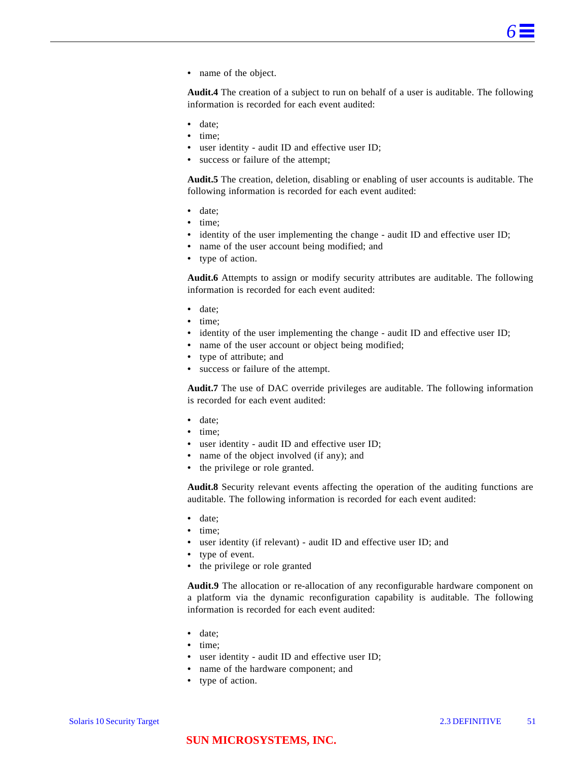- name of the object.

**Audit.4** The creation of a subject to run on behalf of a user is auditable. The following information is recorded for each event audited:

- date;
- time;
- user identity - audit ID and effective user ID;
- success or failure of the attempt;

**Audit.5** The creation, deletion, disabling or enabling of user accounts is auditable. The following information is recorded for each event audited:

- date;
- time;
- identity of the user implementing the change - audit ID and effective user ID;
- name of the user account being modified; and
- type of action.

**Audit.6** Attempts to assign or modify security attributes are auditable. The following information is recorded for each event audited:

- date;
- time;
- identity of the user implementing the change - audit ID and effective user ID;
- name of the user account or object being modified;
- type of attribute; and
- success or failure of the attempt.

**Audit.7** The use of DAC override privileges are auditable. The following information is recorded for each event audited:

- date;
- time;
- user identity - audit ID and effective user ID;
- name of the object involved (if any); and
- the privilege or role granted.

**Audit.8** Security relevant events affecting the operation of the auditing functions are auditable. The following information is recorded for each event audited:

- date;
- time;
- user identity (if relevant) - audit ID and effective user ID; and
- type of event.
- the privilege or role granted

**Audit.9** The allocation or re-allocation of any reconfigurable hardware component on a platform via the dynamic reconfiguration capability is auditable. The following information is recorded for each event audited:

- date;
- time;
- user identity - audit ID and effective user ID;
- name of the hardware component; and
- type of action.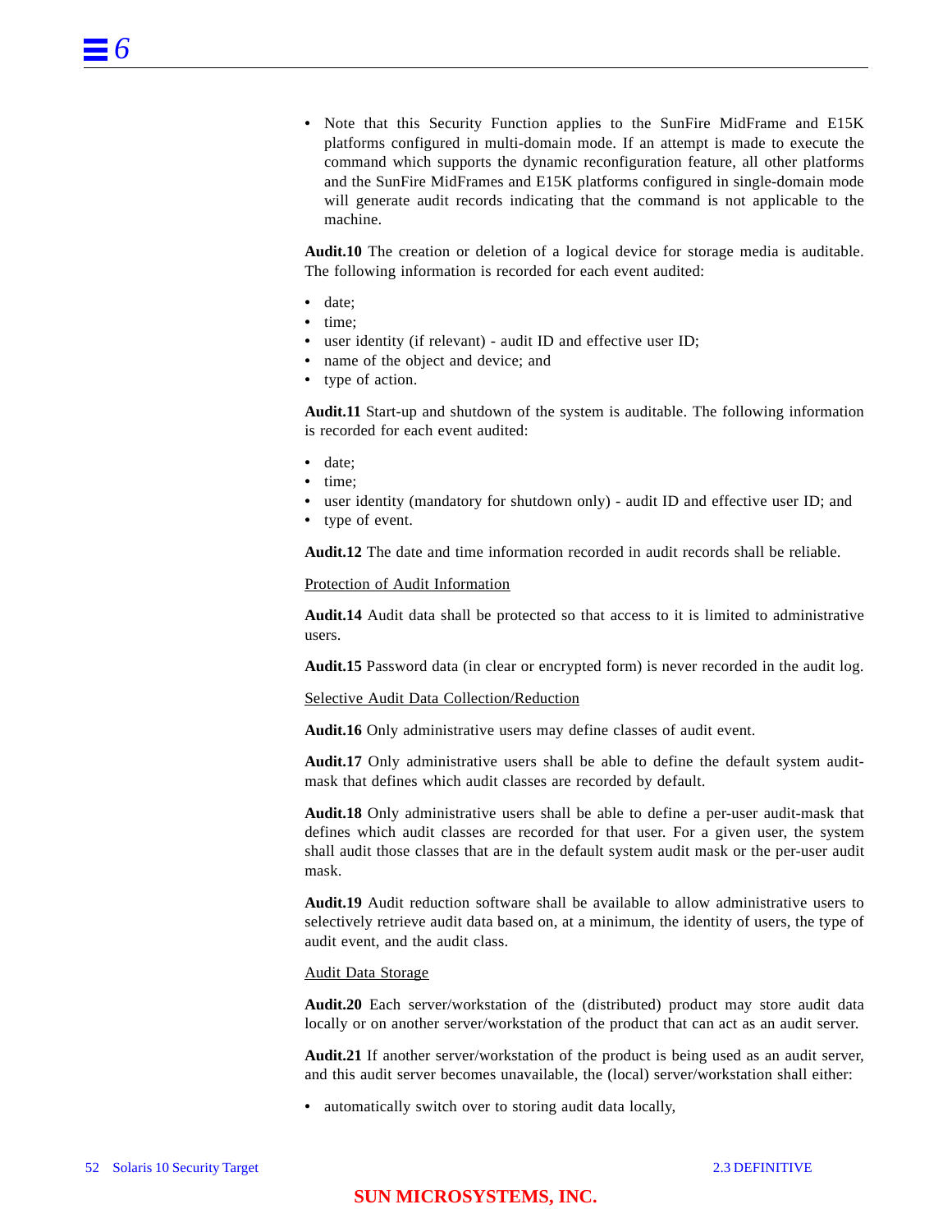- Note that this Security Function applies to the SunFire MidFrame and E15K platforms configured in multi-domain mode. If an attempt is made to execute the command which supports the dynamic reconfiguration feature, all other platforms and the SunFire MidFrames and E15K platforms configured in single-domain mode will generate audit records indicating that the command is not applicable to the machine.

**Audit.10** The creation or deletion of a logical device for storage media is auditable. The following information is recorded for each event audited:

- date;
- time;
- user identity (if relevant) - audit ID and effective user ID;
- name of the object and device; and
- type of action.

**Audit.11** Start-up and shutdown of the system is auditable. The following information is recorded for each event audited:

- date;
- time;
- user identity (mandatory for shutdown only) - audit ID and effective user ID; and
- type of event.

**Audit.12** The date and time information recorded in audit records shall be reliable.

Protection of Audit Information

**Audit.14** Audit data shall be protected so that access to it is limited to administrative users.

**Audit.15** Password data (in clear or encrypted form) is never recorded in the audit log.

Selective Audit Data Collection/Reduction

**Audit.16** Only administrative users may define classes of audit event.

**Audit.17** Only administrative users shall be able to define the default system audit-mask that defines which audit classes are recorded by default.

**Audit.18** Only administrative users shall be able to define a per-user audit-mask that defines which audit classes are recorded for that user. For a given user, the system shall audit those classes that are in the default system audit mask or the per-user audit mask.

**Audit.19** Audit reduction software shall be available to allow administrative users to selectively retrieve audit data based on, at a minimum, the identity of users, the type of audit event, and the audit class.

Audit Data Storage

**Audit.20** Each server/workstation of the (distributed) product may store audit data locally or on another server/workstation of the product that can act as an audit server.

**Audit.21** If another server/workstation of the product is being used as an audit server, and this audit server becomes unavailable, the (local) server/workstation shall either:

- automatically switch over to storing audit data locally,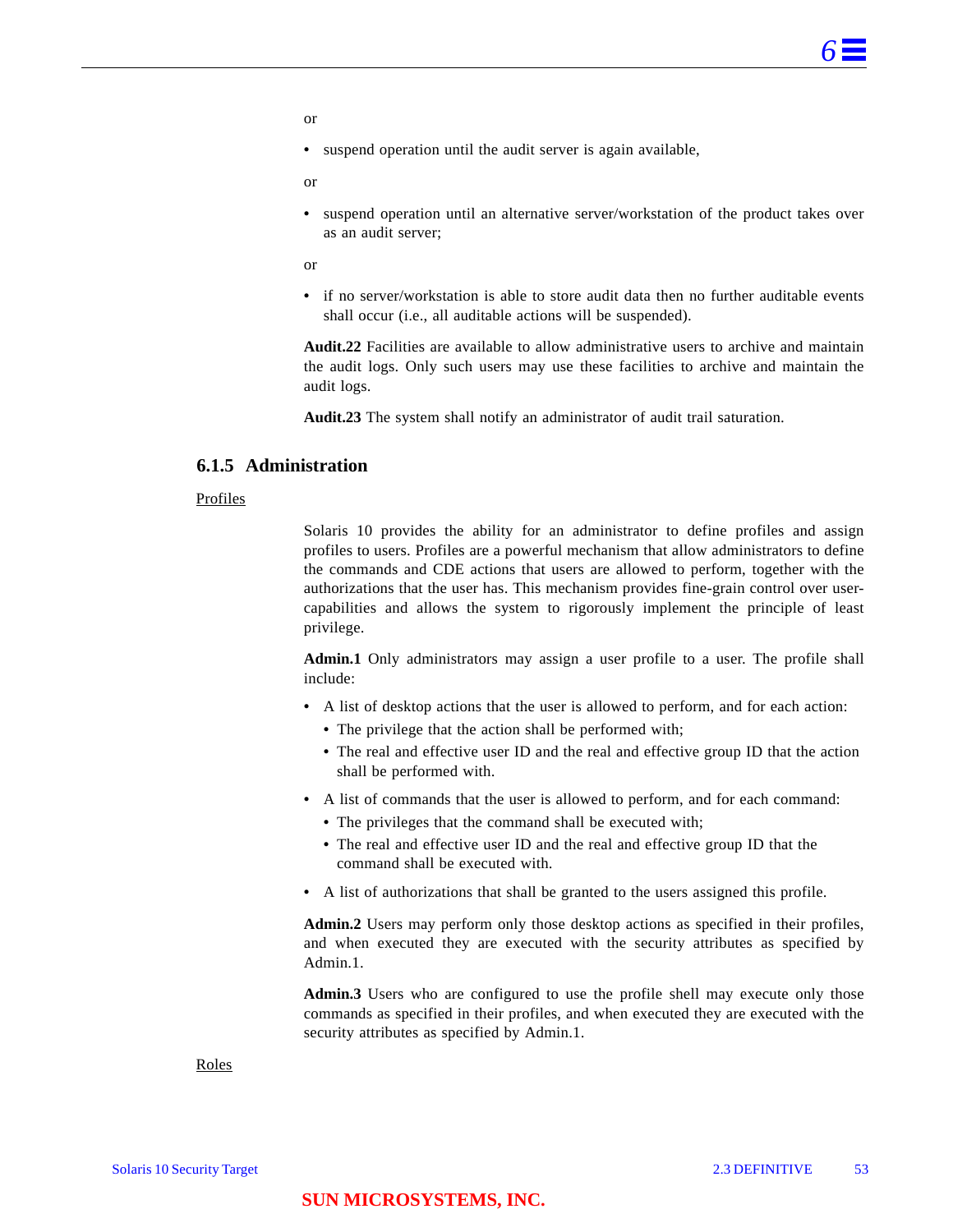or

- suspend operation until the audit server is again available,

or

- suspend operation until an alternative server/workstation of the product takes over as an audit server;

or

- if no server/workstation is able to store audit data then no further auditable events shall occur (i.e., all auditable actions will be suspended).

**Audit.22** Facilities are available to allow administrative users to archive and maintain the audit logs. Only such users may use these facilities to archive and maintain the audit logs.

**Audit.23** The system shall notify an administrator of audit trail saturation.

### 6.1.5 Administration

<u>Profiles</u>

Solaris 10 provides the ability for an administrator to define profiles and assign profiles to users. Profiles are a powerful mechanism that allow administrators to define the commands and CDE actions that users are allowed to perform, together with the authorizations that the user has. This mechanism provides fine-grain control over user-capabilities and allows the system to rigorously implement the principle of least privilege.

**Admin.1** Only administrators may assign a user profile to a user. The profile shall include:

- A list of desktop actions that the user is allowed to perform, and for each action:
  - The privilege that the action shall be performed with;
  - The real and effective user ID and the real and effective group ID that the action shall be performed with.
- A list of commands that the user is allowed to perform, and for each command:
  - The privileges that the command shall be executed with;
  - The real and effective user ID and the real and effective group ID that the command shall be executed with.
- A list of authorizations that shall be granted to the users assigned this profile.

**Admin.2** Users may perform only those desktop actions as specified in their profiles, and when executed they are executed with the security attributes as specified by Admin.1.

**Admin.3** Users who are configured to use the profile shell may execute only those commands as specified in their profiles, and when executed they are executed with the security attributes as specified by Admin.1.

<u>Roles</u>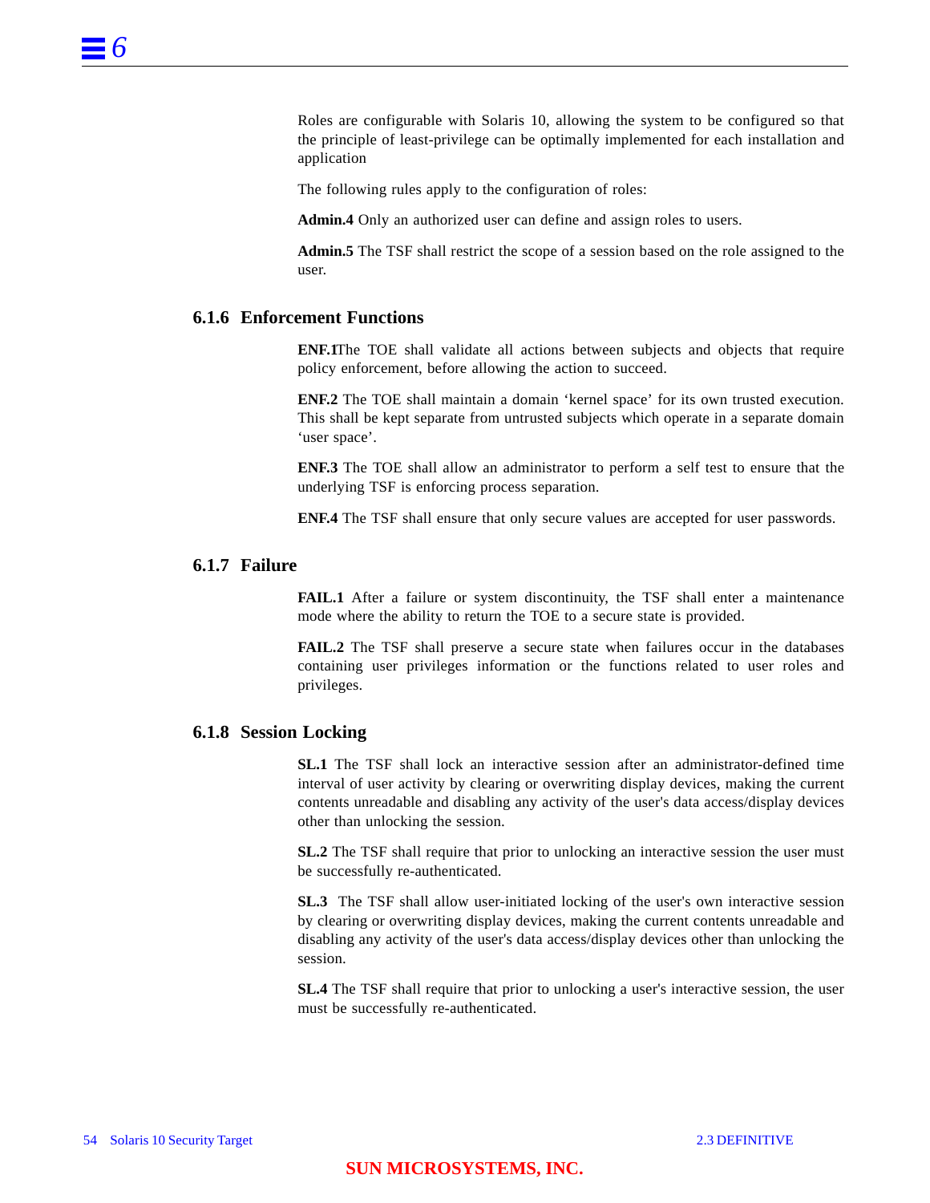Roles are configurable with Solaris 10, allowing the system to be configured so that the principle of least-privilege can be optimally implemented for each installation and application

The following rules apply to the configuration of roles:

**Admin.4** Only an authorized user can define and assign roles to users.

**Admin.5** The TSF shall restrict the scope of a session based on the role assigned to the user.

### 6.1.6 Enforcement Functions

**ENF.1**The TOE shall validate all actions between subjects and objects that require policy enforcement, before allowing the action to succeed.

**ENF.2** The TOE shall maintain a domain 'kernel space' for its own trusted execution. This shall be kept separate from untrusted subjects which operate in a separate domain 'user space'.

**ENF.3** The TOE shall allow an administrator to perform a self test to ensure that the underlying TSF is enforcing process separation.

**ENF.4** The TSF shall ensure that only secure values are accepted for user passwords.

### 6.1.7 Failure

**FAIL.1** After a failure or system discontinuity, the TSF shall enter a maintenance mode where the ability to return the TOE to a secure state is provided.

**FAIL.2** The TSF shall preserve a secure state when failures occur in the databases containing user privileges information or the functions related to user roles and privileges.

### 6.1.8 Session Locking

**SL.1** The TSF shall lock an interactive session after an administrator-defined time interval of user activity by clearing or overwriting display devices, making the current contents unreadable and disabling any activity of the user's data access/display devices other than unlocking the session.

**SL.2** The TSF shall require that prior to unlocking an interactive session the user must be successfully re-authenticated.

**SL.3** The TSF shall allow user-initiated locking of the user's own interactive session by clearing or overwriting display devices, making the current contents unreadable and disabling any activity of the user's data access/display devices other than unlocking the session.

**SL.4** The TSF shall require that prior to unlocking a user's interactive session, the user must be successfully re-authenticated.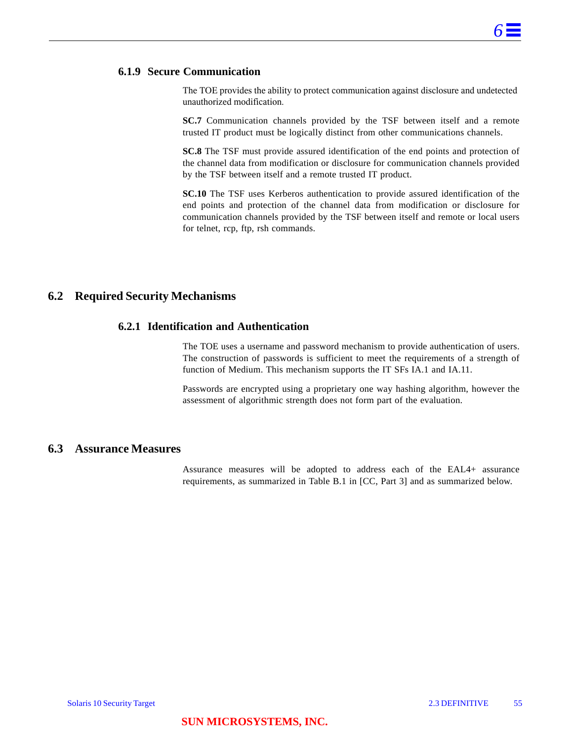### 6.1.9 Secure Communication

The TOE provides the ability to protect communication against disclosure and undetected unauthorized modification.

**SC.7** Communication channels provided by the TSF between itself and a remote trusted IT product must be logically distinct from other communications channels.

**SC.8** The TSF must provide assured identification of the end points and protection of the channel data from modification or disclosure for communication channels provided by the TSF between itself and a remote trusted IT product.

**SC.10** The TSF uses Kerberos authentication to provide assured identification of the end points and protection of the channel data from modification or disclosure for communication channels provided by the TSF between itself and remote or local users for telnet, rcp, ftp, rsh commands.

## 6.2 Required Security Mechanisms

### 6.2.1 Identification and Authentication

The TOE uses a username and password mechanism to provide authentication of users. The construction of passwords is sufficient to meet the requirements of a strength of function of Medium. This mechanism supports the IT SFs IA.1 and IA.11.

Passwords are encrypted using a proprietary one way hashing algorithm, however the assessment of algorithmic strength does not form part of the evaluation.

## 6.3 Assurance Measures

Assurance measures will be adopted to address each of the EAL4+ assurance requirements, as summarized in Table B.1 in [CC, Part 3] and as summarized below.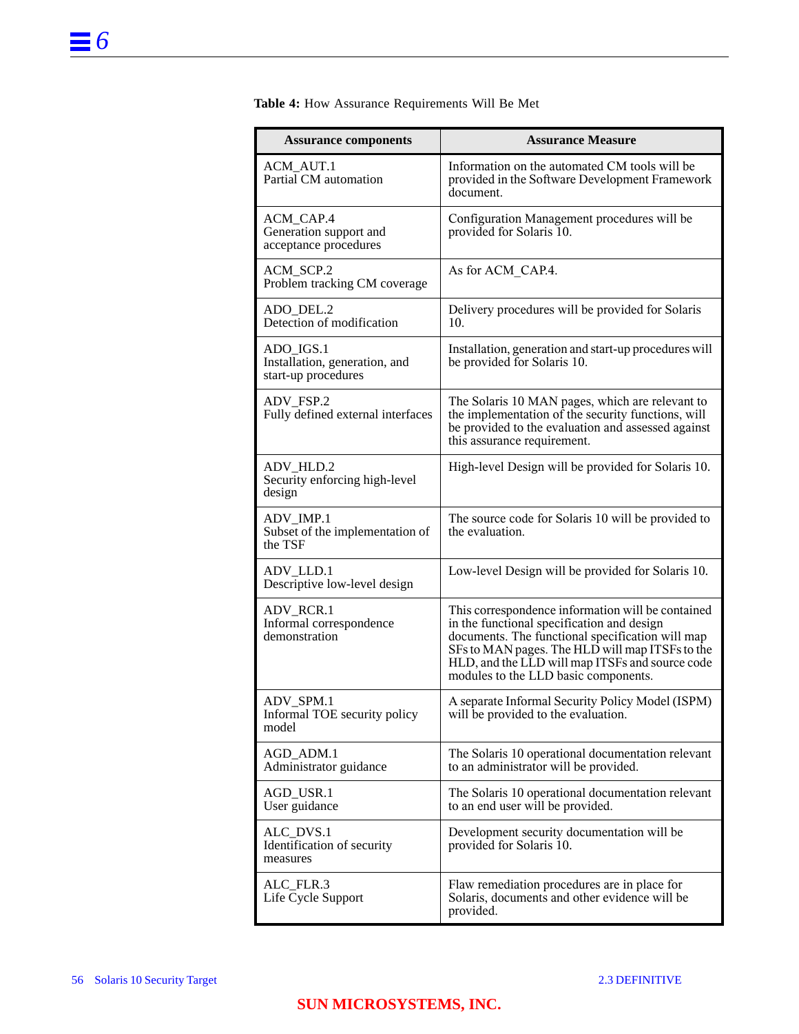**Table 4:** How Assurance Requirements Will Be Met

| Assurance components | Assurance Measure |
|---|---|
| ACM_AUT.1 Partial CM automation | Information on the automated CM tools will be provided in the Software Development Framework document. |
| ACM_CAP.4 Generation support and acceptance procedures | Configuration Management procedures will be provided for Solaris 10. |
| ACM_SCP.2 Problem tracking CM coverage | As for ACM_CAP.4. |
| ADO_DEL.2 Detection of modification | Delivery procedures will be provided for Solaris 10. |
| ADO_IGS.1 Installation, generation, and start-up procedures | Installation, generation and start-up procedures will be provided for Solaris 10. |
| ADV_FSP.2 Fully defined external interfaces | The Solaris 10 MAN pages, which are relevant to the implementation of the security functions, will be provided to the evaluation and assessed against this assurance requirement. |
| ADV_HLD.2 Security enforcing high-level design | High-level Design will be provided for Solaris 10. |
| ADV_IMP.1 Subset of the implementation of the TSF | The source code for Solaris 10 will be provided to the evaluation. |
| ADV_LLD.1 Descriptive low-level design | Low-level Design will be provided for Solaris 10. |
| ADV_RCR.1 Informal correspondence demonstration | This correspondence information will be contained in the functional specification and design documents. The functional specification will map SFs to MAN pages. The HLD will map ITSFs to the HLD, and the LLD will map ITSFs and source code modules to the LLD basic components. |
| ADV_SPM.1 Informal TOE security policy model | A separate Informal Security Policy Model (ISPM) will be provided to the evaluation. |
| AGD_ADM.1 Administrator guidance | The Solaris 10 operational documentation relevant to an administrator will be provided. |
| AGD_USR.1 User guidance | The Solaris 10 operational documentation relevant to an end user will be provided. |
| ALC_DVS.1 Identification of security measures | Development security documentation will be provided for Solaris 10. |
| ALC_FLR.3 Life Cycle Support | Flaw remediation procedures are in place for Solaris, documents and other evidence will be provided. |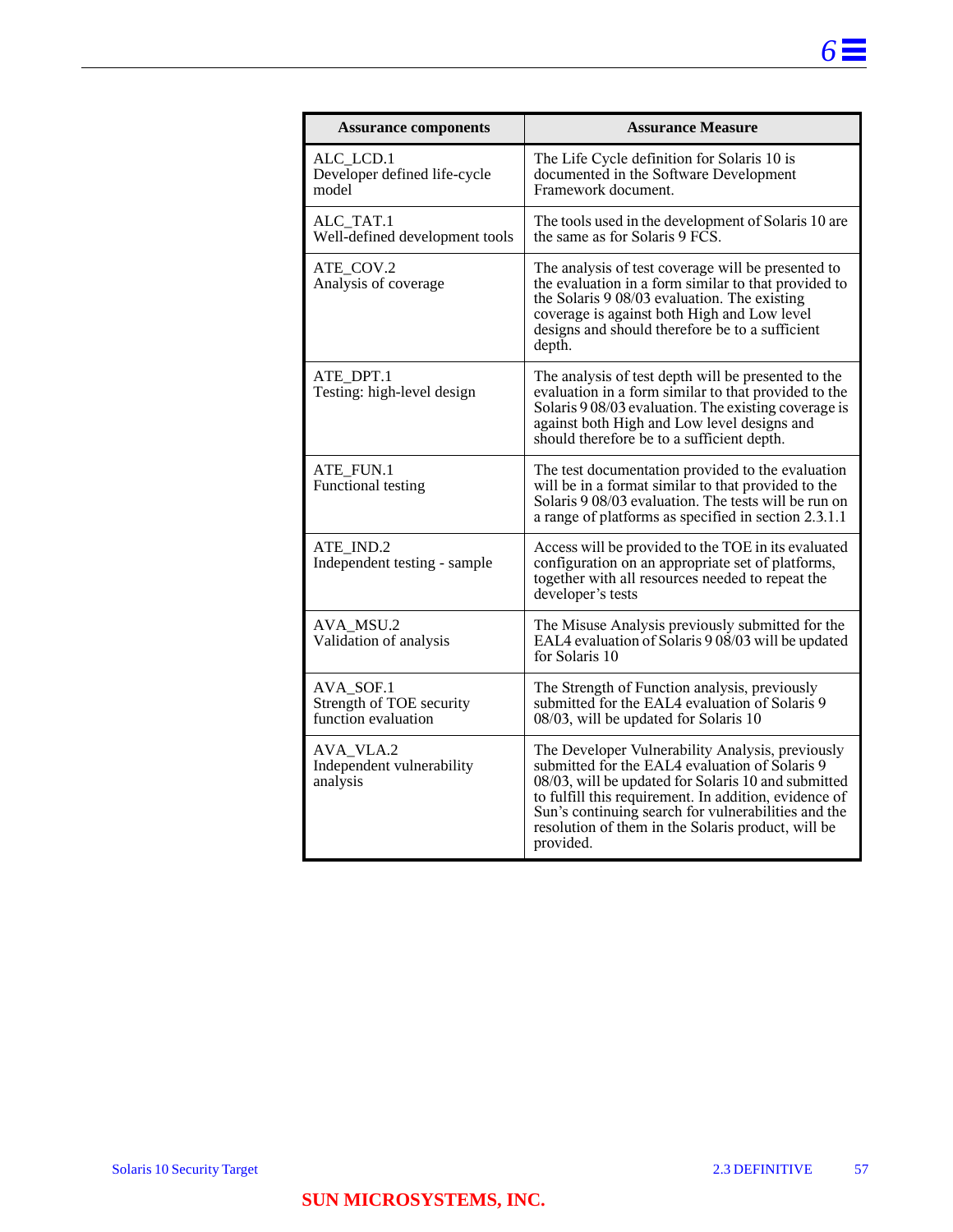| Assurance components | Assurance Measure |
|---|---|
| ALC_LCD.1 Developer defined life-cycle model | The Life Cycle definition for Solaris 10 is documented in the Software Development Framework document. |
| ALC_TAT.1 Well-defined development tools | The tools used in the development of Solaris 10 are the same as for Solaris 9 FCS. |
| ATE_COV.2 Analysis of coverage | The analysis of test coverage will be presented to the evaluation in a form similar to that provided to the Solaris 9 08/03 evaluation. The existing coverage is against both High and Low level designs and should therefore be to a sufficient depth. |
| ATE_DPT.1 Testing: high-level design | The analysis of test depth will be presented to the evaluation in a form similar to that provided to the Solaris 9 08/03 evaluation. The existing coverage is against both High and Low level designs and should therefore be to a sufficient depth. |
| ATE_FUN.1 Functional testing | The test documentation provided to the evaluation will be in a format similar to that provided to the Solaris 9 08/03 evaluation. The tests will be run on a range of platforms as specified in section 2.3.1.1 |
| ATE_IND.2 Independent testing - sample | Access will be provided to the TOE in its evaluated configuration on an appropriate set of platforms, together with all resources needed to repeat the developer's tests |
| AVA_MSU.2 Validation of analysis | The Misuse Analysis previously submitted for the EAL4 evaluation of Solaris 9 08/03 will be updated for Solaris 10 |
| AVA_SOF.1 Strength of TOE security function evaluation | The Strength of Function analysis, previously submitted for the EAL4 evaluation of Solaris 9 08/03, will be updated for Solaris 10 |
| AVA_VLA.2 Independent vulnerability analysis | The Developer Vulnerability Analysis, previously submitted for the EAL4 evaluation of Solaris 9 08/03, will be updated for Solaris 10 and submitted to fulfill this requirement. In addition, evidence of Sun's continuing search for vulnerabilities and the resolution of them in the Solaris product, will be provided. |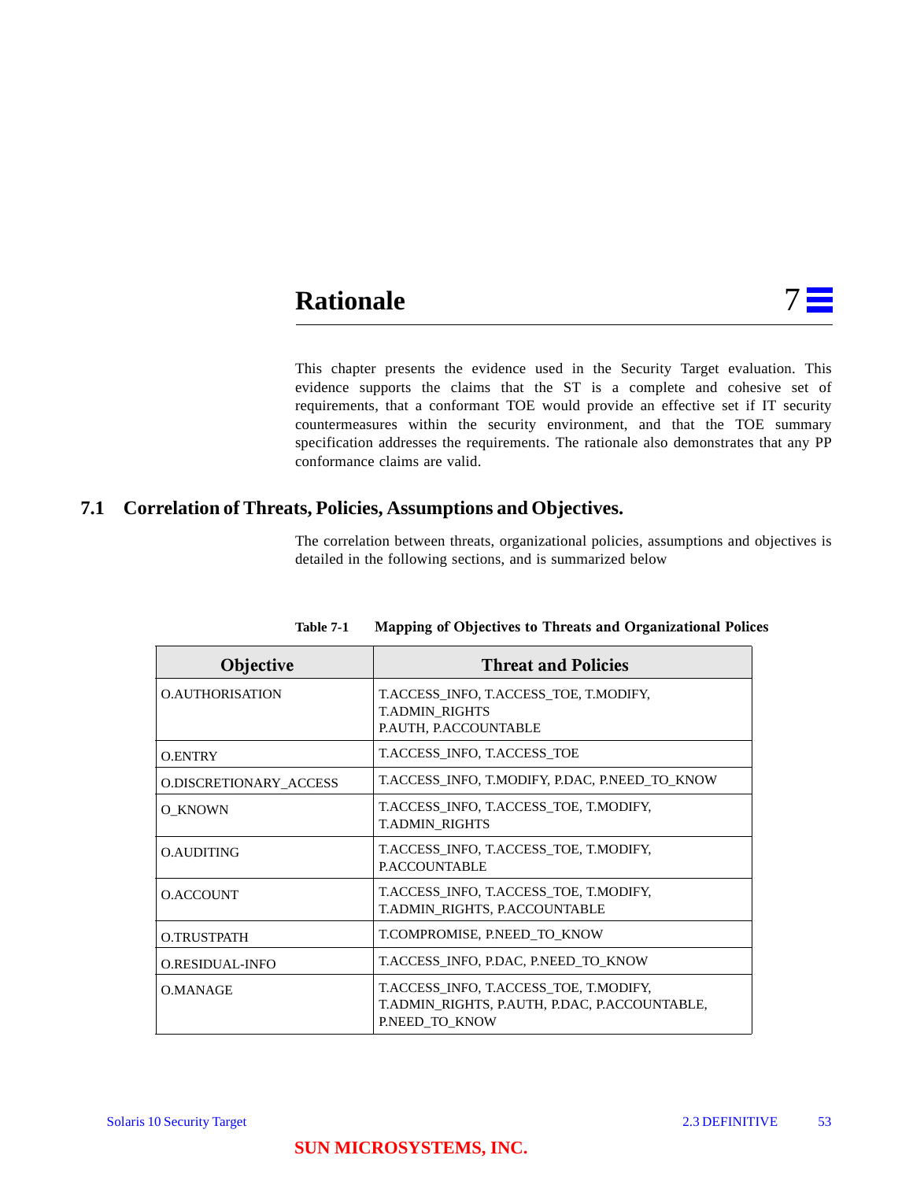# 7 Rationale

This chapter presents the evidence used in the Security Target evaluation. This evidence supports the claims that the ST is a complete and cohesive set of requirements, that a conformant TOE would provide an effective set if IT security countermeasures within the security environment, and that the TOE summary specification addresses the requirements. The rationale also demonstrates that any PP conformance claims are valid.

## 7.1 Correlation of Threats, Policies, Assumptions and Objectives.

The correlation between threats, organizational policies, assumptions and objectives is detailed in the following sections, and is summarized below

**Table 7-1 Mapping of Objectives to Threats and Organizational Polices**

| Objective | Threat and Policies |
|---|---|
| O.AUTHORISATION | T.ACCESS_INFO, T.ACCESS_TOE, T.MODIFY, T.ADMIN_RIGHTS P.AUTH, P.ACCOUNTABLE |
| O.ENTRY | T.ACCESS_INFO, T.ACCESS_TOE |
| O.DISCRETIONARY_ACCESS | T.ACCESS_INFO, T.MODIFY, P.DAC, P.NEED_TO_KNOW |
| O_KNOWN | T.ACCESS_INFO, T.ACCESS_TOE, T.MODIFY, T.ADMIN_RIGHTS |
| O.AUDITING | T.ACCESS_INFO, T.ACCESS_TOE, T.MODIFY, P.ACCOUNTABLE |
| O.ACCOUNT | T.ACCESS_INFO, T.ACCESS_TOE, T.MODIFY, T.ADMIN_RIGHTS, P.ACCOUNTABLE |
| O.TRUSTPATH | T.COMPROMISE, P.NEED_TO_KNOW |
| O.RESIDUAL-INFO | T.ACCESS_INFO, P.DAC, P.NEED_TO_KNOW |
| O.MANAGE | T.ACCESS_INFO, T.ACCESS_TOE, T.MODIFY, T.ADMIN_RIGHTS, P.AUTH, P.DAC, P.ACCOUNTABLE, P.NEED_TO_KNOW |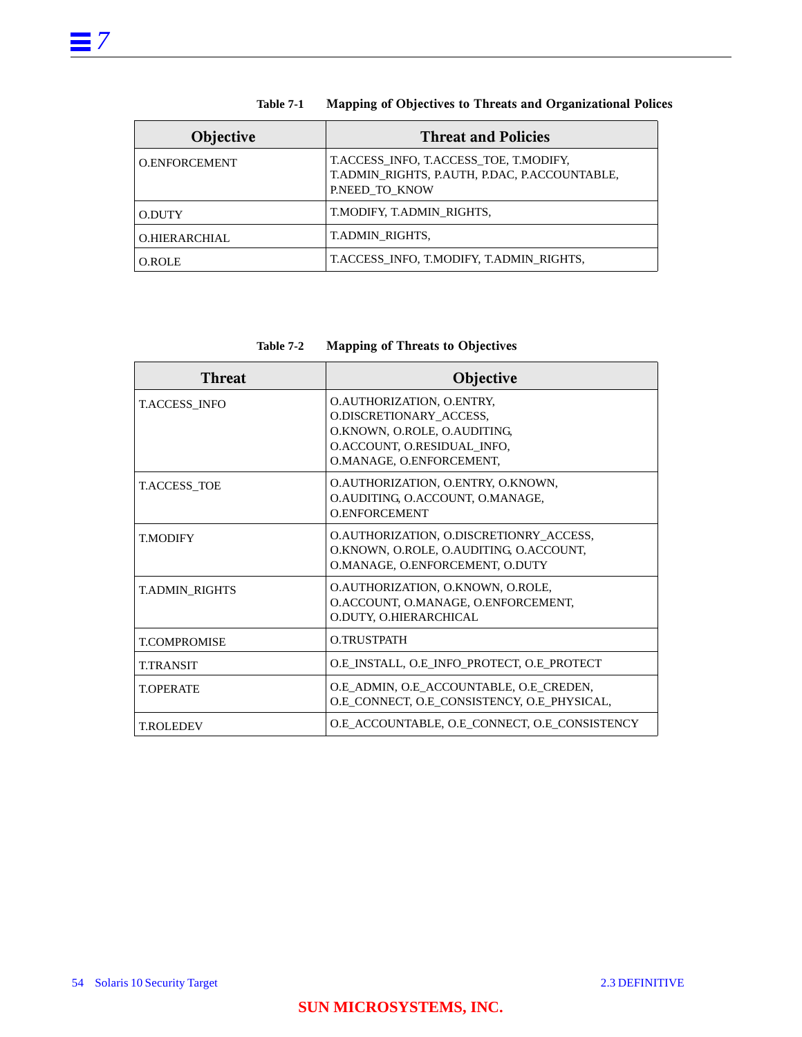Table 7-1 Mapping of Objectives to Threats and Organizational Polices

| Objective | Threat and Policies |
|---|---|
| O.ENFORCEMENT | T.ACCESS_INFO, T.ACCESS_TOE, T.MODIFY, T.ADMIN_RIGHTS, P.AUTH, P.DAC, P.ACCOUNTABLE, P.NEED_TO_KNOW |
| O.DUTY | T.MODIFY, T.ADMIN_RIGHTS, |
| O.HIERARCHIAL | T.ADMIN_RIGHTS, |
| O.ROLE | T.ACCESS_INFO, T.MODIFY, T.ADMIN_RIGHTS, |

Table 7-2 Mapping of Threats to Objectives

| Threat | Objective |
|---|---|
| T.ACCESS_INFO | O.AUTHORIZATION, O.ENTRY, O.DISCRETIONARY_ACCESS, O.KNOWN, O.ROLE, O.AUDITING, O.ACCOUNT, O.RESIDUAL_INFO, O.MANAGE, O.ENFORCEMENT, |
| T.ACCESS_TOE | O.AUTHORIZATION, O.ENTRY, O.KNOWN, O.AUDITING, O.ACCOUNT, O.MANAGE, O.ENFORCEMENT |
| T.MODIFY | O.AUTHORIZATION, O.DISCRETIONRY_ACCESS, O.KNOWN, O.ROLE, O.AUDITING, O.ACCOUNT, O.MANAGE, O.ENFORCEMENT, O.DUTY |
| T.ADMIN_RIGHTS | O.AUTHORIZATION, O.KNOWN, O.ROLE, O.ACCOUNT, O.MANAGE, O.ENFORCEMENT, O.DUTY, O.HIERARCHICAL |
| T.COMPROMISE | O.TRUSTPATH |
| T.TRANSIT | O.E_INSTALL, O.E_INFO_PROTECT, O.E_PROTECT |
| T.OPERATE | O.E_ADMIN, O.E_ACCOUNTABLE, O.E_CREDEN, O.E_CONNECT, O.E_CONSISTENCY, O.E_PHYSICAL, |
| T.ROLEDEV | O.E_ACCOUNTABLE, O.E_CONNECT, O.E_CONSISTENCY |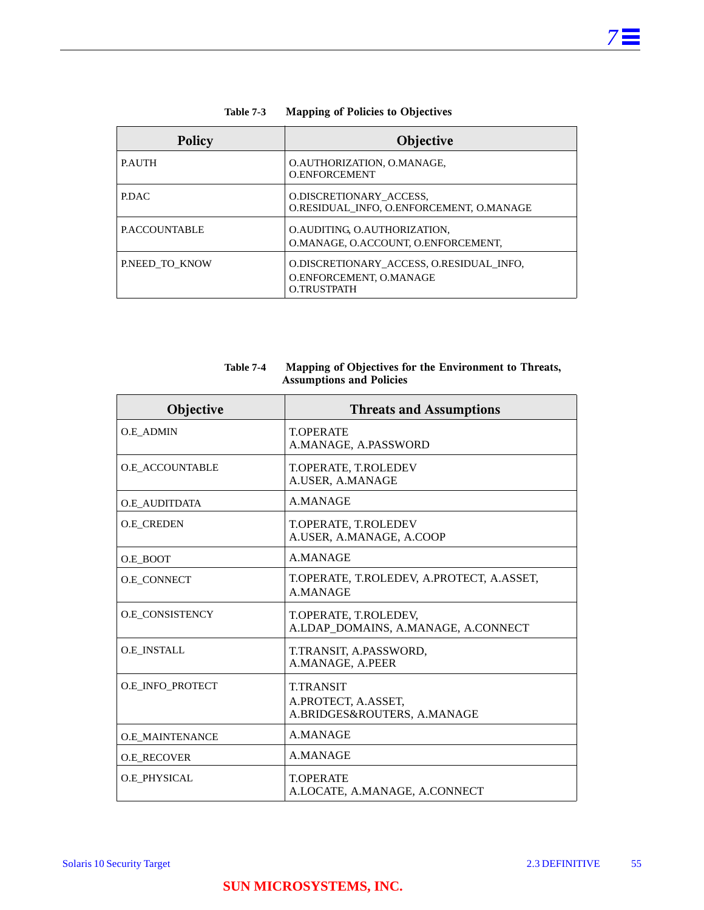**Table 7-3 Mapping of Policies to Objectives**

| Policy | Objective |
|---|---|
| P.AUTH | O.AUTHORIZATION, O.MANAGE, O.ENFORCEMENT |
| P.DAC | O.DISCRETIONARY_ACCESS, O.RESIDUAL_INFO, O.ENFORCEMENT, O.MANAGE |
| P.ACCOUNTABLE | O.AUDITING, O.AUTHORIZATION, O.MANAGE, O.ACCOUNT, O.ENFORCEMENT, |
| P.NEED_TO_KNOW | O.DISCRETIONARY_ACCESS, O.RESIDUAL_INFO, O.ENFORCEMENT, O.MANAGE O.TRUSTPATH |

**Table 7-4 Mapping of Objectives for the Environment to Threats, Assumptions and Policies**

| Objective | Threats and Assumptions |
|---|---|
| O.E_ADMIN | T.OPERATE A.MANAGE, A.PASSWORD |
| O.E_ACCOUNTABLE | T.OPERATE, T.ROLEDEV A.USER, A.MANAGE |
| O.E_AUDITDATA | A.MANAGE |
| O.E_CREDEN | T.OPERATE, T.ROLEDEV A.USER, A.MANAGE, A.COOP |
| O.E_BOOT | A.MANAGE |
| O.E_CONNECT | T.OPERATE, T.ROLEDEV, A.PROTECT, A.ASSET, A.MANAGE |
| O.E_CONSISTENCY | T.OPERATE, T.ROLEDEV, A.LDAP_DOMAINS, A.MANAGE, A.CONNECT |
| O.E_INSTALL | T.TRANSIT, A.PASSWORD, A.MANAGE, A.PEER |
| O.E_INFO_PROTECT | T.TRANSIT A.PROTECT, A.ASSET, A.BRIDGES&ROUTERS, A.MANAGE |
| O.E_MAINTENANCE | A.MANAGE |
| O.E_RECOVER | A.MANAGE |
| O.E_PHYSICAL | T.OPERATE A.LOCATE, A.MANAGE, A.CONNECT |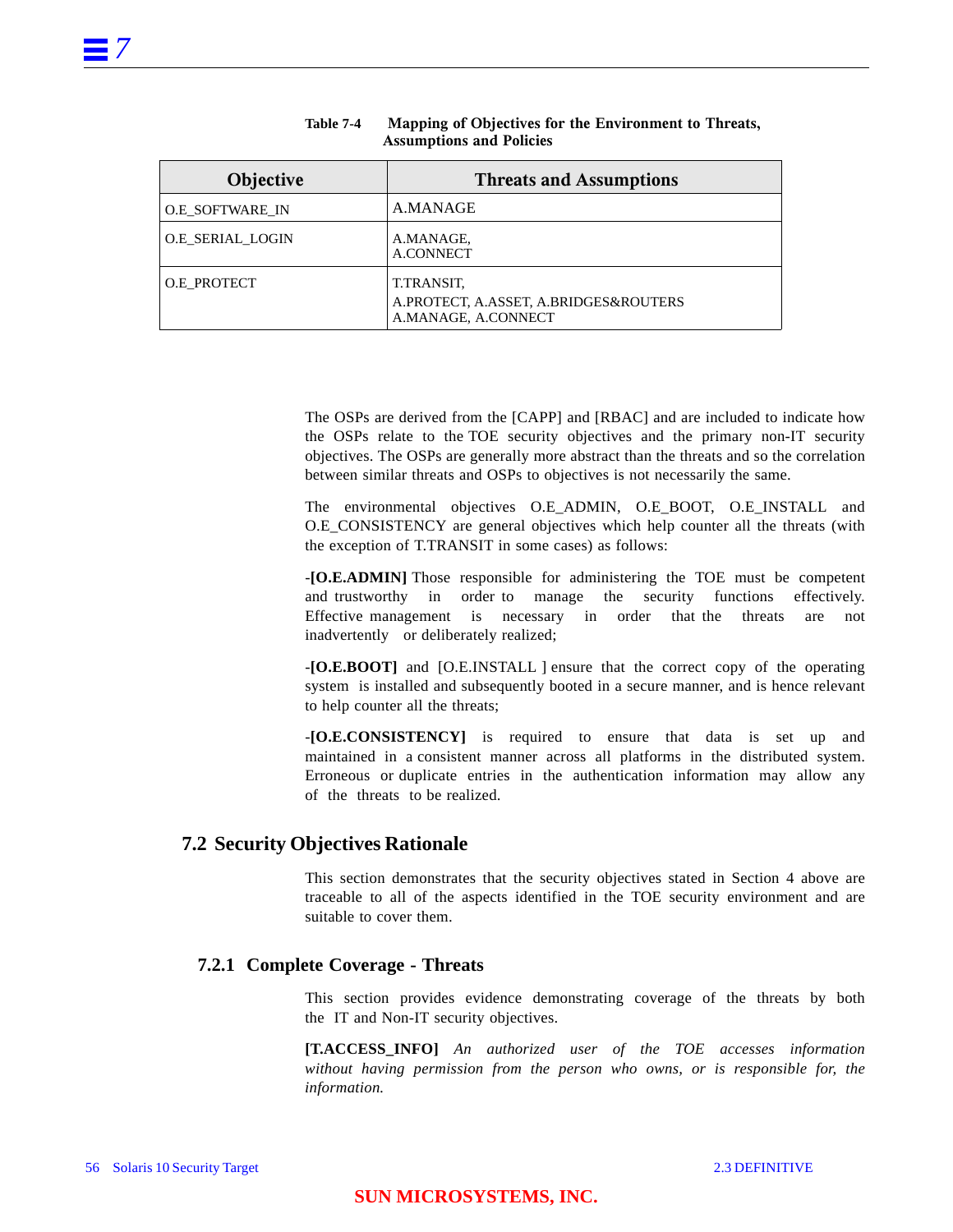**Table 7-4 Mapping of Objectives for the Environment to Threats, Assumptions and Policies**

| Objective | Threats and Assumptions |
|---|---|
| O.E_SOFTWARE_IN | A.MANAGE |
| O.E_SERIAL_LOGIN | A.MANAGE, A.CONNECT |
| O.E_PROTECT | T.TRANSIT, A.PROTECT, A.ASSET, A.BRIDGES&ROUTERS A.MANAGE, A.CONNECT |

The OSPs are derived from the [CAPP] and [RBAC] and are included to indicate how the OSPs relate to the TOE security objectives and the primary non-IT security objectives. The OSPs are generally more abstract than the threats and so the correlation between similar threats and OSPs to objectives is not necessarily the same.

The environmental objectives O.E_ADMIN, O.E_BOOT, O.E_INSTALL and O.E_CONSISTENCY are general objectives which help counter all the threats (with the exception of T.TRANSIT in some cases) as follows:

-**[O.E.ADMIN]** Those responsible for administering the TOE must be competent and trustworthy in order to manage the security functions effectively. Effective management is necessary in order that the threats are not inadvertently or deliberately realized;

-**[O.E.BOOT]** and [O.E.INSTALL ] ensure that the correct copy of the operating system is installed and subsequently booted in a secure manner, and is hence relevant to help counter all the threats;

-**[O.E.CONSISTENCY]** is required to ensure that data is set up and maintained in a consistent manner across all platforms in the distributed system. Erroneous or duplicate entries in the authentication information may allow any of the threats to be realized.

## 7.2 Security Objectives Rationale

This section demonstrates that the security objectives stated in Section 4 above are traceable to all of the aspects identified in the TOE security environment and are suitable to cover them.

### 7.2.1 Complete Coverage - Threats

This section provides evidence demonstrating coverage of the threats by both the IT and Non-IT security objectives.

**[T.ACCESS_INFO]** *An authorized user of the TOE accesses information without having permission from the person who owns, or is responsible for, the information.*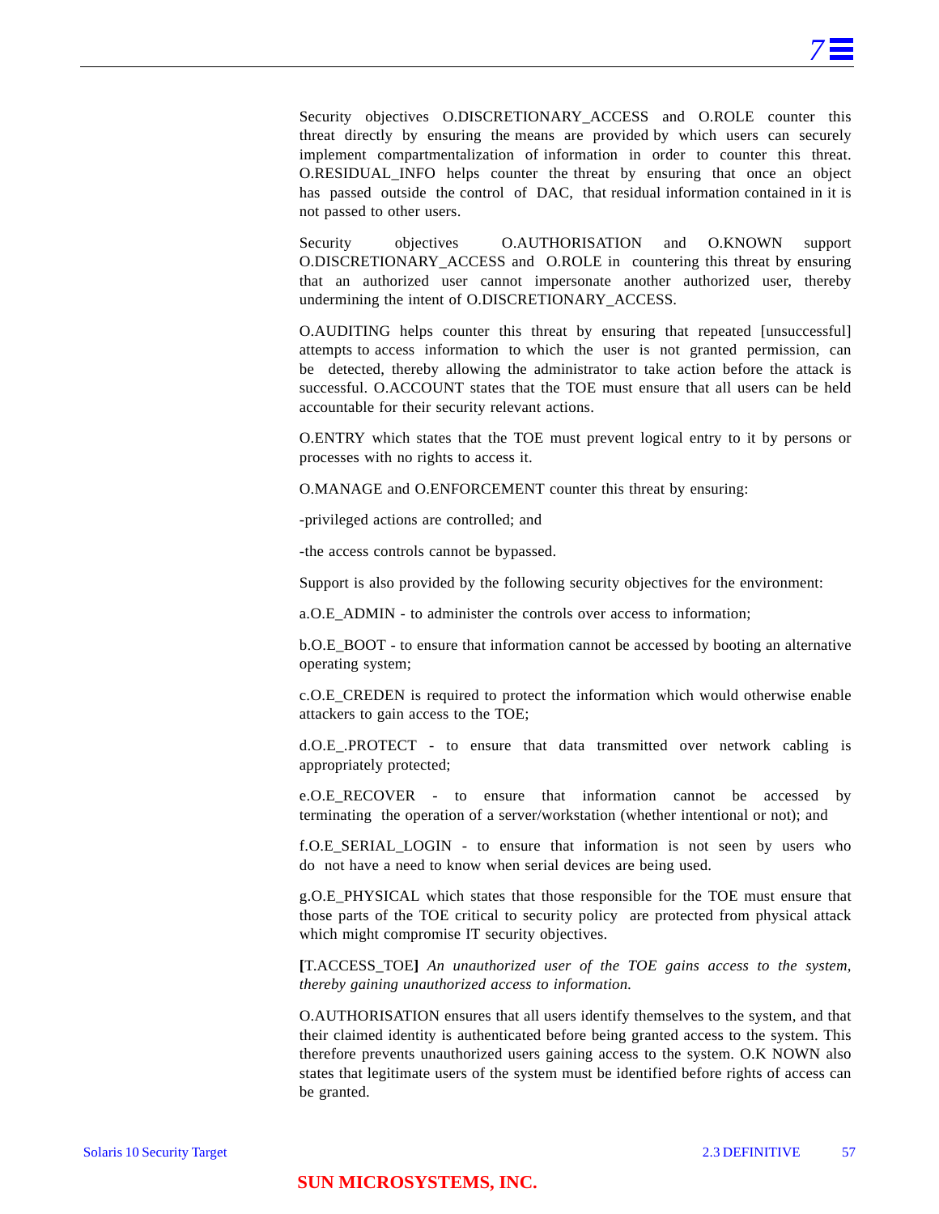Security objectives O.DISCRETIONARY_ACCESS and O.ROLE counter this threat directly by ensuring the means are provided by which users can securely implement compartmentalization of information in order to counter this threat. O.RESIDUAL_INFO helps counter the threat by ensuring that once an object has passed outside the control of DAC, that residual information contained in it is not passed to other users.

Security objectives O.AUTHORISATION and O.KNOWN support O.DISCRETIONARY_ACCESS and O.ROLE in countering this threat by ensuring that an authorized user cannot impersonate another authorized user, thereby undermining the intent of O.DISCRETIONARY_ACCESS.

O.AUDITING helps counter this threat by ensuring that repeated [unsuccessful] attempts to access information to which the user is not granted permission, can be detected, thereby allowing the administrator to take action before the attack is successful. O.ACCOUNT states that the TOE must ensure that all users can be held accountable for their security relevant actions.

O.ENTRY which states that the TOE must prevent logical entry to it by persons or processes with no rights to access it.

O.MANAGE and O.ENFORCEMENT counter this threat by ensuring:

-privileged actions are controlled; and

-the access controls cannot be bypassed.

Support is also provided by the following security objectives for the environment:

a.O.E_ADMIN - to administer the controls over access to information;

b.O.E_BOOT - to ensure that information cannot be accessed by booting an alternative operating system;

c.O.E_CREDEN is required to protect the information which would otherwise enable attackers to gain access to the TOE;

d.O.E_.PROTECT - to ensure that data transmitted over network cabling is appropriately protected;

e.O.E_RECOVER - to ensure that information cannot be accessed by terminating the operation of a server/workstation (whether intentional or not); and

f.O.E_SERIAL_LOGIN - to ensure that information is not seen by users who do not have a need to know when serial devices are being used.

g.O.E_PHYSICAL which states that those responsible for the TOE must ensure that those parts of the TOE critical to security policy are protected from physical attack which might compromise IT security objectives.

**[**T.ACCESS_TOE**]** *An unauthorized user of the TOE gains access to the system, thereby gaining unauthorized access to information.*

O.AUTHORISATION ensures that all users identify themselves to the system, and that their claimed identity is authenticated before being granted access to the system. This therefore prevents unauthorized users gaining access to the system. O.K NOWN also states that legitimate users of the system must be identified before rights of access can be granted.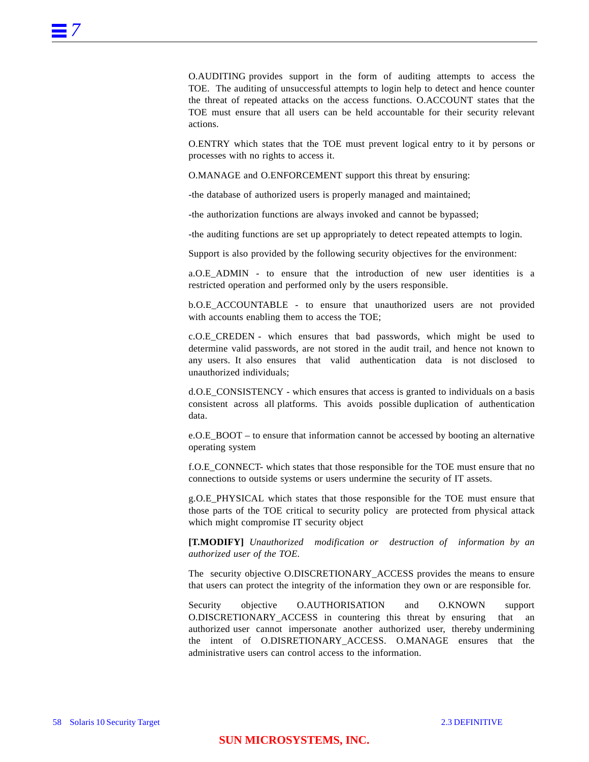O.AUDITING provides support in the form of auditing attempts to access the TOE. The auditing of unsuccessful attempts to login help to detect and hence counter the threat of repeated attacks on the access functions. O.ACCOUNT states that the TOE must ensure that all users can be held accountable for their security relevant actions.

O.ENTRY which states that the TOE must prevent logical entry to it by persons or processes with no rights to access it.

O.MANAGE and O.ENFORCEMENT support this threat by ensuring:

-the database of authorized users is properly managed and maintained;

-the authorization functions are always invoked and cannot be bypassed;

-the auditing functions are set up appropriately to detect repeated attempts to login.

Support is also provided by the following security objectives for the environment:

a.O.E_ADMIN - to ensure that the introduction of new user identities is a restricted operation and performed only by the users responsible.

b.O.E_ACCOUNTABLE - to ensure that unauthorized users are not provided with accounts enabling them to access the TOE;

c.O.E_CREDEN - which ensures that bad passwords, which might be used to determine valid passwords, are not stored in the audit trail, and hence not known to any users. It also ensures that valid authentication data is not disclosed to unauthorized individuals;

d.O.E_CONSISTENCY - which ensures that access is granted to individuals on a basis consistent across all platforms. This avoids possible duplication of authentication data.

e.O.E_BOOT – to ensure that information cannot be accessed by booting an alternative operating system

f.O.E_CONNECT- which states that those responsible for the TOE must ensure that no connections to outside systems or users undermine the security of IT assets.

g.O.E_PHYSICAL which states that those responsible for the TOE must ensure that those parts of the TOE critical to security policy are protected from physical attack which might compromise IT security object

**[T.MODIFY]** *Unauthorized modification or destruction of information by an authorized user of the TOE.*

The security objective O.DISCRETIONARY_ACCESS provides the means to ensure that users can protect the integrity of the information they own or are responsible for.

Security objective O.AUTHORISATION and O.KNOWN support O.DISCRETIONARY_ACCESS in countering this threat by ensuring that an authorized user cannot impersonate another authorized user, thereby undermining the intent of O.DISRETIONARY_ACCESS. O.MANAGE ensures that the administrative users can control access to the information.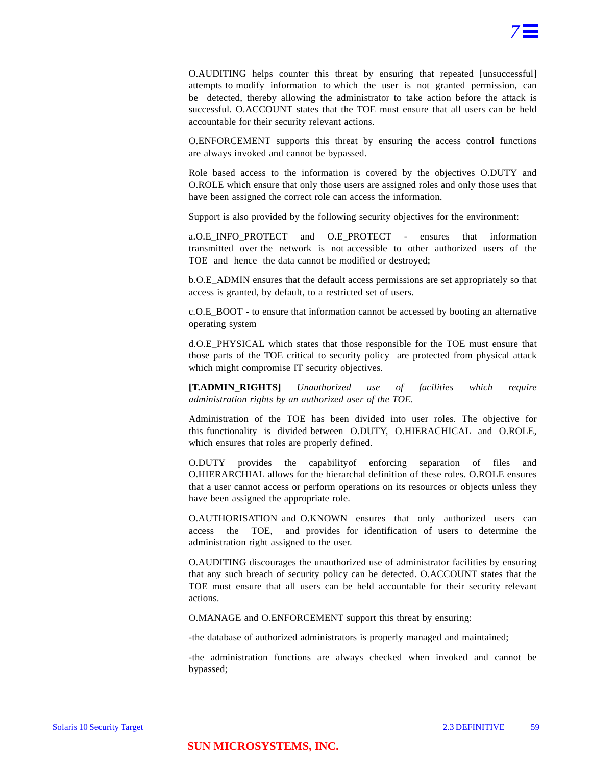O.AUDITING helps counter this threat by ensuring that repeated [unsuccessful] attempts to modify information to which the user is not granted permission, can be detected, thereby allowing the administrator to take action before the attack is successful. O.ACCOUNT states that the TOE must ensure that all users can be held accountable for their security relevant actions.

O.ENFORCEMENT supports this threat by ensuring the access control functions are always invoked and cannot be bypassed.

Role based access to the information is covered by the objectives O.DUTY and O.ROLE which ensure that only those users are assigned roles and only those uses that have been assigned the correct role can access the information.

Support is also provided by the following security objectives for the environment:

a.O.E_INFO_PROTECT and O.E_PROTECT - ensures that information transmitted over the network is not accessible to other authorized users of the TOE and hence the data cannot be modified or destroyed;

b.O.E_ADMIN ensures that the default access permissions are set appropriately so that access is granted, by default, to a restricted set of users.

c.O.E_BOOT - to ensure that information cannot be accessed by booting an alternative operating system

d.O.E_PHYSICAL which states that those responsible for the TOE must ensure that those parts of the TOE critical to security policy are protected from physical attack which might compromise IT security objectives.

**[T.ADMIN_RIGHTS]** *Unauthorized use of facilities which require administration rights by an authorized user of the TOE.*

Administration of the TOE has been divided into user roles. The objective for this functionality is divided between O.DUTY, O.HIERACHICAL and O.ROLE, which ensures that roles are properly defined.

O.DUTY provides the capabilityof enforcing separation of files and O.HIERARCHIAL allows for the hierarchal definition of these roles. O.ROLE ensures that a user cannot access or perform operations on its resources or objects unless they have been assigned the appropriate role.

O.AUTHORISATION and O.KNOWN ensures that only authorized users can access the TOE, and provides for identification of users to determine the administration right assigned to the user.

O.AUDITING discourages the unauthorized use of administrator facilities by ensuring that any such breach of security policy can be detected. O.ACCOUNT states that the TOE must ensure that all users can be held accountable for their security relevant actions.

O.MANAGE and O.ENFORCEMENT support this threat by ensuring:

-the database of authorized administrators is properly managed and maintained;

-the administration functions are always checked when invoked and cannot be bypassed;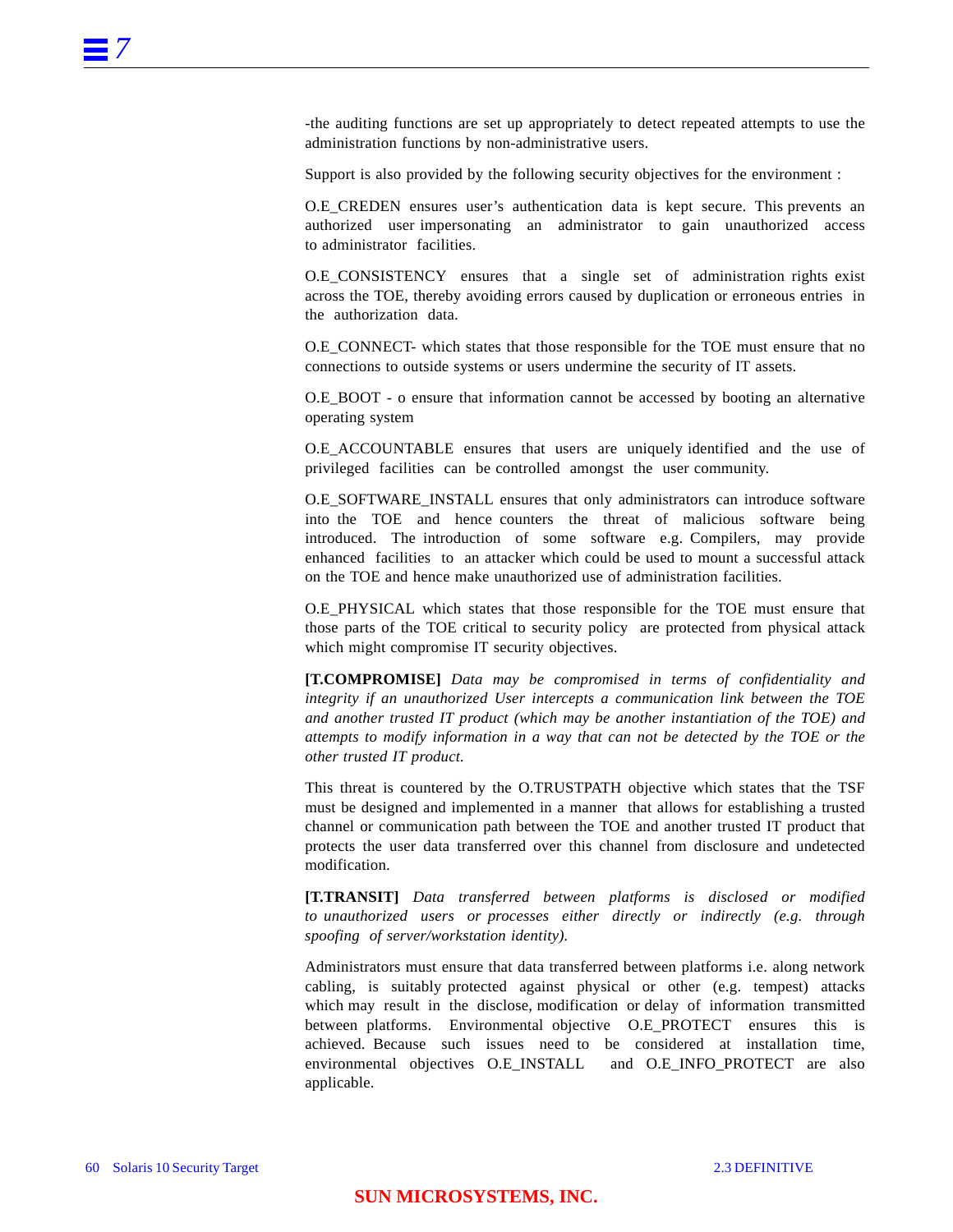-the auditing functions are set up appropriately to detect repeated attempts to use the administration functions by non-administrative users.

Support is also provided by the following security objectives for the environment :

O.E_CREDEN ensures user's authentication data is kept secure. This prevents an authorized user impersonating an administrator to gain unauthorized access to administrator facilities.

O.E_CONSISTENCY ensures that a single set of administration rights exist across the TOE, thereby avoiding errors caused by duplication or erroneous entries in the authorization data.

O.E_CONNECT- which states that those responsible for the TOE must ensure that no connections to outside systems or users undermine the security of IT assets.

O.E_BOOT - o ensure that information cannot be accessed by booting an alternative operating system

O.E_ACCOUNTABLE ensures that users are uniquely identified and the use of privileged facilities can be controlled amongst the user community.

O.E_SOFTWARE_INSTALL ensures that only administrators can introduce software into the TOE and hence counters the threat of malicious software being introduced. The introduction of some software e.g. Compilers, may provide enhanced facilities to an attacker which could be used to mount a successful attack on the TOE and hence make unauthorized use of administration facilities.

O.E_PHYSICAL which states that those responsible for the TOE must ensure that those parts of the TOE critical to security policy are protected from physical attack which might compromise IT security objectives.

**[T.COMPROMISE]** *Data may be compromised in terms of confidentiality and integrity if an unauthorized User intercepts a communication link between the TOE and another trusted IT product (which may be another instantiation of the TOE) and attempts to modify information in a way that can not be detected by the TOE or the other trusted IT product.*

This threat is countered by the O.TRUSTPATH objective which states that the TSF must be designed and implemented in a manner that allows for establishing a trusted channel or communication path between the TOE and another trusted IT product that protects the user data transferred over this channel from disclosure and undetected modification.

**[T.TRANSIT]** *Data transferred between platforms is disclosed or modified to unauthorized users or processes either directly or indirectly (e.g. through spoofing of server/workstation identity).*

Administrators must ensure that data transferred between platforms i.e. along network cabling, is suitably protected against physical or other (e.g. tempest) attacks which may result in the disclose, modification or delay of information transmitted between platforms. Environmental objective O.E_PROTECT ensures this is achieved. Because such issues need to be considered at installation time, environmental objectives O.E_INSTALL and O.E_INFO_PROTECT are also applicable.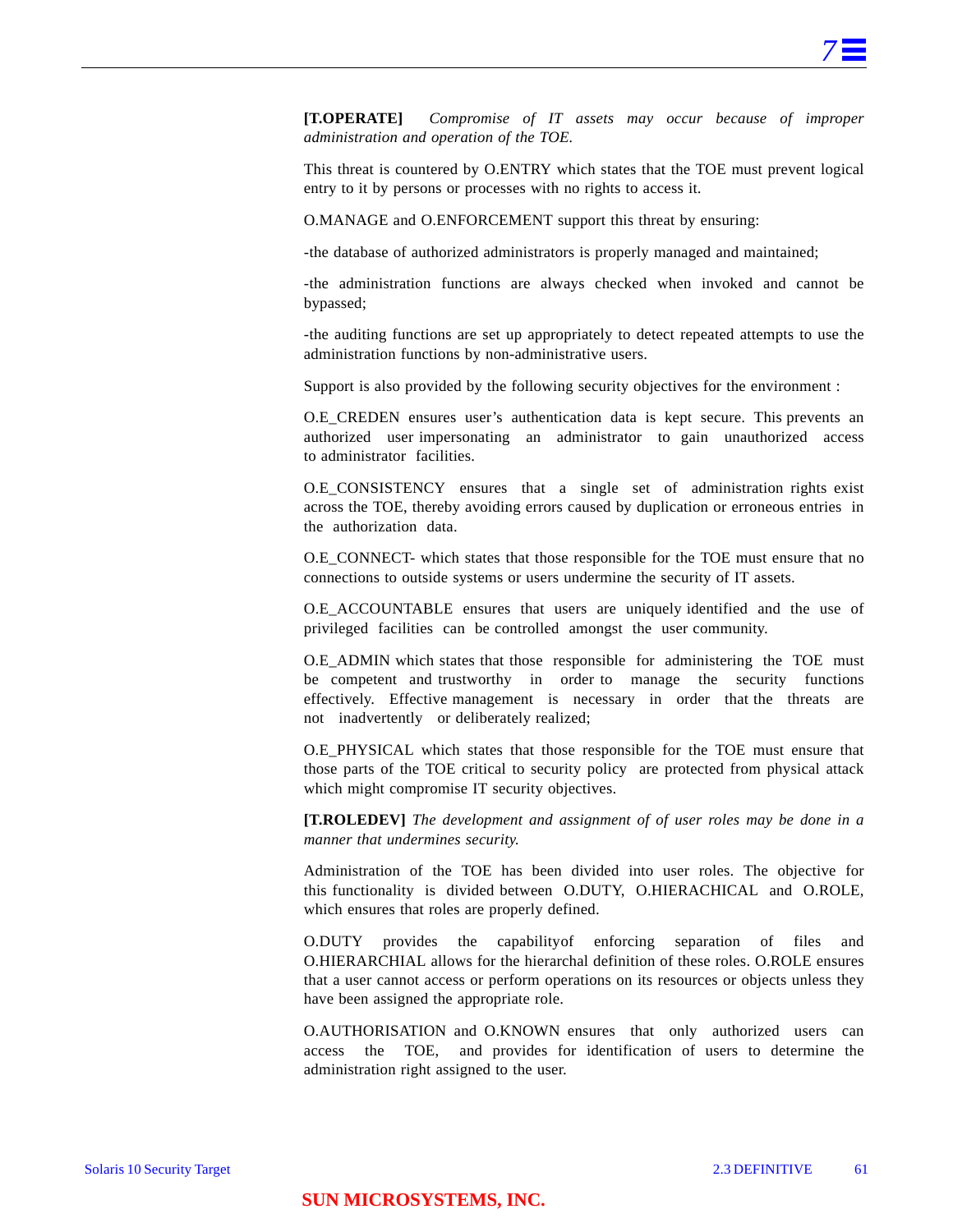**[T.OPERATE]** *Compromise of IT assets may occur because of improper administration and operation of the TOE.*

This threat is countered by O.ENTRY which states that the TOE must prevent logical entry to it by persons or processes with no rights to access it.

O.MANAGE and O.ENFORCEMENT support this threat by ensuring:

-the database of authorized administrators is properly managed and maintained;

-the administration functions are always checked when invoked and cannot be bypassed;

-the auditing functions are set up appropriately to detect repeated attempts to use the administration functions by non-administrative users.

Support is also provided by the following security objectives for the environment :

O.E_CREDEN ensures user's authentication data is kept secure. This prevents an authorized user impersonating an administrator to gain unauthorized access to administrator facilities.

O.E_CONSISTENCY ensures that a single set of administration rights exist across the TOE, thereby avoiding errors caused by duplication or erroneous entries in the authorization data.

O.E_CONNECT- which states that those responsible for the TOE must ensure that no connections to outside systems or users undermine the security of IT assets.

O.E_ACCOUNTABLE ensures that users are uniquely identified and the use of privileged facilities can be controlled amongst the user community.

O.E_ADMIN which states that those responsible for administering the TOE must be competent and trustworthy in order to manage the security functions effectively. Effective management is necessary in order that the threats are not inadvertently or deliberately realized;

O.E_PHYSICAL which states that those responsible for the TOE must ensure that those parts of the TOE critical to security policy are protected from physical attack which might compromise IT security objectives.

**[T.ROLEDEV]** *The development and assignment of of user roles may be done in a manner that undermines security.*

Administration of the TOE has been divided into user roles. The objective for this functionality is divided between O.DUTY, O.HIERACHICAL and O.ROLE, which ensures that roles are properly defined.

O.DUTY provides the capabilityof enforcing separation of files and O.HIERARCHIAL allows for the hierarchal definition of these roles. O.ROLE ensures that a user cannot access or perform operations on its resources or objects unless they have been assigned the appropriate role.

O.AUTHORISATION and O.KNOWN ensures that only authorized users can access the TOE, and provides for identification of users to determine the administration right assigned to the user.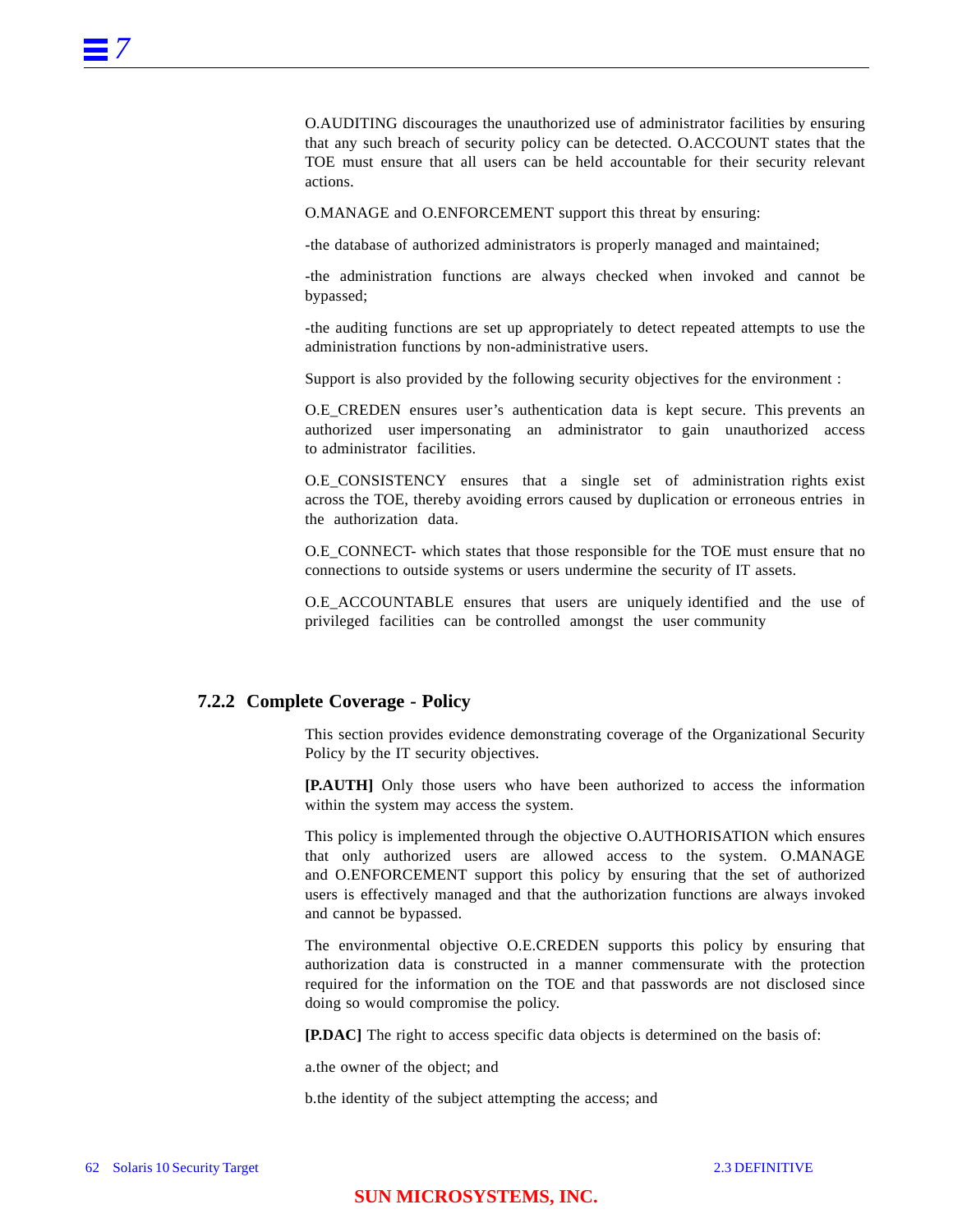O.AUDITING discourages the unauthorized use of administrator facilities by ensuring that any such breach of security policy can be detected. O.ACCOUNT states that the TOE must ensure that all users can be held accountable for their security relevant actions.

O.MANAGE and O.ENFORCEMENT support this threat by ensuring:

-the database of authorized administrators is properly managed and maintained;

-the administration functions are always checked when invoked and cannot be bypassed;

-the auditing functions are set up appropriately to detect repeated attempts to use the administration functions by non-administrative users.

Support is also provided by the following security objectives for the environment :

O.E_CREDEN ensures user's authentication data is kept secure. This prevents an authorized user impersonating an administrator to gain unauthorized access to administrator facilities.

O.E_CONSISTENCY ensures that a single set of administration rights exist across the TOE, thereby avoiding errors caused by duplication or erroneous entries in the authorization data.

O.E_CONNECT- which states that those responsible for the TOE must ensure that no connections to outside systems or users undermine the security of IT assets.

O.E_ACCOUNTABLE ensures that users are uniquely identified and the use of privileged facilities can be controlled amongst the user community

### 7.2.2 Complete Coverage - Policy

This section provides evidence demonstrating coverage of the Organizational Security Policy by the IT security objectives.

**[P.AUTH]** Only those users who have been authorized to access the information within the system may access the system.

This policy is implemented through the objective O.AUTHORISATION which ensures that only authorized users are allowed access to the system. O.MANAGE and O.ENFORCEMENT support this policy by ensuring that the set of authorized users is effectively managed and that the authorization functions are always invoked and cannot be bypassed.

The environmental objective O.E.CREDEN supports this policy by ensuring that authorization data is constructed in a manner commensurate with the protection required for the information on the TOE and that passwords are not disclosed since doing so would compromise the policy.

**[P.DAC]** The right to access specific data objects is determined on the basis of:

a.the owner of the object; and

b.the identity of the subject attempting the access; and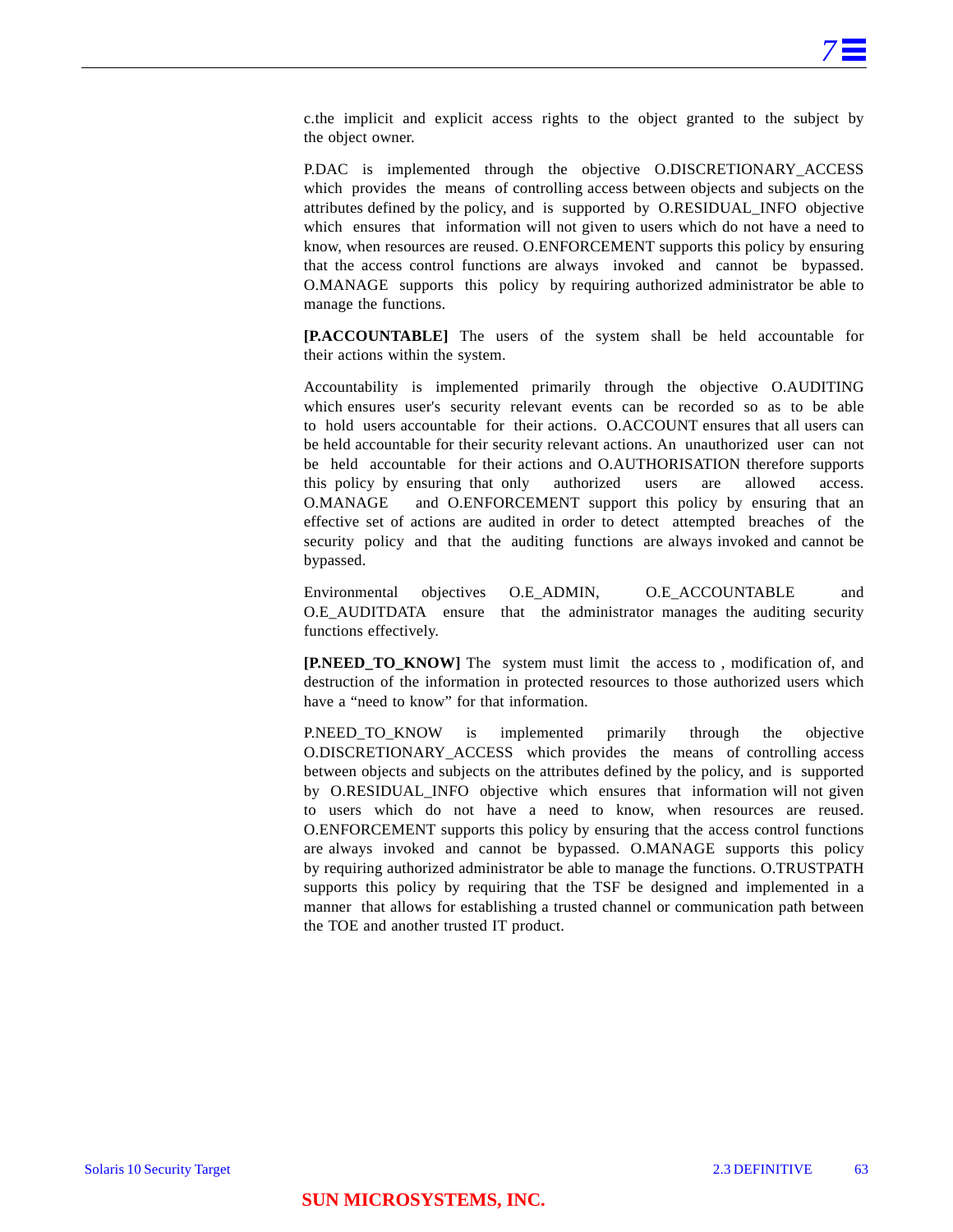c.the implicit and explicit access rights to the object granted to the subject by the object owner.

P.DAC is implemented through the objective O.DISCRETIONARY_ACCESS which provides the means of controlling access between objects and subjects on the attributes defined by the policy, and is supported by O.RESIDUAL_INFO objective which ensures that information will not given to users which do not have a need to know, when resources are reused. O.ENFORCEMENT supports this policy by ensuring that the access control functions are always invoked and cannot be bypassed. O.MANAGE supports this policy by requiring authorized administrator be able to manage the functions.

**[P.ACCOUNTABLE]** The users of the system shall be held accountable for their actions within the system.

Accountability is implemented primarily through the objective O.AUDITING which ensures user's security relevant events can be recorded so as to be able to hold users accountable for their actions. O.ACCOUNT ensures that all users can be held accountable for their security relevant actions. An unauthorized user can not be held accountable for their actions and O.AUTHORISATION therefore supports this policy by ensuring that only authorized users are allowed access. O.MANAGE and O.ENFORCEMENT support this policy by ensuring that an effective set of actions are audited in order to detect attempted breaches of the security policy and that the auditing functions are always invoked and cannot be bypassed.

Environmental objectives O.E_ADMIN, O.E_ACCOUNTABLE and O.E_AUDITDATA ensure that the administrator manages the auditing security functions effectively.

**[P.NEED_TO_KNOW]** The system must limit the access to , modification of, and destruction of the information in protected resources to those authorized users which have a “need to know” for that information.

P.NEED_TO_KNOW is implemented primarily through the objective O.DISCRETIONARY_ACCESS which provides the means of controlling access between objects and subjects on the attributes defined by the policy, and is supported by O.RESIDUAL_INFO objective which ensures that information will not given to users which do not have a need to know, when resources are reused. O.ENFORCEMENT supports this policy by ensuring that the access control functions are always invoked and cannot be bypassed. O.MANAGE supports this policy by requiring authorized administrator be able to manage the functions. O.TRUSTPATH supports this policy by requiring that the TSF be designed and implemented in a manner that allows for establishing a trusted channel or communication path between the TOE and another trusted IT product.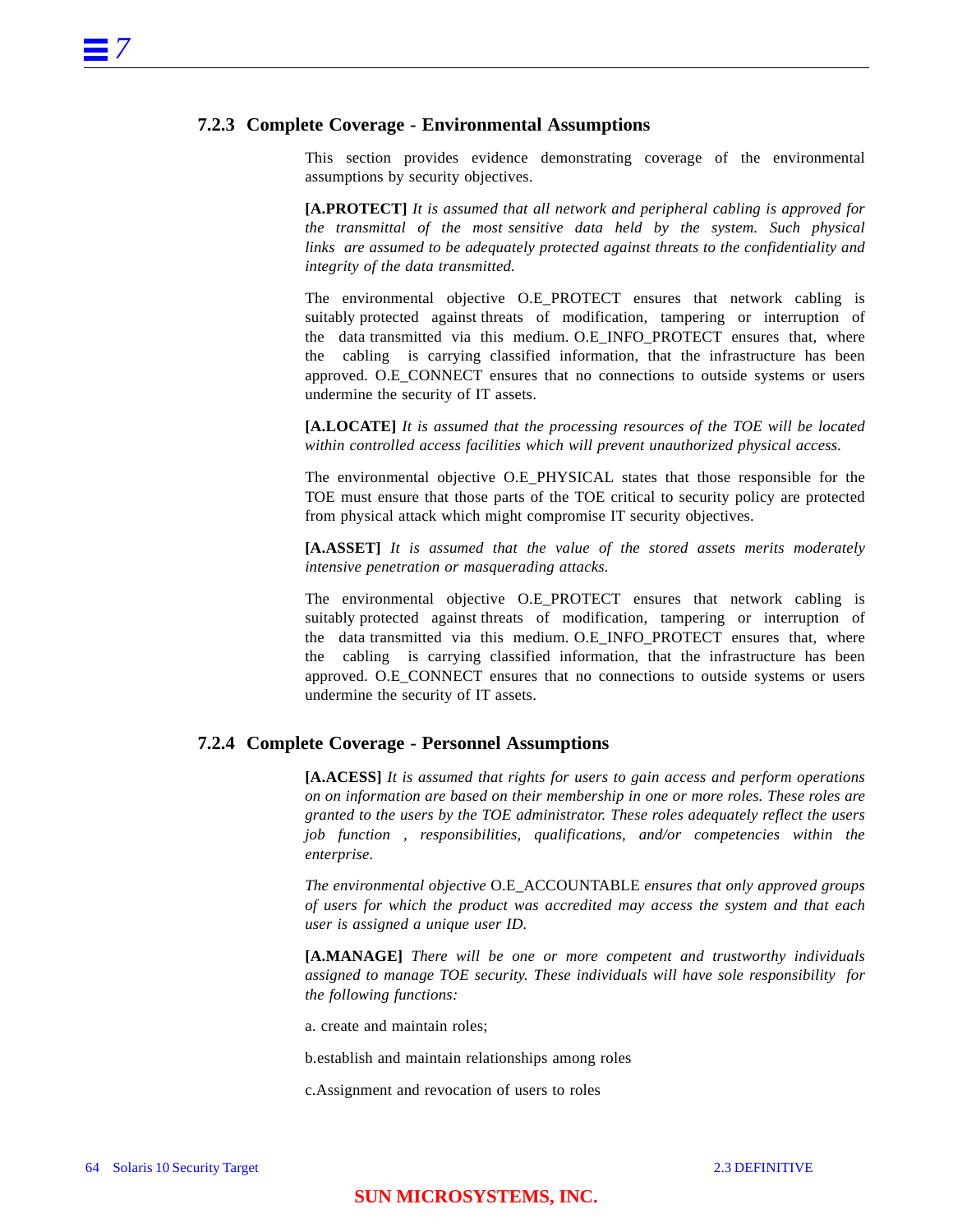### 7.2.3 Complete Coverage - Environmental Assumptions

This section provides evidence demonstrating coverage of the environmental assumptions by security objectives.

**[A.PROTECT]** *It is assumed that all network and peripheral cabling is approved for the transmittal of the most sensitive data held by the system. Such physical links are assumed to be adequately protected against threats to the confidentiality and integrity of the data transmitted.*

The environmental objective O.E_PROTECT ensures that network cabling is suitably protected against threats of modification, tampering or interruption of the data transmitted via this medium. O.E_INFO_PROTECT ensures that, where the cabling is carrying classified information, that the infrastructure has been approved. O.E_CONNECT ensures that no connections to outside systems or users undermine the security of IT assets.

**[A.LOCATE]** *It is assumed that the processing resources of the TOE will be located within controlled access facilities which will prevent unauthorized physical access.*

The environmental objective O.E_PHYSICAL states that those responsible for the TOE must ensure that those parts of the TOE critical to security policy are protected from physical attack which might compromise IT security objectives.

**[A.ASSET]** *It is assumed that the value of the stored assets merits moderately intensive penetration or masquerading attacks.*

The environmental objective O.E_PROTECT ensures that network cabling is suitably protected against threats of modification, tampering or interruption of the data transmitted via this medium. O.E_INFO_PROTECT ensures that, where the cabling is carrying classified information, that the infrastructure has been approved. O.E_CONNECT ensures that no connections to outside systems or users undermine the security of IT assets.

### 7.2.4 Complete Coverage - Personnel Assumptions

**[A.ACESS]** *It is assumed that rights for users to gain access and perform operations on on information are based on their membership in one or more roles. These roles are granted to the users by the TOE administrator. These roles adequately reflect the users job function , responsibilities, qualifications, and/or competencies within the enterprise.*

*The environmental objective* O.E_ACCOUNTABLE *ensures that only approved groups of users for which the product was accredited may access the system and that each user is assigned a unique user ID.*

**[A.MANAGE]** *There will be one or more competent and trustworthy individuals assigned to manage TOE security. These individuals will have sole responsibility for the following functions:*

a. create and maintain roles;

b.establish and maintain relationships among roles

c.Assignment and revocation of users to roles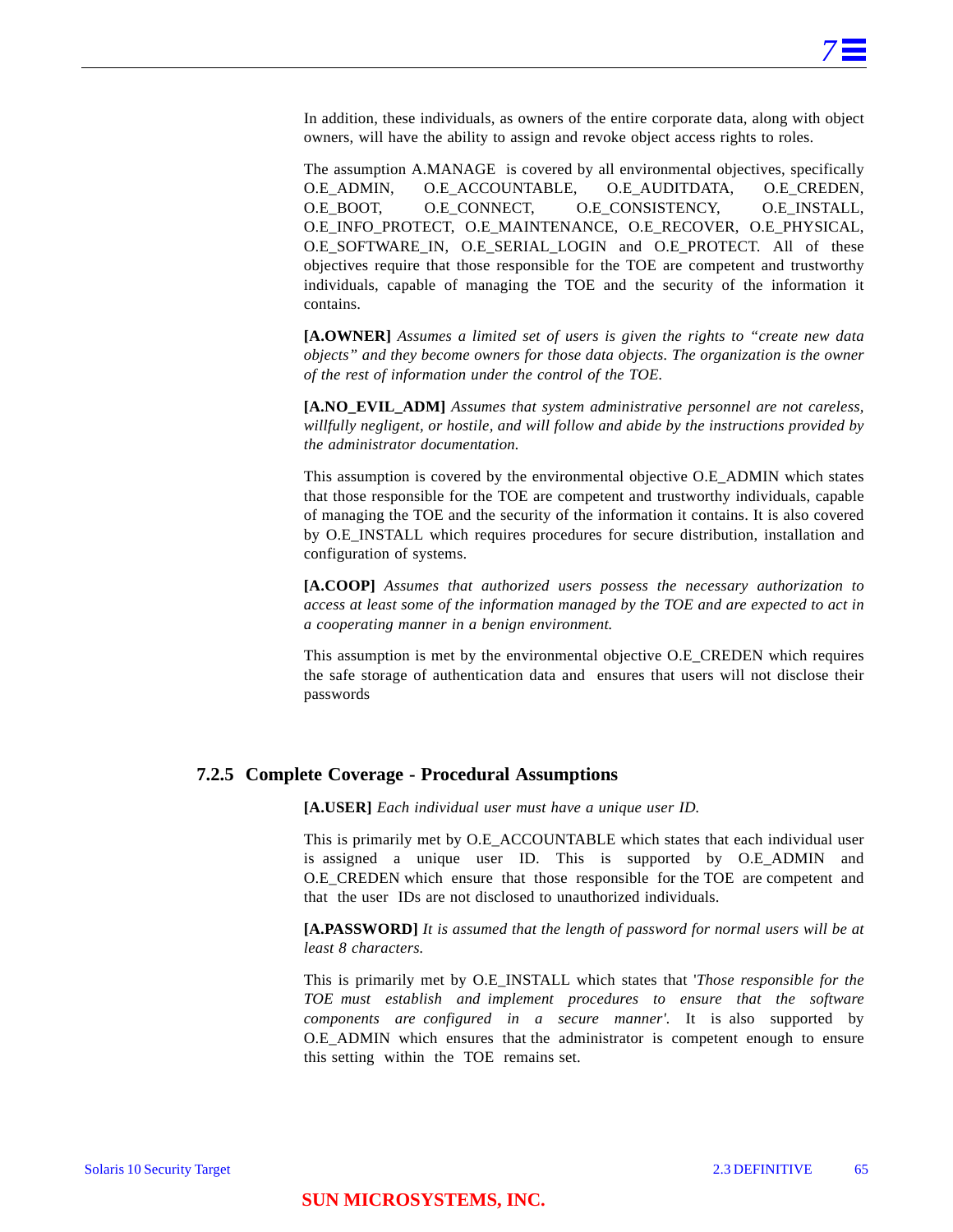In addition, these individuals, as owners of the entire corporate data, along with object owners, will have the ability to assign and revoke object access rights to roles.

The assumption A.MANAGE is covered by all environmental objectives, specifically O.E_ADMIN, O.E_ACCOUNTABLE, O.E_AUDITDATA, O.E_CREDEN, O.E_BOOT, O.E_CONNECT, O.E_CONSISTENCY, O.E_INSTALL, O.E_INFO_PROTECT, O.E_MAINTENANCE, O.E_RECOVER, O.E_PHYSICAL, O.E_SOFTWARE_IN, O.E_SERIAL_LOGIN and O.E_PROTECT. All of these objectives require that those responsible for the TOE are competent and trustworthy individuals, capable of managing the TOE and the security of the information it contains.

**[A.OWNER]** *Assumes a limited set of users is given the rights to "create new data objects" and they become owners for those data objects. The organization is the owner of the rest of information under the control of the TOE.*

**[A.NO_EVIL_ADM]** *Assumes that system administrative personnel are not careless, willfully negligent, or hostile, and will follow and abide by the instructions provided by the administrator documentation.*

This assumption is covered by the environmental objective O.E_ADMIN which states that those responsible for the TOE are competent and trustworthy individuals, capable of managing the TOE and the security of the information it contains. It is also covered by O.E_INSTALL which requires procedures for secure distribution, installation and configuration of systems.

**[A.COOP]** *Assumes that authorized users possess the necessary authorization to access at least some of the information managed by the TOE and are expected to act in a cooperating manner in a benign environment.*

This assumption is met by the environmental objective O.E_CREDEN which requires the safe storage of authentication data and ensures that users will not disclose their passwords

### 7.2.5 Complete Coverage - Procedural Assumptions

**[A.USER]** *Each individual user must have a unique user ID.*

This is primarily met by O.E_ACCOUNTABLE which states that each individual user is assigned a unique user ID. This is supported by O.E_ADMIN and O.E_CREDEN which ensure that those responsible for the TOE are competent and that the user IDs are not disclosed to unauthorized individuals.

**[A.PASSWORD]** *It is assumed that the length of password for normal users will be at least 8 characters.*

This is primarily met by O.E_INSTALL which states that '*Those responsible for the TOE must establish and implement procedures to ensure that the software components are configured in a secure manner'.* It is also supported by O.E_ADMIN which ensures that the administrator is competent enough to ensure this setting within the TOE remains set.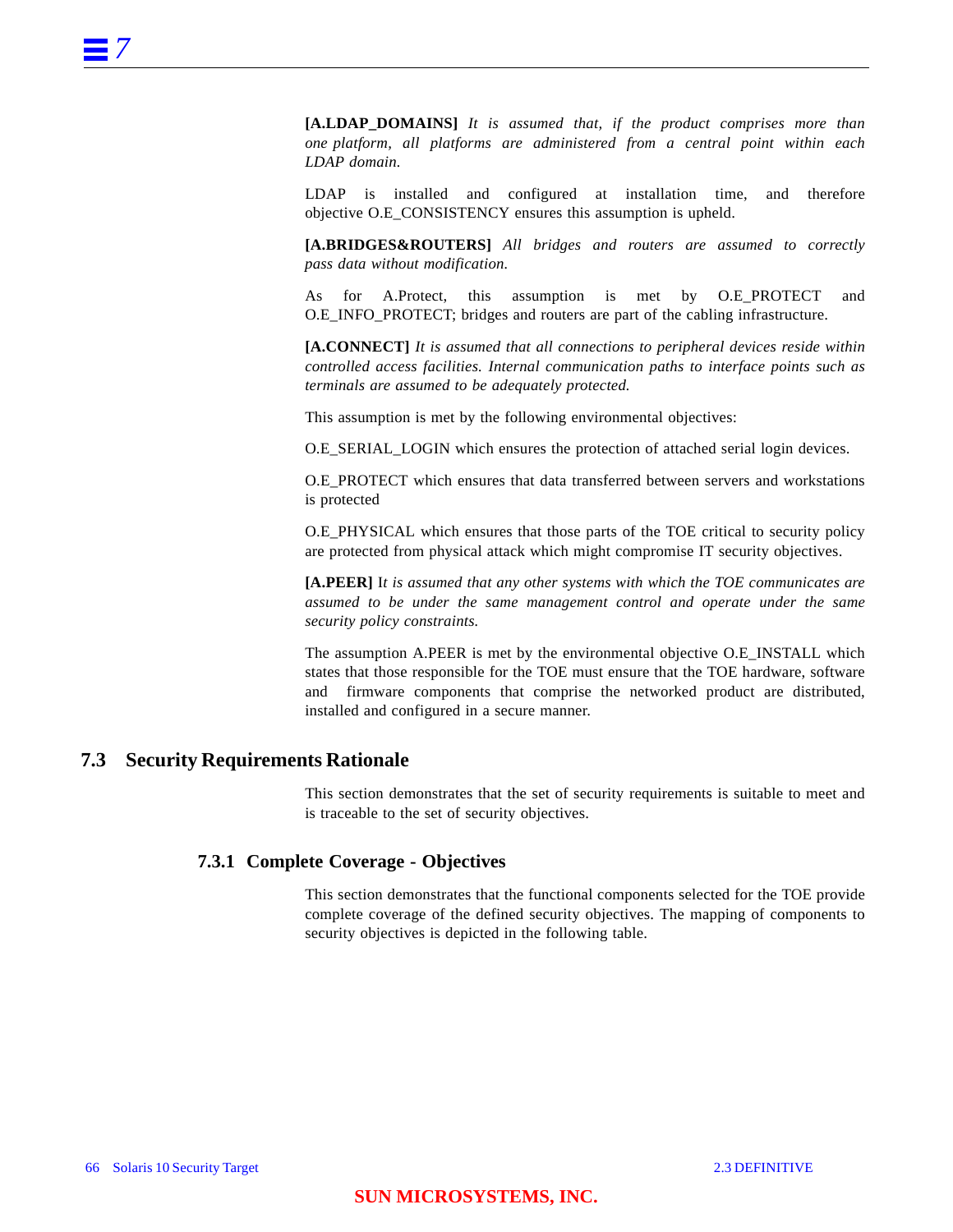**[A.LDAP_DOMAINS]** *It is assumed that, if the product comprises more than one platform, all platforms are administered from a central point within each LDAP domain.*

LDAP is installed and configured at installation time, and therefore objective O.E_CONSISTENCY ensures this assumption is upheld.

**[A.BRIDGES&ROUTERS]** *All bridges and routers are assumed to correctly pass data without modification.*

As for A.Protect, this assumption is met by O.E_PROTECT and O.E_INFO_PROTECT; bridges and routers are part of the cabling infrastructure.

**[A.CONNECT]** *It is assumed that all connections to peripheral devices reside within controlled access facilities. Internal communication paths to interface points such as terminals are assumed to be adequately protected.*

This assumption is met by the following environmental objectives:

O.E_SERIAL_LOGIN which ensures the protection of attached serial login devices.

O.E_PROTECT which ensures that data transferred between servers and workstations is protected

O.E_PHYSICAL which ensures that those parts of the TOE critical to security policy are protected from physical attack which might compromise IT security objectives.

**[A.PEER]** I*t is assumed that any other systems with which the TOE communicates are assumed to be under the same management control and operate under the same security policy constraints.*

The assumption A.PEER is met by the environmental objective O.E_INSTALL which states that those responsible for the TOE must ensure that the TOE hardware, software and firmware components that comprise the networked product are distributed, installed and configured in a secure manner.

## 7.3 Security Requirements Rationale

This section demonstrates that the set of security requirements is suitable to meet and is traceable to the set of security objectives.

### 7.3.1 Complete Coverage - Objectives

This section demonstrates that the functional components selected for the TOE provide complete coverage of the defined security objectives. The mapping of components to security objectives is depicted in the following table.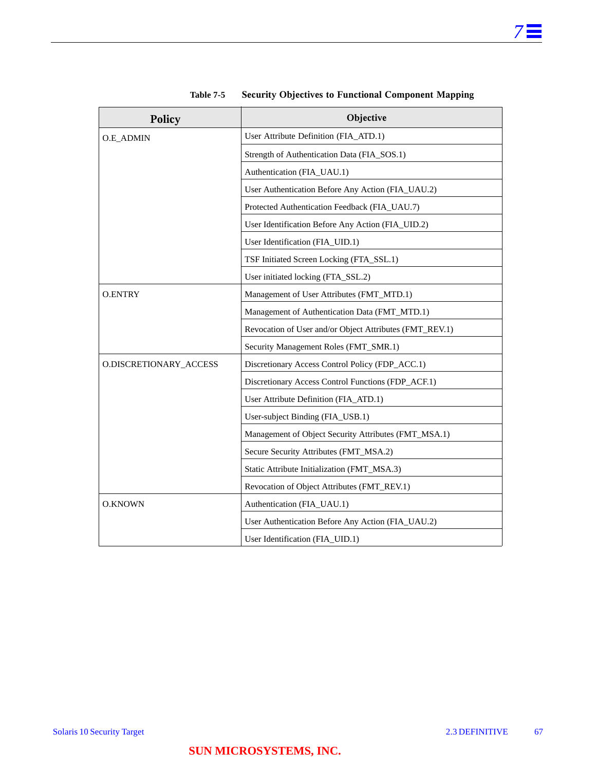**Table 7-5 Security Objectives to Functional Component Mapping**

| Policy | Objective |
|---|---|
| O.E_ADMIN | User Attribute Definition (FIA_ATD.1) |
| | Strength of Authentication Data (FIA_SOS.1) |
| | Authentication (FIA_UAU.1) |
| | User Authentication Before Any Action (FIA_UAU.2) |
| | Protected Authentication Feedback (FIA_UAU.7) |
| | User Identification Before Any Action (FIA_UID.2) |
| | User Identification (FIA_UID.1) |
| | TSF Initiated Screen Locking (FTA_SSL.1) |
| | User initiated locking (FTA_SSL.2) |
| O.ENTRY | Management of User Attributes (FMT_MTD.1) |
| | Management of Authentication Data (FMT_MTD.1) |
| | Revocation of User and/or Object Attributes (FMT_REV.1) |
| | Security Management Roles (FMT_SMR.1) |
| O.DISCRETIONARY_ACCESS | Discretionary Access Control Policy (FDP_ACC.1) |
| | Discretionary Access Control Functions (FDP_ACF.1) |
| | User Attribute Definition (FIA_ATD.1) |
| | User-subject Binding (FIA_USB.1) |
| | Management of Object Security Attributes (FMT_MSA.1) |
| | Secure Security Attributes (FMT_MSA.2) |
| | Static Attribute Initialization (FMT_MSA.3) |
| | Revocation of Object Attributes (FMT_REV.1) |
| O.KNOWN | Authentication (FIA_UAU.1) |
| | User Authentication Before Any Action (FIA_UAU.2) |
| | User Identification (FIA_UID.1) |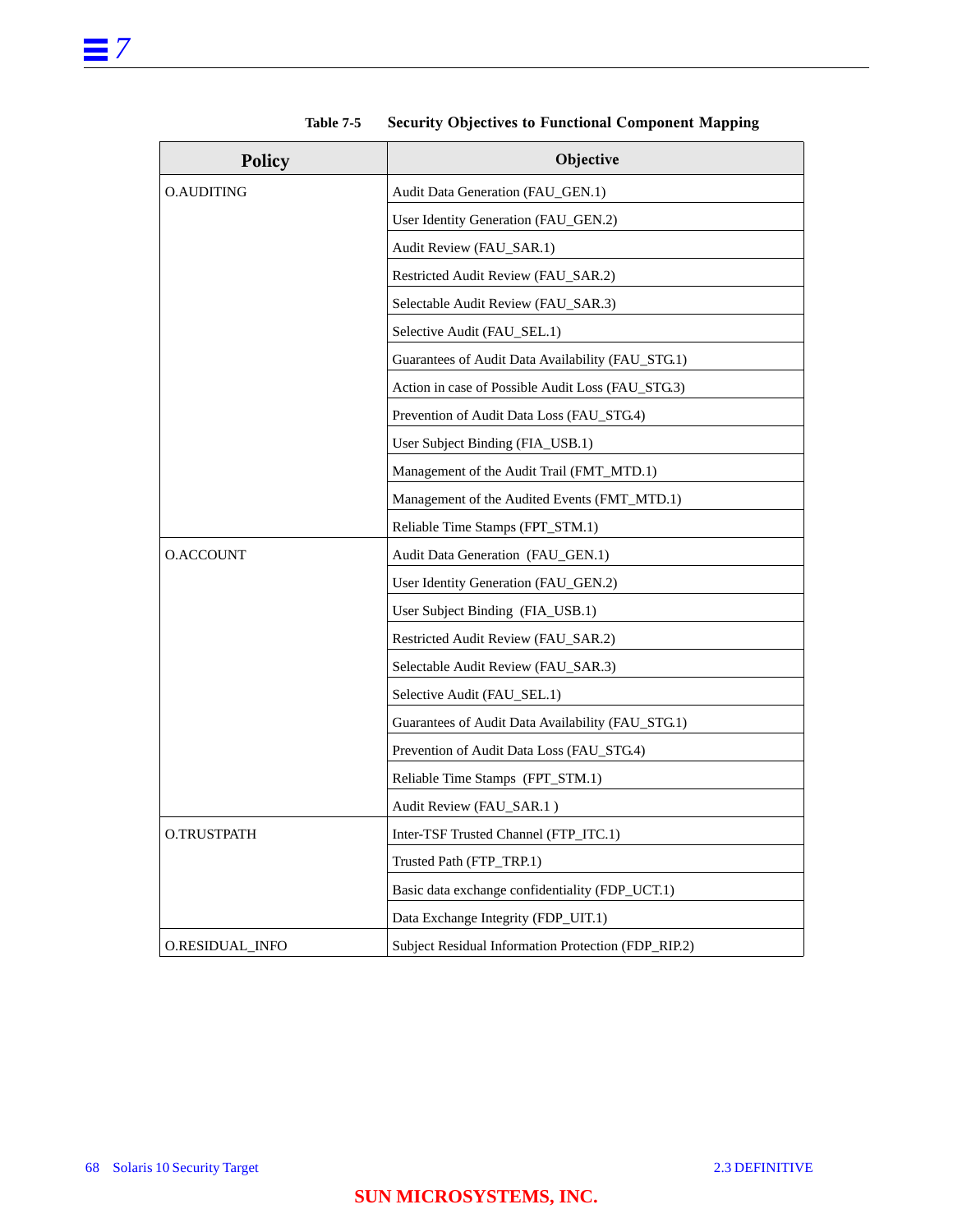**Table 7-5 Security Objectives to Functional Component Mapping**

| Policy | Objective |
|---|---|
| O.AUDITING | Audit Data Generation (FAU_GEN.1) |
| | User Identity Generation (FAU_GEN.2) |
| | Audit Review (FAU_SAR.1) |
| | Restricted Audit Review (FAU_SAR.2) |
| | Selectable Audit Review (FAU_SAR.3) |
| | Selective Audit (FAU_SEL.1) |
| | Guarantees of Audit Data Availability (FAU_STG.1) |
| | Action in case of Possible Audit Loss (FAU_STG.3) |
| | Prevention of Audit Data Loss (FAU_STG.4) |
| | User Subject Binding (FIA_USB.1) |
| | Management of the Audit Trail (FMT_MTD.1) |
| | Management of the Audited Events (FMT_MTD.1) |
| | Reliable Time Stamps (FPT_STM.1) |
| O.ACCOUNT | Audit Data Generation (FAU_GEN.1) |
| | User Identity Generation (FAU_GEN.2) |
| | User Subject Binding (FIA_USB.1) |
| | Restricted Audit Review (FAU_SAR.2) |
| | Selectable Audit Review (FAU_SAR.3) |
| | Selective Audit (FAU_SEL.1) |
| | Guarantees of Audit Data Availability (FAU_STG.1) |
| | Prevention of Audit Data Loss (FAU_STG.4) |
| | Reliable Time Stamps (FPT_STM.1) |
| | Audit Review (FAU_SAR.1 ) |
| O.TRUSTPATH | Inter-TSF Trusted Channel (FTP_ITC.1) |
| | Trusted Path (FTP_TRP.1) |
| | Basic data exchange confidentiality (FDP_UCT.1) |
| | Data Exchange Integrity (FDP_UIT.1) |
| O.RESIDUAL_INFO | Subject Residual Information Protection (FDP_RIP.2) |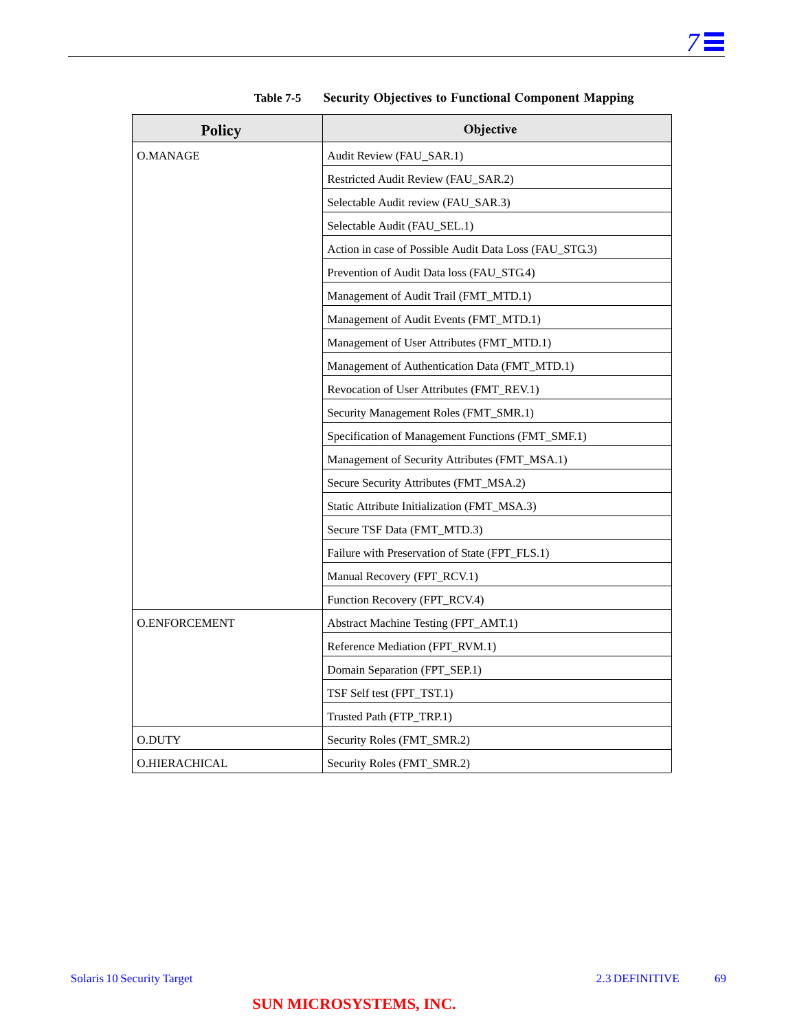**Table 7-5 Security Objectives to Functional Component Mapping**

| Policy | Objective |
|---|---|
| O.MANAGE | Audit Review (FAU_SAR.1) |
| | Restricted Audit Review (FAU_SAR.2) |
| | Selectable Audit review (FAU_SAR.3) |
| | Selectable Audit (FAU_SEL.1) |
| | Action in case of Possible Audit Data Loss (FAU_STG.3) |
| | Prevention of Audit Data loss (FAU_STG.4) |
| | Management of Audit Trail (FMT_MTD.1) |
| | Management of Audit Events (FMT_MTD.1) |
| | Management of User Attributes (FMT_MTD.1) |
| | Management of Authentication Data (FMT_MTD.1) |
| | Revocation of User Attributes (FMT_REV.1) |
| | Security Management Roles (FMT_SMR.1) |
| | Specification of Management Functions (FMT_SMF.1) |
| | Management of Security Attributes (FMT_MSA.1) |
| | Secure Security Attributes (FMT_MSA.2) |
| | Static Attribute Initialization (FMT_MSA.3) |
| | Secure TSF Data (FMT_MTD.3) |
| | Failure with Preservation of State (FPT_FLS.1) |
| | Manual Recovery (FPT_RCV.1) |
| | Function Recovery (FPT_RCV.4) |
| O.ENFORCEMENT | Abstract Machine Testing (FPT_AMT.1) |
| | Reference Mediation (FPT_RVM.1) |
| | Domain Separation (FPT_SEP.1) |
| | TSF Self test (FPT_TST.1) |
| | Trusted Path (FTP_TRP.1) |
| O.DUTY | Security Roles (FMT_SMR.2) |
| O.HIERACHICAL | Security Roles (FMT_SMR.2) |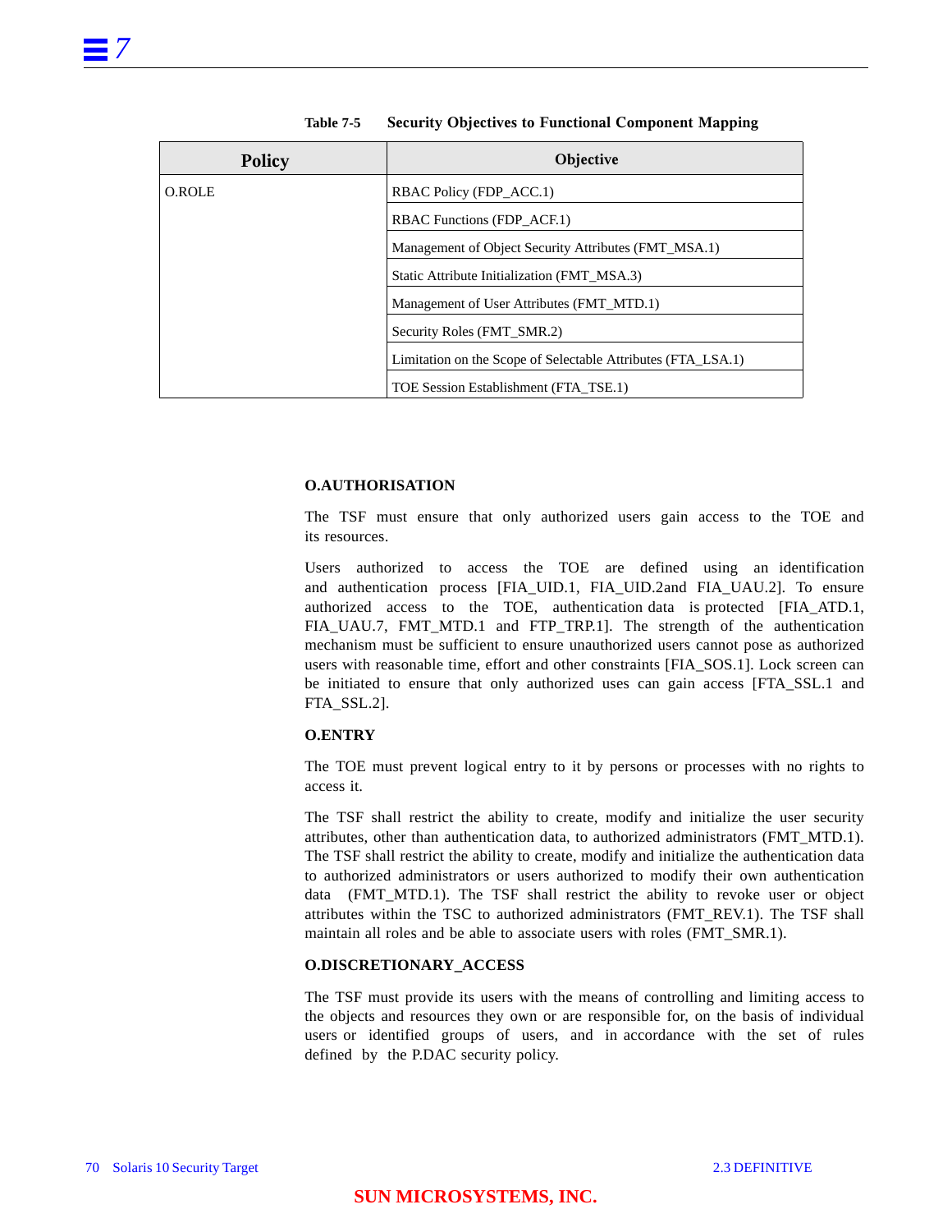Table 7-5 Security Objectives to Functional Component Mapping

| Policy | Objective |
|---|---|
| O.ROLE | RBAC Policy (FDP_ACC.1) |
| | RBAC Functions (FDP_ACF.1) |
| | Management of Object Security Attributes (FMT_MSA.1) |
| | Static Attribute Initialization (FMT_MSA.3) |
| | Management of User Attributes (FMT_MTD.1) |
| | Security Roles (FMT_SMR.2) |
| | Limitation on the Scope of Selectable Attributes (FTA_LSA.1) |
| | TOE Session Establishment (FTA_TSE.1) |

**O.AUTHORISATION**

The TSF must ensure that only authorized users gain access to the TOE and its resources.

Users authorized to access the TOE are defined using an identification and authentication process [FIA_UID.1, FIA_UID.2and FIA_UAU.2]. To ensure authorized access to the TOE, authentication data is protected [FIA_ATD.1, FIA_UAU.7, FMT_MTD.1 and FTP_TRP.1]. The strength of the authentication mechanism must be sufficient to ensure unauthorized users cannot pose as authorized users with reasonable time, effort and other constraints [FIA_SOS.1]. Lock screen can be initiated to ensure that only authorized uses can gain access [FTA_SSL.1 and FTA_SSL.2].

**O.ENTRY**

The TOE must prevent logical entry to it by persons or processes with no rights to access it.

The TSF shall restrict the ability to create, modify and initialize the user security attributes, other than authentication data, to authorized administrators (FMT_MTD.1). The TSF shall restrict the ability to create, modify and initialize the authentication data to authorized administrators or users authorized to modify their own authentication data (FMT_MTD.1). The TSF shall restrict the ability to revoke user or object attributes within the TSC to authorized administrators (FMT_REV.1). The TSF shall maintain all roles and be able to associate users with roles (FMT_SMR.1).

**O.DISCRETIONARY_ACCESS**

The TSF must provide its users with the means of controlling and limiting access to the objects and resources they own or are responsible for, on the basis of individual users or identified groups of users, and in accordance with the set of rules defined by the P.DAC security policy.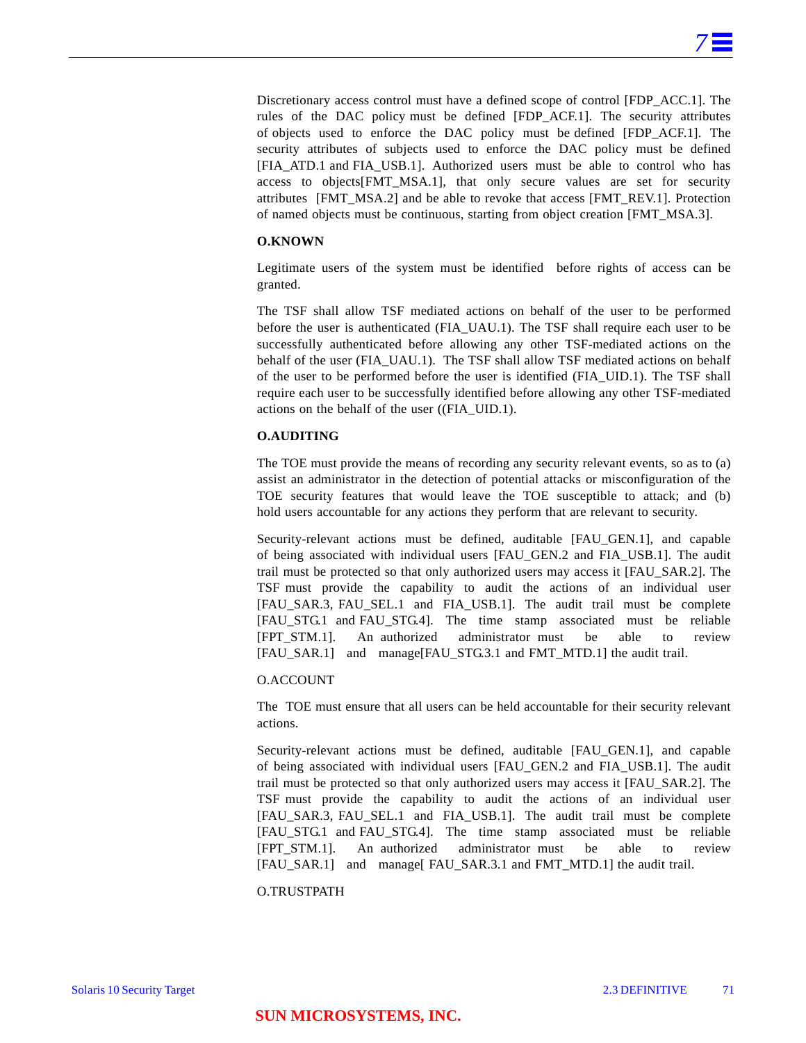Discretionary access control must have a defined scope of control [FDP_ACC.1]. The rules of the DAC policy must be defined [FDP_ACF.1]. The security attributes of objects used to enforce the DAC policy must be defined [FDP_ACF.1]. The security attributes of subjects used to enforce the DAC policy must be defined [FIA_ATD.1 and FIA_USB.1]. Authorized users must be able to control who has access to objects[FMT_MSA.1], that only secure values are set for security attributes [FMT_MSA.2] and be able to revoke that access [FMT_REV.1]. Protection of named objects must be continuous, starting from object creation [FMT_MSA.3].

**O.KNOWN**

Legitimate users of the system must be identified before rights of access can be granted.

The TSF shall allow TSF mediated actions on behalf of the user to be performed before the user is authenticated (FIA_UAU.1). The TSF shall require each user to be successfully authenticated before allowing any other TSF-mediated actions on the behalf of the user (FIA_UAU.1). The TSF shall allow TSF mediated actions on behalf of the user to be performed before the user is identified (FIA_UID.1). The TSF shall require each user to be successfully identified before allowing any other TSF-mediated actions on the behalf of the user ((FIA_UID.1).

**O.AUDITING**

The TOE must provide the means of recording any security relevant events, so as to (a) assist an administrator in the detection of potential attacks or misconfiguration of the TOE security features that would leave the TOE susceptible to attack; and (b) hold users accountable for any actions they perform that are relevant to security.

Security-relevant actions must be defined, auditable [FAU_GEN.1], and capable of being associated with individual users [FAU_GEN.2 and FIA_USB.1]. The audit trail must be protected so that only authorized users may access it [FAU_SAR.2]. The TSF must provide the capability to audit the actions of an individual user [FAU_SAR.3, FAU_SEL.1 and FIA_USB.1]. The audit trail must be complete [FAU_STG.1 and FAU_STG.4]. The time stamp associated must be reliable [FPT_STM.1]. An authorized administrator must be able to review [FAU_SAR.1] and manage[FAU_STG.3.1 and FMT_MTD.1] the audit trail.

O.ACCOUNT

The TOE must ensure that all users can be held accountable for their security relevant actions.

Security-relevant actions must be defined, auditable [FAU_GEN.1], and capable of being associated with individual users [FAU_GEN.2 and FIA_USB.1]. The audit trail must be protected so that only authorized users may access it [FAU_SAR.2]. The TSF must provide the capability to audit the actions of an individual user [FAU_SAR.3, FAU_SEL.1 and FIA_USB.1]. The audit trail must be complete [FAU_STG.1 and FAU_STG.4]. The time stamp associated must be reliable [FPT_STM.1]. An authorized administrator must be able to review [FAU_SAR.1] and manage[ FAU_SAR.3.1 and FMT_MTD.1] the audit trail.

O.TRUSTPATH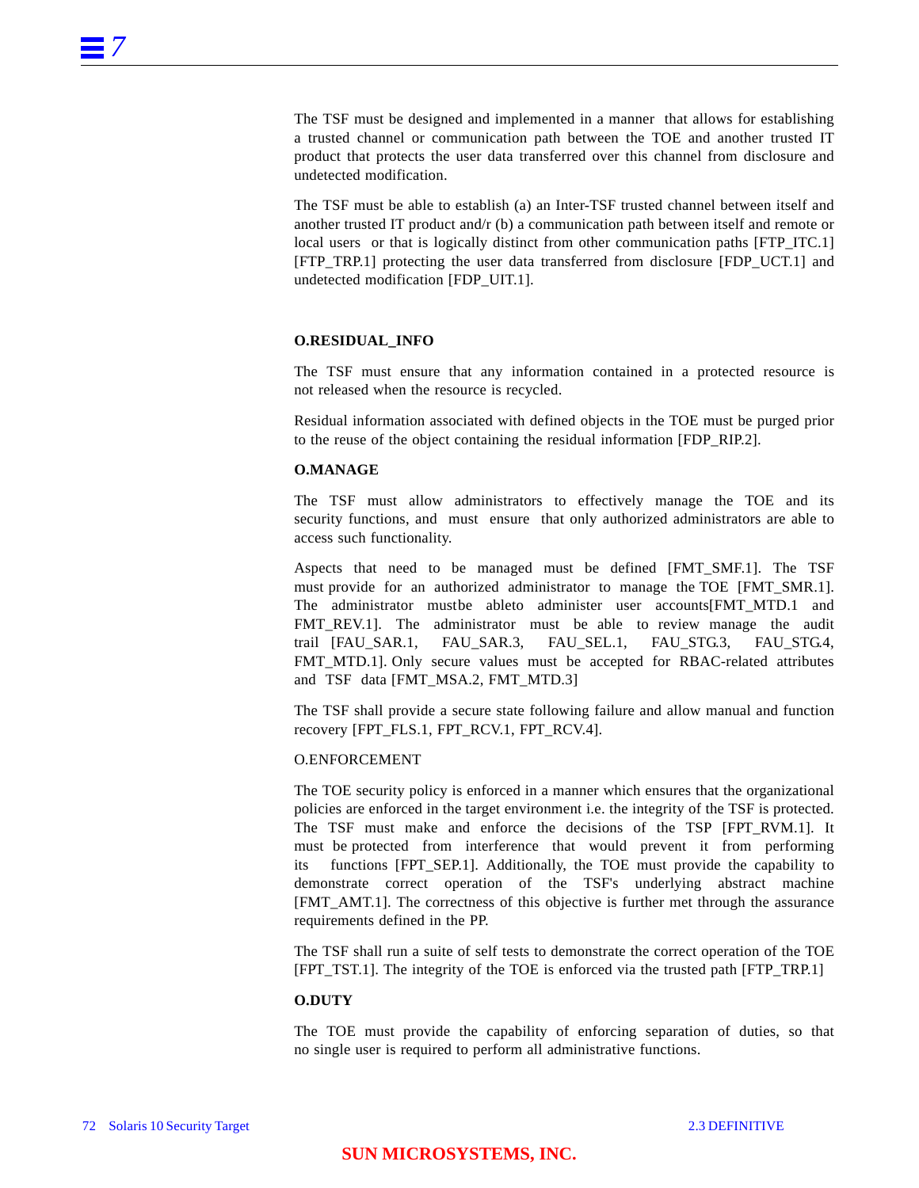The TSF must be designed and implemented in a manner that allows for establishing a trusted channel or communication path between the TOE and another trusted IT product that protects the user data transferred over this channel from disclosure and undetected modification.

The TSF must be able to establish (a) an Inter-TSF trusted channel between itself and another trusted IT product and/r (b) a communication path between itself and remote or local users or that is logically distinct from other communication paths [FTP_ITC.1] [FTP_TRP.1] protecting the user data transferred from disclosure [FDP_UCT.1] and undetected modification [FDP_UIT.1].

**O.RESIDUAL_INFO**

The TSF must ensure that any information contained in a protected resource is not released when the resource is recycled.

Residual information associated with defined objects in the TOE must be purged prior to the reuse of the object containing the residual information [FDP_RIP.2].

**O.MANAGE**

The TSF must allow administrators to effectively manage the TOE and its security functions, and must ensure that only authorized administrators are able to access such functionality.

Aspects that need to be managed must be defined [FMT_SMF.1]. The TSF must provide for an authorized administrator to manage the TOE [FMT_SMR.1]. The administrator mustbe ableto administer user accounts[FMT_MTD.1 and FMT_REV.1]. The administrator must be able to review manage the audit trail [FAU_SAR.1, FAU_SAR.3, FAU_SEL.1, FAU_STG.3, FAU_STG.4, FMT_MTD.1]. Only secure values must be accepted for RBAC-related attributes and TSF data [FMT_MSA.2, FMT_MTD.3]

The TSF shall provide a secure state following failure and allow manual and function recovery [FPT_FLS.1, FPT_RCV.1, FPT_RCV.4].

O.ENFORCEMENT

The TOE security policy is enforced in a manner which ensures that the organizational policies are enforced in the target environment i.e. the integrity of the TSF is protected. The TSF must make and enforce the decisions of the TSP [FPT_RVM.1]. It must be protected from interference that would prevent it from performing its functions [FPT_SEP.1]. Additionally, the TOE must provide the capability to demonstrate correct operation of the TSF's underlying abstract machine [FMT_AMT.1]. The correctness of this objective is further met through the assurance requirements defined in the PP.

The TSF shall run a suite of self tests to demonstrate the correct operation of the TOE [FPT_TST.1]. The integrity of the TOE is enforced via the trusted path [FTP_TRP.1]

**O.DUTY**

The TOE must provide the capability of enforcing separation of duties, so that no single user is required to perform all administrative functions.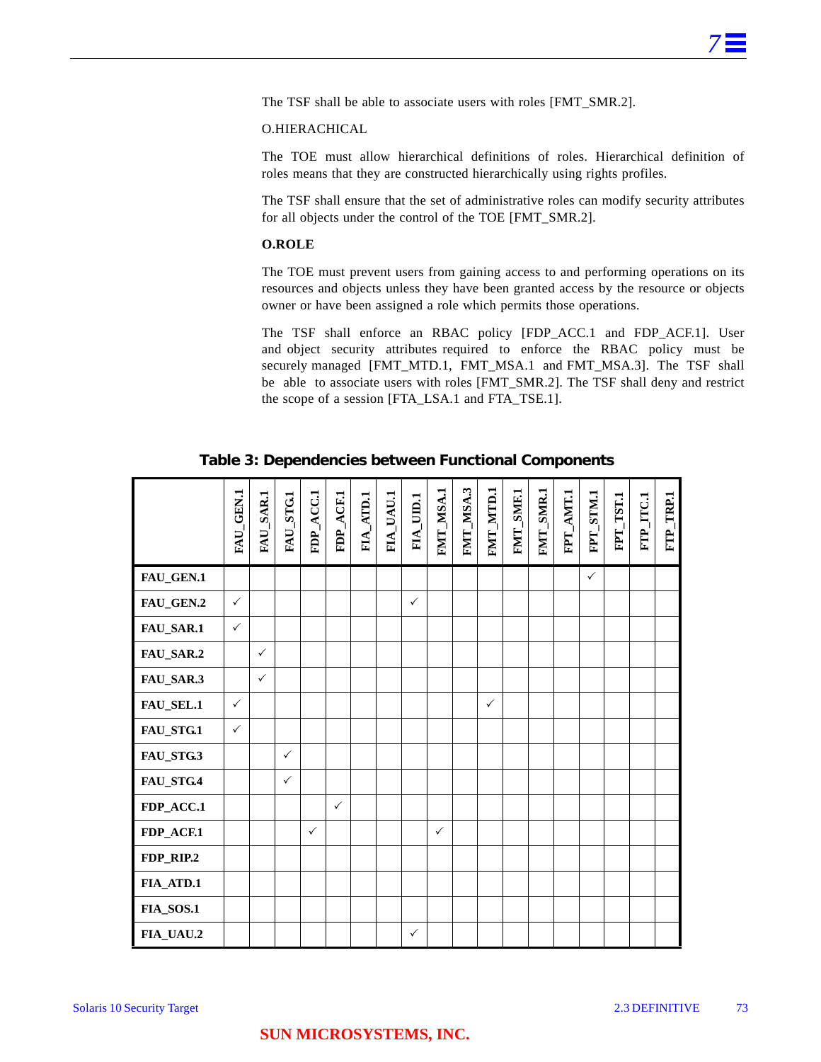The TSF shall be able to associate users with roles [FMT_SMR.2].

O.HIERACHICAL

The TOE must allow hierarchical definitions of roles. Hierarchical definition of roles means that they are constructed hierarchically using rights profiles.

The TSF shall ensure that the set of administrative roles can modify security attributes for all objects under the control of the TOE [FMT_SMR.2].

**O.ROLE**

The TOE must prevent users from gaining access to and performing operations on its resources and objects unless they have been granted access by the resource or objects owner or have been assigned a role which permits those operations.

The TSF shall enforce an RBAC policy [FDP_ACC.1 and FDP_ACF.1]. User and object security attributes required to enforce the RBAC policy must be securely managed [FMT_MTD.1, FMT_MSA.1 and FMT_MSA.3]. The TSF shall be able to associate users with roles [FMT_SMR.2]. The TSF shall deny and restrict the scope of a session [FTA_LSA.1 and FTA_TSE.1].

**Table 3: Dependencies between Functional Components**

| | FAU_GEN.1 | FAU_SAR.1 | FAU_STG.1 | FDP_ACC.1 | FDP_ACF.1 | FIA_ATD.1 | FIA_UAU.1 | FIA_UID.1 | FMT_MSA.1 | FMT_MSA.3 | FMT_MTD.1 | FMT_SMF.1 | FMT_SMR.1 | FPT_AMT.1 | FPT_STM.1 | FPT_TST.1 | FTP_ITC.1 | FTP_TRP.1 |
|---|---|---|---|---|---|---|---|---|---|---|---|---|---|---|---|---|---|---|
| **FAU_GEN.1** | | | | | | | | | | | | | | | ✓ | | | |
| **FAU_GEN.2** | ✓ | | | | | | | ✓ | | | | | | | | | | |
| **FAU_SAR.1** | ✓ | | | | | | | | | | | | | | | | | |
| **FAU_SAR.2** | | ✓ | | | | | | | | | | | | | | | | |
| **FAU_SAR.3** | | ✓ | | | | | | | | | | | | | | | | |
| **FAU_SEL.1** | ✓ | | | | | | | | | | ✓ | | | | | | | |
| **FAU_STG.1** | ✓ | | | | | | | | | | | | | | | | | |
| **FAU_STG.3** | | | ✓ | | | | | | | | | | | | | | | |
| **FAU_STG.4** | | | ✓ | | | | | | | | | | | | | | | |
| **FDP_ACC.1** | | | | | ✓ | | | | | | | | | | | | | |
| **FDP_ACF.1** | | | | ✓ | | | | | ✓ | | | | | | | | | |
| **FDP_RIP.2** | | | | | | | | | | | | | | | | | | |
| **FIA_ATD.1** | | | | | | | | | | | | | | | | | | |
| **FIA_SOS.1** | | | | | | | | | | | | | | | | | | |
| **FIA_UAU.2** | | | | | | | | ✓ | | | | | | | | | | |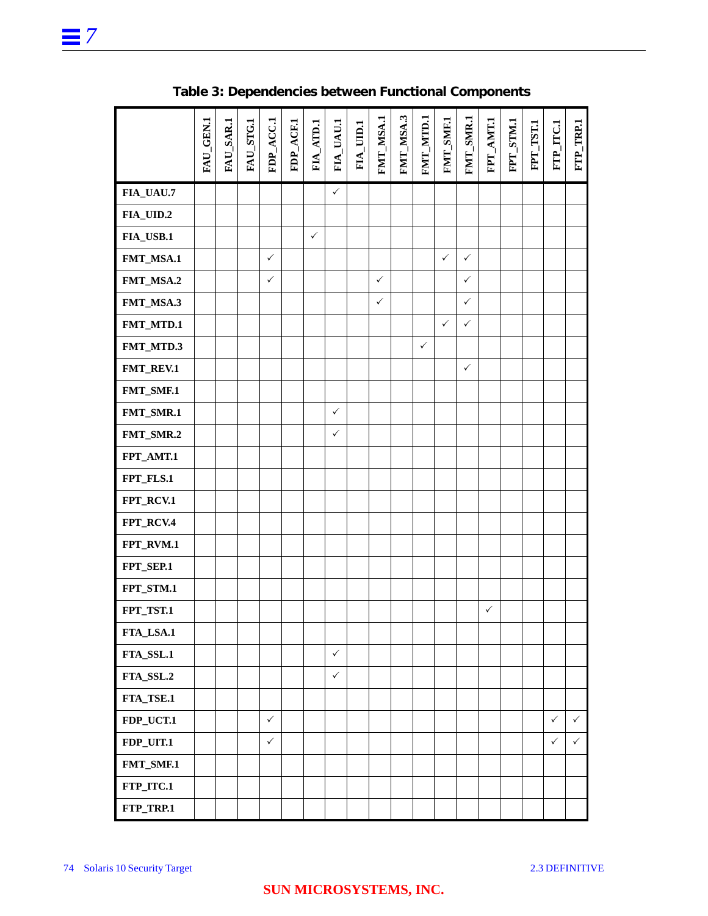**Table 3: Dependencies between Functional Components**

| | FAU_GEN.1 | FAU_SAR.1 | FAU_STG.1 | FDP_ACC.1 | FDP_ACF.1 | FIA_ATD.1 | FIA_UAU.1 | FIA_UID.1 | FMT_MSA.1 | FMT_MSA.3 | FMT_MTD.1 | FMT_SMF.1 | FMT_SMR.1 | FPT_AMT.1 | FPT_STM.1 | FPT_TST.1 | FTP_ITC.1 | FTP_TRP.1 |
|---|---|---|---|---|---|---|---|---|---|---|---|---|---|---|---|---|---|---|
| **FIA_UAU.7** | | | | | | | ✓ | | | | | | | | | | | |
| **FIA_UID.2** | | | | | | | | | | | | | | | | | | |
| **FIA_USB.1** | | | | | | ✓ | | | | | | | | | | | | |
| **FMT_MSA.1** | | | | ✓ | | | | | | | | ✓ | ✓ | | | | | |
| **FMT_MSA.2** | | | | ✓ | | | | | ✓ | | | | ✓ | | | | | |
| **FMT_MSA.3** | | | | | | | | | ✓ | | | | ✓ | | | | | |
| **FMT_MTD.1** | | | | | | | | | | | | ✓ | ✓ | | | | | |
| **FMT_MTD.3** | | | | | | | | | | | ✓ | | | | | | | |
| **FMT_REV.1** | | | | | | | | | | | | | ✓ | | | | | |
| **FMT_SMF.1** | | | | | | | | | | | | | | | | | | |
| **FMT_SMR.1** | | | | | | | ✓ | | | | | | | | | | | |
| **FMT_SMR.2** | | | | | | | ✓ | | | | | | | | | | | |
| **FPT_AMT.1** | | | | | | | | | | | | | | | | | | |
| **FPT_FLS.1** | | | | | | | | | | | | | | | | | | |
| **FPT_RCV.1** | | | | | | | | | | | | | | | | | | |
| **FPT_RCV.4** | | | | | | | | | | | | | | | | | | |
| **FPT_RVM.1** | | | | | | | | | | | | | | | | | | |
| **FPT_SEP.1** | | | | | | | | | | | | | | | | | | |
| **FPT_STM.1** | | | | | | | | | | | | | | | | | | |
| **FPT_TST.1** | | | | | | | | | | | | | | ✓ | | | | |
| **FTA_LSA.1** | | | | | | | | | | | | | | | | | | |
| **FTA_SSL.1** | | | | | | | ✓ | | | | | | | | | | | |
| **FTA_SSL.2** | | | | | | | ✓ | | | | | | | | | | | |
| **FTA_TSE.1** | | | | | | | | | | | | | | | | | | |
| **FDP_UCT.1** | | | | ✓ | | | | | | | | | | | | | ✓ | ✓ |
| **FDP_UIT.1** | | | | ✓ | | | | | | | | | | | | | ✓ | ✓ |
| **FMT_SMF.1** | | | | | | | | | | | | | | | | | | |
| **FTP_ITC.1** | | | | | | | | | | | | | | | | | | |
| **FTP_TRP.1** | | | | | | | | | | | | | | | | | | |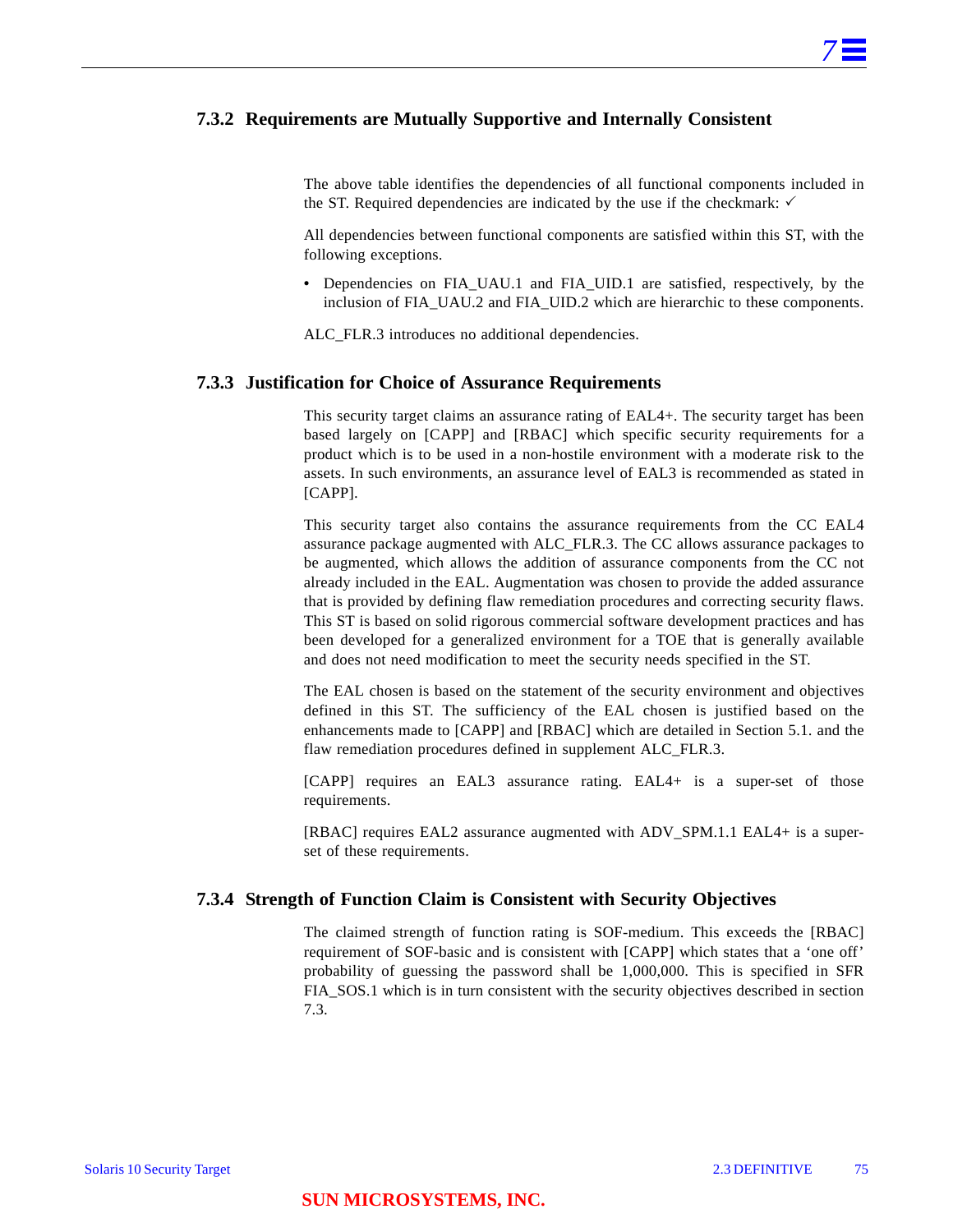### 7.3.2 Requirements are Mutually Supportive and Internally Consistent

The above table identifies the dependencies of all functional components included in the ST. Required dependencies are indicated by the use if the checkmark: ✓

All dependencies between functional components are satisfied within this ST, with the following exceptions.

- Dependencies on FIA_UAU.1 and FIA_UID.1 are satisfied, respectively, by the inclusion of FIA_UAU.2 and FIA_UID.2 which are hierarchic to these components.

ALC_FLR.3 introduces no additional dependencies.

### 7.3.3 Justification for Choice of Assurance Requirements

This security target claims an assurance rating of EAL4+. The security target has been based largely on [CAPP] and [RBAC] which specific security requirements for a product which is to be used in a non-hostile environment with a moderate risk to the assets. In such environments, an assurance level of EAL3 is recommended as stated in [CAPP].

This security target also contains the assurance requirements from the CC EAL4 assurance package augmented with ALC_FLR.3. The CC allows assurance packages to be augmented, which allows the addition of assurance components from the CC not already included in the EAL. Augmentation was chosen to provide the added assurance that is provided by defining flaw remediation procedures and correcting security flaws. This ST is based on solid rigorous commercial software development practices and has been developed for a generalized environment for a TOE that is generally available and does not need modification to meet the security needs specified in the ST.

The EAL chosen is based on the statement of the security environment and objectives defined in this ST. The sufficiency of the EAL chosen is justified based on the enhancements made to [CAPP] and [RBAC] which are detailed in Section 5.1. and the flaw remediation procedures defined in supplement ALC_FLR.3.

[CAPP] requires an EAL3 assurance rating. EAL4+ is a super-set of those requirements.

[RBAC] requires EAL2 assurance augmented with ADV_SPM.1.1 EAL4+ is a super-set of these requirements.

### 7.3.4 Strength of Function Claim is Consistent with Security Objectives

The claimed strength of function rating is SOF-medium. This exceeds the [RBAC] requirement of SOF-basic and is consistent with [CAPP] which states that a ‘one off’ probability of guessing the password shall be 1,000,000. This is specified in SFR FIA_SOS.1 which is in turn consistent with the security objectives described in section 7.3.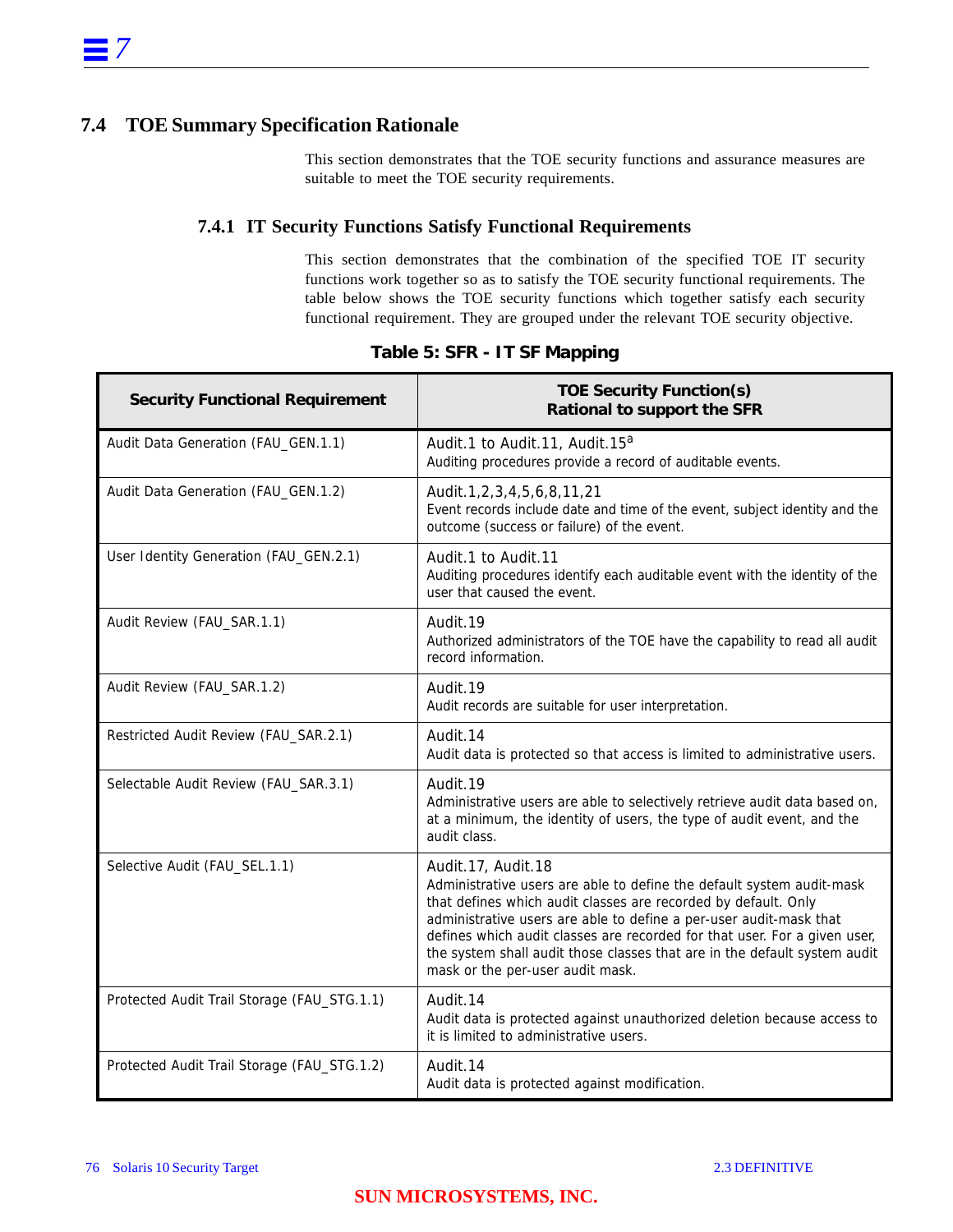## 7.4 TOE Summary Specification Rationale

This section demonstrates that the TOE security functions and assurance measures are suitable to meet the TOE security requirements.

### 7.4.1 IT Security Functions Satisfy Functional Requirements

This section demonstrates that the combination of the specified TOE IT security functions work together so as to satisfy the TOE security functional requirements. The table below shows the TOE security functions which together satisfy each security functional requirement. They are grouped under the relevant TOE security objective.

**Table 5: SFR - IT SF Mapping**

| Security Functional Requirement | TOE Security Function(s) Rational to support the SFR |
|---|---|
| Audit Data Generation (FAU_GEN.1.1) | Audit.1 to Audit.11, Audit.15[a]<br>Auditing procedures provide a record of auditable events. |
| Audit Data Generation (FAU_GEN.1.2) | Audit.1,2,3,4,5,6,8,11,21<br>Event records include date and time of the event, subject identity and the outcome (success or failure) of the event. |
| User Identity Generation (FAU_GEN.2.1) | Audit.1 to Audit.11<br>Auditing procedures identify each auditable event with the identity of the user that caused the event. |
| Audit Review (FAU_SAR.1.1) | Audit.19<br>Authorized administrators of the TOE have the capability to read all audit record information. |
| Audit Review (FAU_SAR.1.2) | Audit.19<br>Audit records are suitable for user interpretation. |
| Restricted Audit Review (FAU_SAR.2.1) | Audit.14<br>Audit data is protected so that access is limited to administrative users. |
| Selectable Audit Review (FAU_SAR.3.1) | Audit.19<br>Administrative users are able to selectively retrieve audit data based on, at a minimum, the identity of users, the type of audit event, and the audit class. |
| Selective Audit (FAU_SEL.1.1) | Audit.17, Audit.18<br>Administrative users are able to define the default system audit-mask that defines which audit classes are recorded by default. Only administrative users are able to define a per-user audit-mask that defines which audit classes are recorded for that user. For a given user, the system shall audit those classes that are in the default system audit mask or the per-user audit mask. |
| Protected Audit Trail Storage (FAU_STG.1.1) | Audit.14<br>Audit data is protected against unauthorized deletion because access to it is limited to administrative users. |
| Protected Audit Trail Storage (FAU_STG.1.2) | Audit.14<br>Audit data is protected against modification. |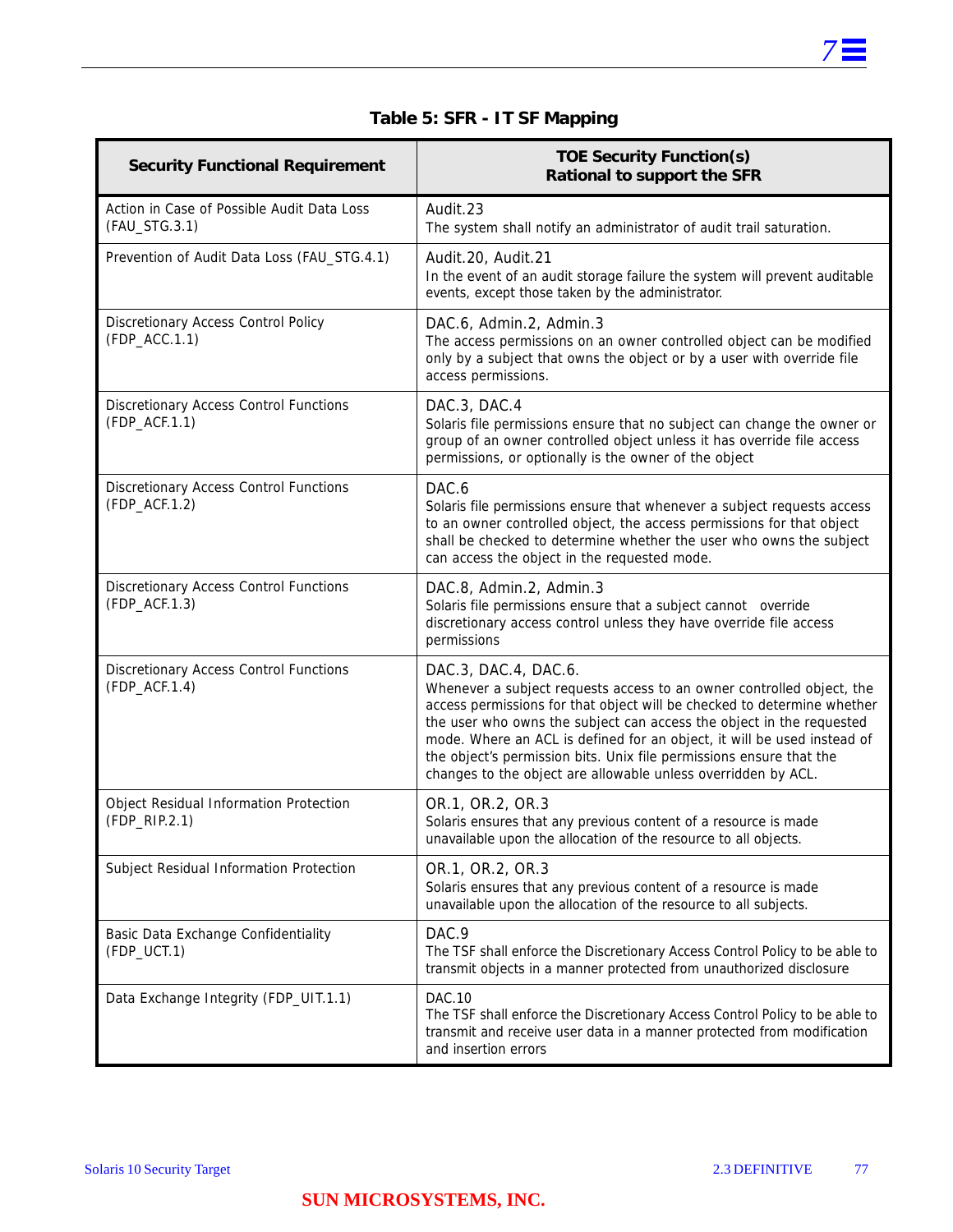**Table 5: SFR - IT SF Mapping**

| Security Functional Requirement | TOE Security Function(s) Rational to support the SFR |
|---|---|
| Action in Case of Possible Audit Data Loss (FAU_STG.3.1) | Audit.23<br>The system shall notify an administrator of audit trail saturation. |
| Prevention of Audit Data Loss (FAU_STG.4.1) | Audit.20, Audit.21<br>In the event of an audit storage failure the system will prevent auditable events, except those taken by the administrator. |
| Discretionary Access Control Policy (FDP_ACC.1.1) | DAC.6, Admin.2, Admin.3<br>The access permissions on an owner controlled object can be modified only by a subject that owns the object or by a user with override file access permissions. |
| Discretionary Access Control Functions (FDP_ACF.1.1) | DAC.3, DAC.4<br>Solaris file permissions ensure that no subject can change the owner or group of an owner controlled object unless it has override file access permissions, or optionally is the owner of the object |
| Discretionary Access Control Functions (FDP_ACF.1.2) | DAC.6<br>Solaris file permissions ensure that whenever a subject requests access to an owner controlled object, the access permissions for that object shall be checked to determine whether the user who owns the subject can access the object in the requested mode. |
| Discretionary Access Control Functions (FDP_ACF.1.3) | DAC.8, Admin.2, Admin.3<br>Solaris file permissions ensure that a subject cannot override discretionary access control unless they have override file access permissions |
| Discretionary Access Control Functions (FDP_ACF.1.4) | DAC.3, DAC.4, DAC.6.<br>Whenever a subject requests access to an owner controlled object, the access permissions for that object will be checked to determine whether the user who owns the subject can access the object in the requested mode. Where an ACL is defined for an object, it will be used instead of the object's permission bits. Unix file permissions ensure that the changes to the object are allowable unless overridden by ACL. |
| Object Residual Information Protection (FDP_RIP.2.1) | OR.1, OR.2, OR.3<br>Solaris ensures that any previous content of a resource is made unavailable upon the allocation of the resource to all objects. |
| Subject Residual Information Protection | OR.1, OR.2, OR.3<br>Solaris ensures that any previous content of a resource is made unavailable upon the allocation of the resource to all subjects. |
| Basic Data Exchange Confidentiality (FDP_UCT.1) | DAC.9<br>The TSF shall enforce the Discretionary Access Control Policy to be able to transmit objects in a manner protected from unauthorized disclosure |
| Data Exchange Integrity (FDP_UIT.1.1) | DAC.10<br>The TSF shall enforce the Discretionary Access Control Policy to be able to transmit and receive user data in a manner protected from modification and insertion errors |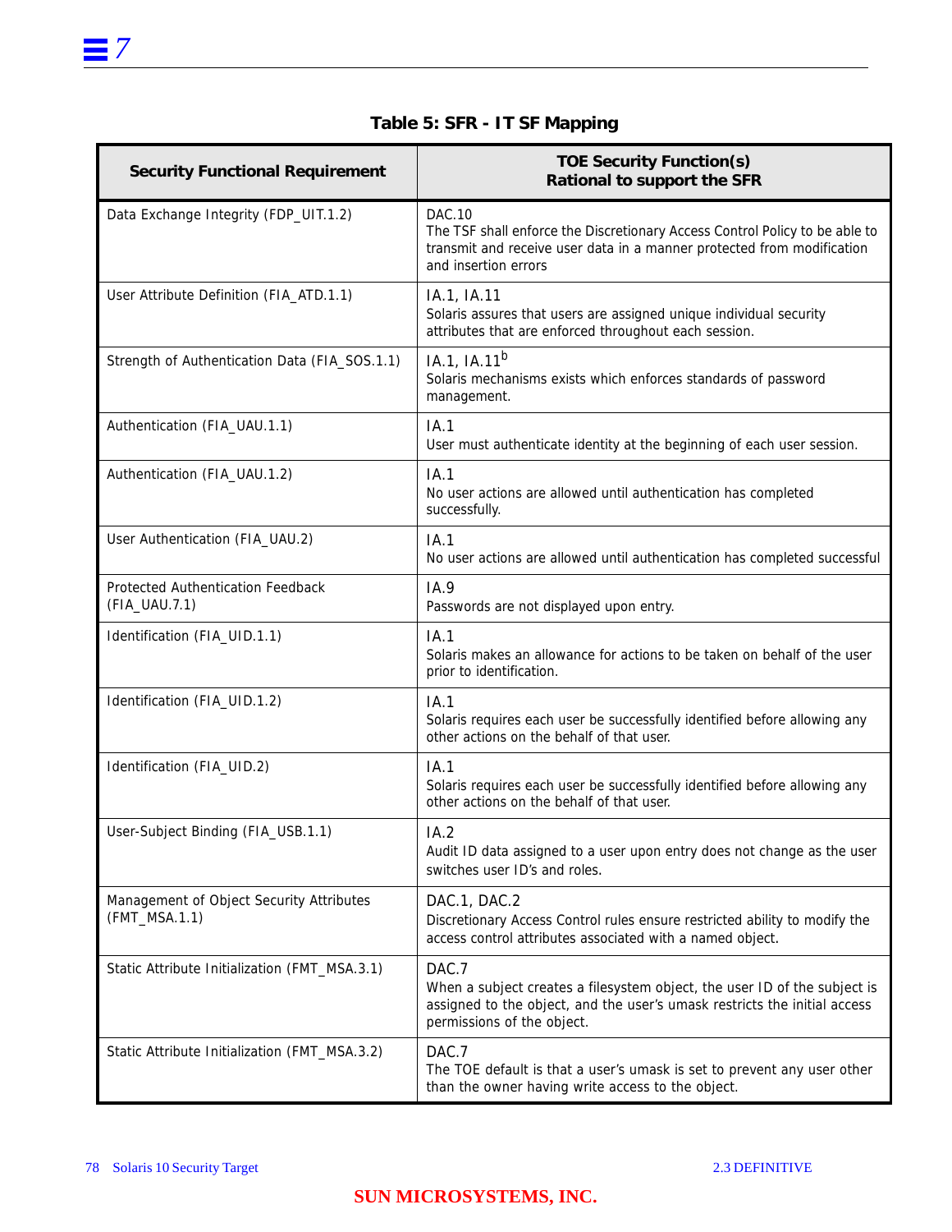**Table 5: SFR - IT SF Mapping**

| Security Functional Requirement | TOE Security Function(s) Rational to support the SFR |
|---|---|
| Data Exchange Integrity (FDP_UIT.1.2) | DAC.10<br>The TSF shall enforce the Discretionary Access Control Policy to be able to transmit and receive user data in a manner protected from modification and insertion errors |
| User Attribute Definition (FIA_ATD.1.1) | IA.1, IA.11<br>Solaris assures that users are assigned unique individual security attributes that are enforced throughout each session. |
| Strength of Authentication Data (FIA_SOS.1.1) | IA.1, IA.11[b]<br>Solaris mechanisms exists which enforces standards of password management. |
| Authentication (FIA_UAU.1.1) | IA.1<br>User must authenticate identity at the beginning of each user session. |
| Authentication (FIA_UAU.1.2) | IA.1<br>No user actions are allowed until authentication has completed successfully. |
| User Authentication (FIA_UAU.2) | IA.1<br>No user actions are allowed until authentication has completed successful |
| Protected Authentication Feedback (FIA_UAU.7.1) | IA.9<br>Passwords are not displayed upon entry. |
| Identification (FIA_UID.1.1) | IA.1<br>Solaris makes an allowance for actions to be taken on behalf of the user prior to identification. |
| Identification (FIA_UID.1.2) | IA.1<br>Solaris requires each user be successfully identified before allowing any other actions on the behalf of that user. |
| Identification (FIA_UID.2) | IA.1<br>Solaris requires each user be successfully identified before allowing any other actions on the behalf of that user. |
| User-Subject Binding (FIA_USB.1.1) | IA.2<br>Audit ID data assigned to a user upon entry does not change as the user switches user ID's and roles. |
| Management of Object Security Attributes (FMT_MSA.1.1) | DAC.1, DAC.2<br>Discretionary Access Control rules ensure restricted ability to modify the access control attributes associated with a named object. |
| Static Attribute Initialization (FMT_MSA.3.1) | DAC.7<br>When a subject creates a filesystem object, the user ID of the subject is assigned to the object, and the user's umask restricts the initial access permissions of the object. |
| Static Attribute Initialization (FMT_MSA.3.2) | DAC.7<br>The TOE default is that a user's umask is set to prevent any user other than the owner having write access to the object. |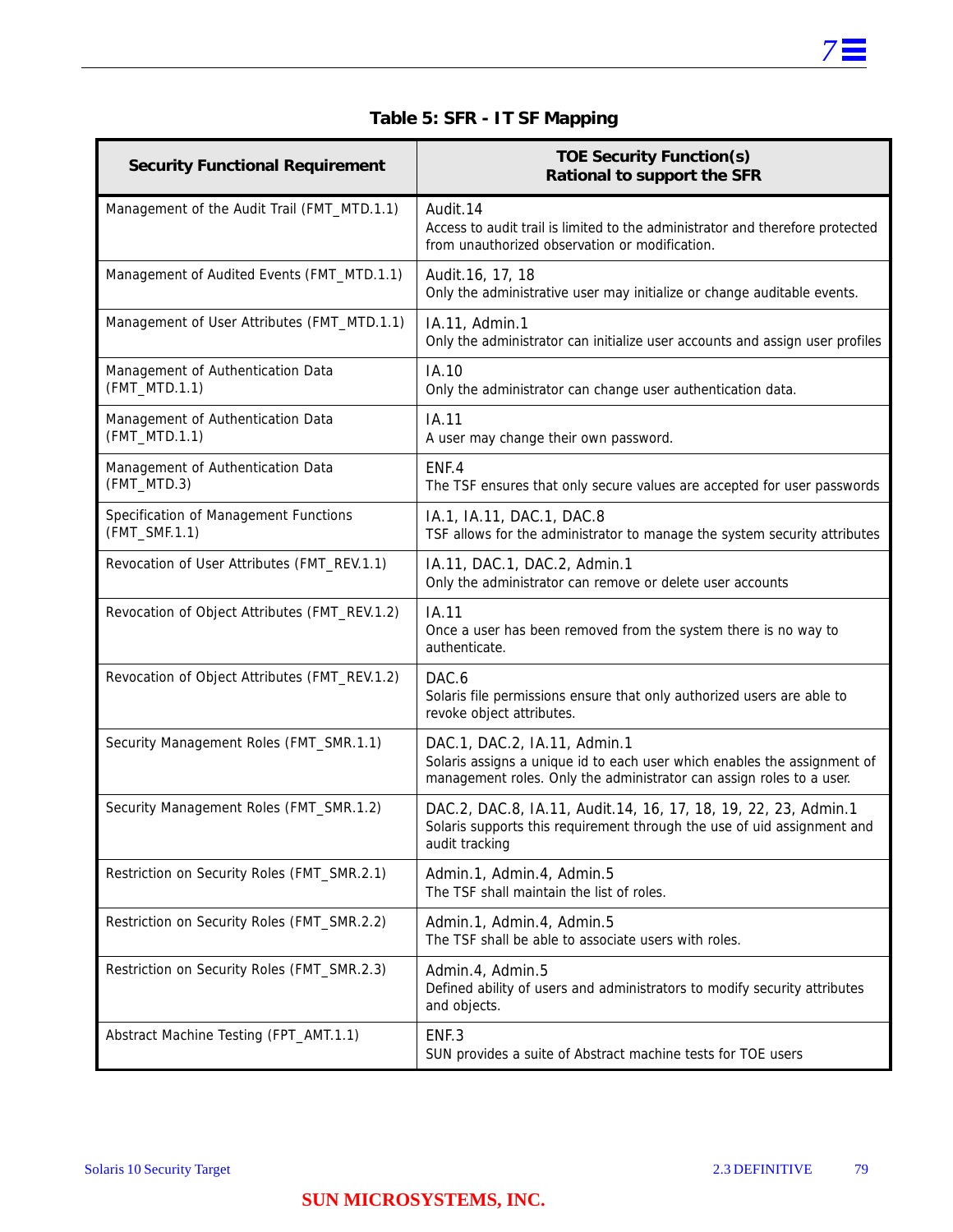**Table 5: SFR - IT SF Mapping**

| Security Functional Requirement | TOE Security Function(s) Rational to support the SFR |
|---|---|
| Management of the Audit Trail (FMT_MTD.1.1) | Audit.14<br>Access to audit trail is limited to the administrator and therefore protected from unauthorized observation or modification. |
| Management of Audited Events (FMT_MTD.1.1) | Audit.16, 17, 18<br>Only the administrative user may initialize or change auditable events. |
| Management of User Attributes (FMT_MTD.1.1) | IA.11, Admin.1<br>Only the administrator can initialize user accounts and assign user profiles |
| Management of Authentication Data (FMT_MTD.1.1) | IA.10<br>Only the administrator can change user authentication data. |
| Management of Authentication Data (FMT_MTD.1.1) | IA.11<br>A user may change their own password. |
| Management of Authentication Data (FMT_MTD.3) | ENF.4<br>The TSF ensures that only secure values are accepted for user passwords |
| Specification of Management Functions (FMT_SMF.1.1) | IA.1, IA.11, DAC.1, DAC.8<br>TSF allows for the administrator to manage the system security attributes |
| Revocation of User Attributes (FMT_REV.1.1) | IA.11, DAC.1, DAC.2, Admin.1<br>Only the administrator can remove or delete user accounts |
| Revocation of Object Attributes (FMT_REV.1.2) | IA.11<br>Once a user has been removed from the system there is no way to authenticate. |
| Revocation of Object Attributes (FMT_REV.1.2) | DAC.6<br>Solaris file permissions ensure that only authorized users are able to revoke object attributes. |
| Security Management Roles (FMT_SMR.1.1) | DAC.1, DAC.2, IA.11, Admin.1<br>Solaris assigns a unique id to each user which enables the assignment of management roles. Only the administrator can assign roles to a user. |
| Security Management Roles (FMT_SMR.1.2) | DAC.2, DAC.8, IA.11, Audit.14, 16, 17, 18, 19, 22, 23, Admin.1<br>Solaris supports this requirement through the use of uid assignment and audit tracking |
| Restriction on Security Roles (FMT_SMR.2.1) | Admin.1, Admin.4, Admin.5<br>The TSF shall maintain the list of roles. |
| Restriction on Security Roles (FMT_SMR.2.2) | Admin.1, Admin.4, Admin.5<br>The TSF shall be able to associate users with roles. |
| Restriction on Security Roles (FMT_SMR.2.3) | Admin.4, Admin.5<br>Defined ability of users and administrators to modify security attributes and objects. |
| Abstract Machine Testing (FPT_AMT.1.1) | ENF.3<br>SUN provides a suite of Abstract machine tests for TOE users |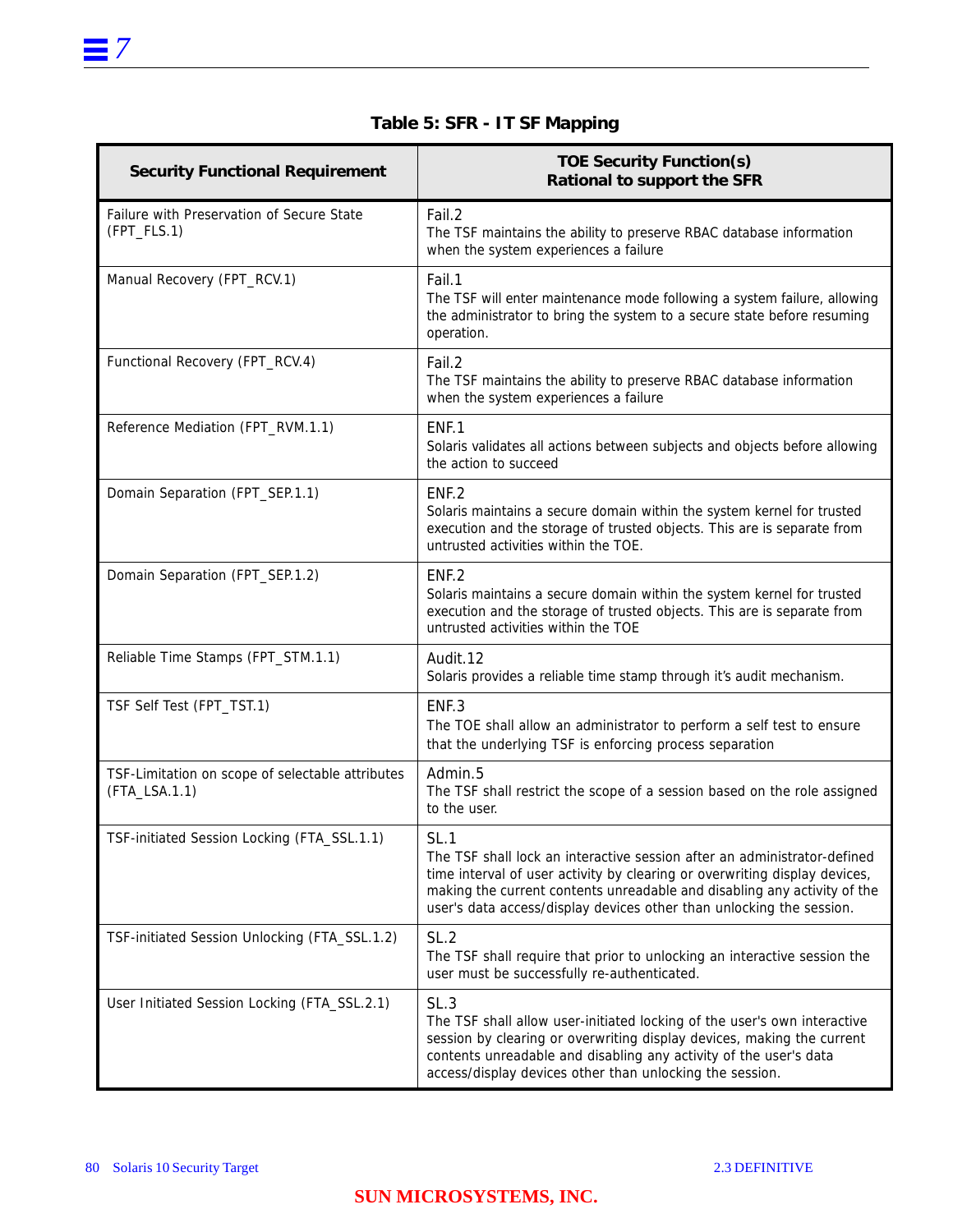**Table 5: SFR - IT SF Mapping**

| Security Functional Requirement | TOE Security Function(s) Rational to support the SFR |
|---|---|
| Failure with Preservation of Secure State (FPT_FLS.1) | Fail.2<br>The TSF maintains the ability to preserve RBAC database information when the system experiences a failure |
| Manual Recovery (FPT_RCV.1) | Fail.1<br>The TSF will enter maintenance mode following a system failure, allowing the administrator to bring the system to a secure state before resuming operation. |
| Functional Recovery (FPT_RCV.4) | Fail.2<br>The TSF maintains the ability to preserve RBAC database information when the system experiences a failure |
| Reference Mediation (FPT_RVM.1.1) | ENF.1<br>Solaris validates all actions between subjects and objects before allowing the action to succeed |
| Domain Separation (FPT_SEP.1.1) | ENF.2<br>Solaris maintains a secure domain within the system kernel for trusted execution and the storage of trusted objects. This are is separate from untrusted activities within the TOE. |
| Domain Separation (FPT_SEP.1.2) | ENF.2<br>Solaris maintains a secure domain within the system kernel for trusted execution and the storage of trusted objects. This are is separate from untrusted activities within the TOE |
| Reliable Time Stamps (FPT_STM.1.1) | Audit.12<br>Solaris provides a reliable time stamp through it's audit mechanism. |
| TSF Self Test (FPT_TST.1) | ENF.3<br>The TOE shall allow an administrator to perform a self test to ensure that the underlying TSF is enforcing process separation |
| TSF-Limitation on scope of selectable attributes (FTA_LSA.1.1) | Admin.5<br>The TSF shall restrict the scope of a session based on the role assigned to the user. |
| TSF-initiated Session Locking (FTA_SSL.1.1) | SL.1<br>The TSF shall lock an interactive session after an administrator-defined time interval of user activity by clearing or overwriting display devices, making the current contents unreadable and disabling any activity of the user's data access/display devices other than unlocking the session. |
| TSF-initiated Session Unlocking (FTA_SSL.1.2) | SL.2<br>The TSF shall require that prior to unlocking an interactive session the user must be successfully re-authenticated. |
| User Initiated Session Locking (FTA_SSL.2.1) | SL.3<br>The TSF shall allow user-initiated locking of the user's own interactive session by clearing or overwriting display devices, making the current contents unreadable and disabling any activity of the user's data access/display devices other than unlocking the session. |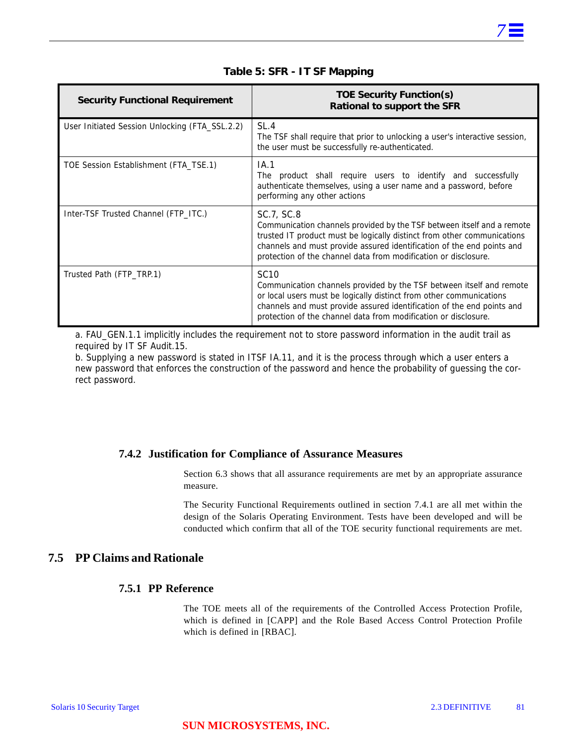**Table 5: SFR - IT SF Mapping**

| Security Functional Requirement | TOE Security Function(s) Rational to support the SFR |
|---|---|
| User Initiated Session Unlocking (FTA_SSL.2.2) | SL.4<br>The TSF shall require that prior to unlocking a user's interactive session, the user must be successfully re-authenticated. |
| TOE Session Establishment (FTA_TSE.1) | IA.1<br>The product shall require users to identify and successfully authenticate themselves, using a user name and a password, before performing any other actions |
| Inter-TSF Trusted Channel (FTP_ITC.) | SC.7, SC.8<br>Communication channels provided by the TSF between itself and a remote trusted IT product must be logically distinct from other communications channels and must provide assured identification of the end points and protection of the channel data from modification or disclosure. |
| Trusted Path (FTP_TRP.1) | SC10<br>Communication channels provided by the TSF between itself and remote or local users must be logically distinct from other communications channels and must provide assured identification of the end points and protection of the channel data from modification or disclosure. |

a. FAU_GEN.1.1 implicitly includes the requirement not to store password information in the audit trail as required by IT SF Audit.15.
b. Supplying a new password is stated in ITSF IA.11, and it is the process through which a user enters a new password that enforces the construction of the password and hence the probability of guessing the correct password.

### 7.4.2 Justification for Compliance of Assurance Measures

Section 6.3 shows that all assurance requirements are met by an appropriate assurance measure.

The Security Functional Requirements outlined in section 7.4.1 are all met within the design of the Solaris Operating Environment. Tests have been developed and will be conducted which confirm that all of the TOE security functional requirements are met.

## 7.5 PP Claims and Rationale

### 7.5.1 PP Reference

The TOE meets all of the requirements of the Controlled Access Protection Profile, which is defined in [CAPP] and the Role Based Access Control Protection Profile which is defined in [RBAC].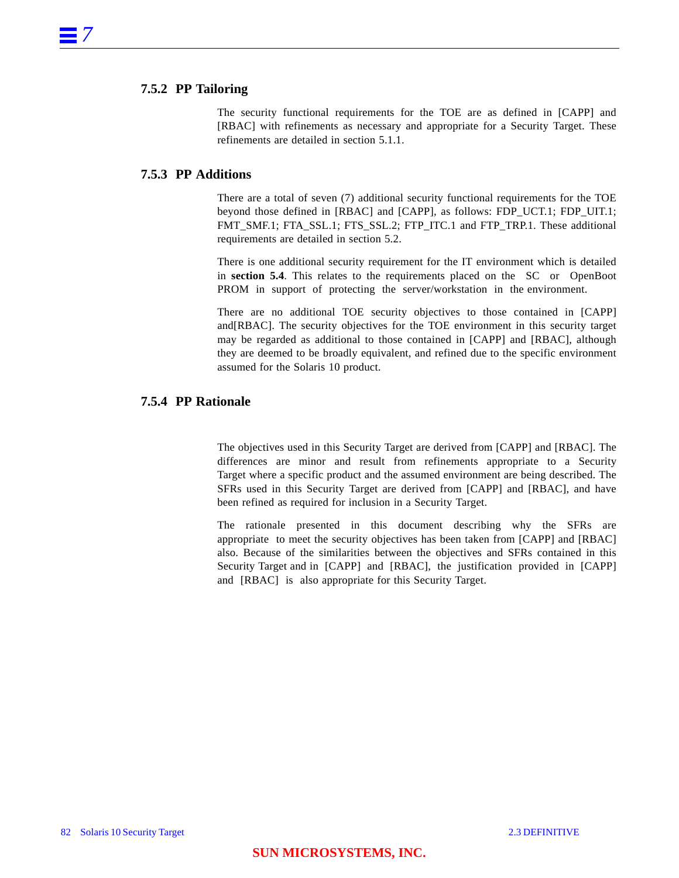### 7.5.2 PP Tailoring

The security functional requirements for the TOE are as defined in [CAPP] and [RBAC] with refinements as necessary and appropriate for a Security Target. These refinements are detailed in section 5.1.1.

### 7.5.3 PP Additions

There are a total of seven (7) additional security functional requirements for the TOE beyond those defined in [RBAC] and [CAPP], as follows: FDP_UCT.1; FDP_UIT.1; FMT_SMF.1; FTA_SSL.1; FTS_SSL.2; FTP_ITC.1 and FTP_TRP.1. These additional requirements are detailed in section 5.2.

There is one additional security requirement for the IT environment which is detailed in **section 5.4**. This relates to the requirements placed on the SC or OpenBoot PROM in support of protecting the server/workstation in the environment.

There are no additional TOE security objectives to those contained in [CAPP] and[RBAC]. The security objectives for the TOE environment in this security target may be regarded as additional to those contained in [CAPP] and [RBAC], although they are deemed to be broadly equivalent, and refined due to the specific environment assumed for the Solaris 10 product.

### 7.5.4 PP Rationale

The objectives used in this Security Target are derived from [CAPP] and [RBAC]. The differences are minor and result from refinements appropriate to a Security Target where a specific product and the assumed environment are being described. The SFRs used in this Security Target are derived from [CAPP] and [RBAC], and have been refined as required for inclusion in a Security Target.

The rationale presented in this document describing why the SFRs are appropriate to meet the security objectives has been taken from [CAPP] and [RBAC] also. Because of the similarities between the objectives and SFRs contained in this Security Target and in [CAPP] and [RBAC], the justification provided in [CAPP] and [RBAC] is also appropriate for this Security Target.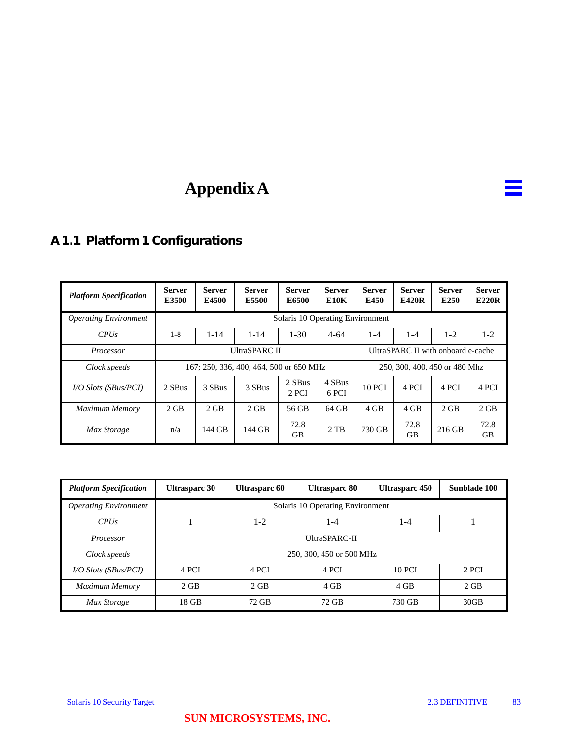# Appendix A

## A 1.1 Platform 1 Configurations

| *Platform Specification* | Server E3500 | Server E4500 | Server E5500 | Server E6500 | Server E10K | Server E450 | Server E420R | Server E250 | Server E220R |
|---|---|---|---|---|---|---|---|---|---|
| *Operating Environment* | Solaris 10 Operating Environment | | | | | | | | |
| *CPUs* | 1-8 | 1-14 | 1-14 | 1-30 | 4-64 | 1-4 | 1-4 | 1-2 | 1-2 |
| *Processor* | UltraSPARC II | | | | | UltraSPARC II with onboard e-cache | | | |
| *Clock speeds* | 167; 250, 336, 400, 464, 500 or 650 MHz | | | | | 250, 300, 400, 450 or 480 Mhz | | | |
| *I/O Slots (SBus/PCI)* | 2 SBus | 3 SBus | 3 SBus | 2 SBus 2 PCI | 4 SBus 6 PCI | 10 PCI | 4 PCI | 4 PCI | 4 PCI |
| *Maximum Memory* | 2 GB | 2 GB | 2 GB | 56 GB | 64 GB | 4 GB | 4 GB | 2 GB | 2 GB |
| *Max Storage* | n/a | 144 GB | 144 GB | 72.8 GB | 2 TB | 730 GB | 72.8 GB | 216 GB | 72.8 GB |

| *Platform Specification* | Ultrasparc 30 | Ultrasparc 60 | Ultrasparc 80 | Ultrasparc 450 | Sunblade 100 |
|---|---|---|---|---|---|
| *Operating Environment* | Solaris 10 Operating Environment | | | | |
| *CPUs* | 1 | 1-2 | 1-4 | 1-4 | 1 |
| *Processor* | UltraSPARC-II | | | | |
| *Clock speeds* | 250, 300, 450 or 500 MHz | | | | |
| *I/O Slots (SBus/PCI)* | 4 PCI | 4 PCI | 4 PCI | 10 PCI | 2 PCI |
| *Maximum Memory* | 2 GB | 2 GB | 4 GB | 4 GB | 2 GB |
| *Max Storage* | 18 GB | 72 GB | 72 GB | 730 GB | 30GB |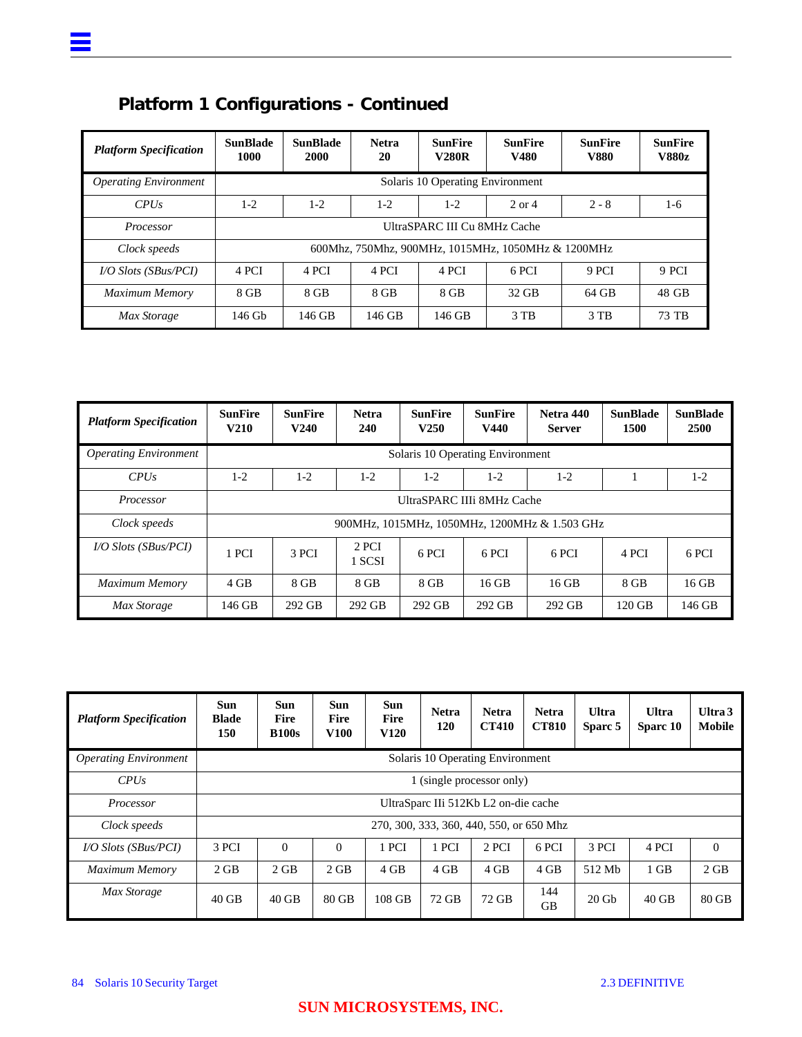## Platform 1 Configurations - Continued

| *Platform Specification* | **SunBlade 1000** | **SunBlade 2000** | **Netra 20** | **SunFire V280R** | **SunFire V480** | **SunFire V880** | **SunFire V880z** |
|---|---|---|---|---|---|---|---|
| *Operating Environment* | Solaris 10 Operating Environment | | | | | | |
| *CPUs* | 1-2 | 1-2 | 1-2 | 1-2 | 2 or 4 | 2 - 8 | 1-6 |
| *Processor* | UltraSPARC III Cu 8MHz Cache | | | | | | |
| *Clock speeds* | 600Mhz, 750Mhz, 900MHz, 1015MHz, 1050MHz & 1200MHz | | | | | | |
| *I/O Slots (SBus/PCI)* | 4 PCI | 4 PCI | 4 PCI | 4 PCI | 6 PCI | 9 PCI | 9 PCI |
| *Maximum Memory* | 8 GB | 8 GB | 8 GB | 8 GB | 32 GB | 64 GB | 48 GB |
| *Max Storage* | 146 Gb | 146 GB | 146 GB | 146 GB | 3 TB | 3 TB | 73 TB |

| *Platform Specification* | **SunFire V210** | **SunFire V240** | **Netra 240** | **SunFire V250** | **SunFire V440** | **Netra 440 Server** | **SunBlade 1500** | **SunBlade 2500** |
|---|---|---|---|---|---|---|---|---|
| *Operating Environment* | Solaris 10 Operating Environment | | | | | | | |
| *CPUs* | 1-2 | 1-2 | 1-2 | 1-2 | 1-2 | 1-2 | 1 | 1-2 |
| *Processor* | UltraSPARC IIIi 8MHz Cache | | | | | | | |
| *Clock speeds* | 900MHz, 1015MHz, 1050MHz, 1200MHz & 1.503 GHz | | | | | | | |
| *I/O Slots (SBus/PCI)* | 1 PCI | 3 PCI | 2 PCI 1 SCSI | 6 PCI | 6 PCI | 6 PCI | 4 PCI | 6 PCI |
| *Maximum Memory* | 4 GB | 8 GB | 8 GB | 8 GB | 16 GB | 16 GB | 8 GB | 16 GB |
| *Max Storage* | 146 GB | 292 GB | 292 GB | 292 GB | 292 GB | 292 GB | 120 GB | 146 GB |

| *Platform Specification* | **Sun Blade 150** | **Sun Fire B100s** | **Sun Fire V100** | **Sun Fire V120** | **Netra 120** | **Netra CT410** | **Netra CT810** | **Ultra Sparc 5** | **Ultra Sparc 10** | **Ultra 3 Mobile** |
|---|---|---|---|---|---|---|---|---|---|---|
| *Operating Environment* | Solaris 10 Operating Environment | | | | | | | | | |
| *CPUs* | 1 (single processor only) | | | | | | | | | |
| *Processor* | UltraSparc IIi 512Kb L2 on-die cache | | | | | | | | | |
| *Clock speeds* | 270, 300, 333, 360, 440, 550, or 650 Mhz | | | | | | | | | |
| *I/O Slots (SBus/PCI)* | 3 PCI | 0 | 0 | 1 PCI | 1 PCI | 2 PCI | 6 PCI | 3 PCI | 4 PCI | 0 |
| *Maximum Memory* | 2 GB | 2 GB | 2 GB | 4 GB | 4 GB | 4 GB | 4 GB | 512 Mb | 1 GB | 2 GB |
| *Max Storage* | 40 GB | 40 GB | 80 GB | 108 GB | 72 GB | 72 GB | 144 GB | 20 Gb | 40 GB | 80 GB |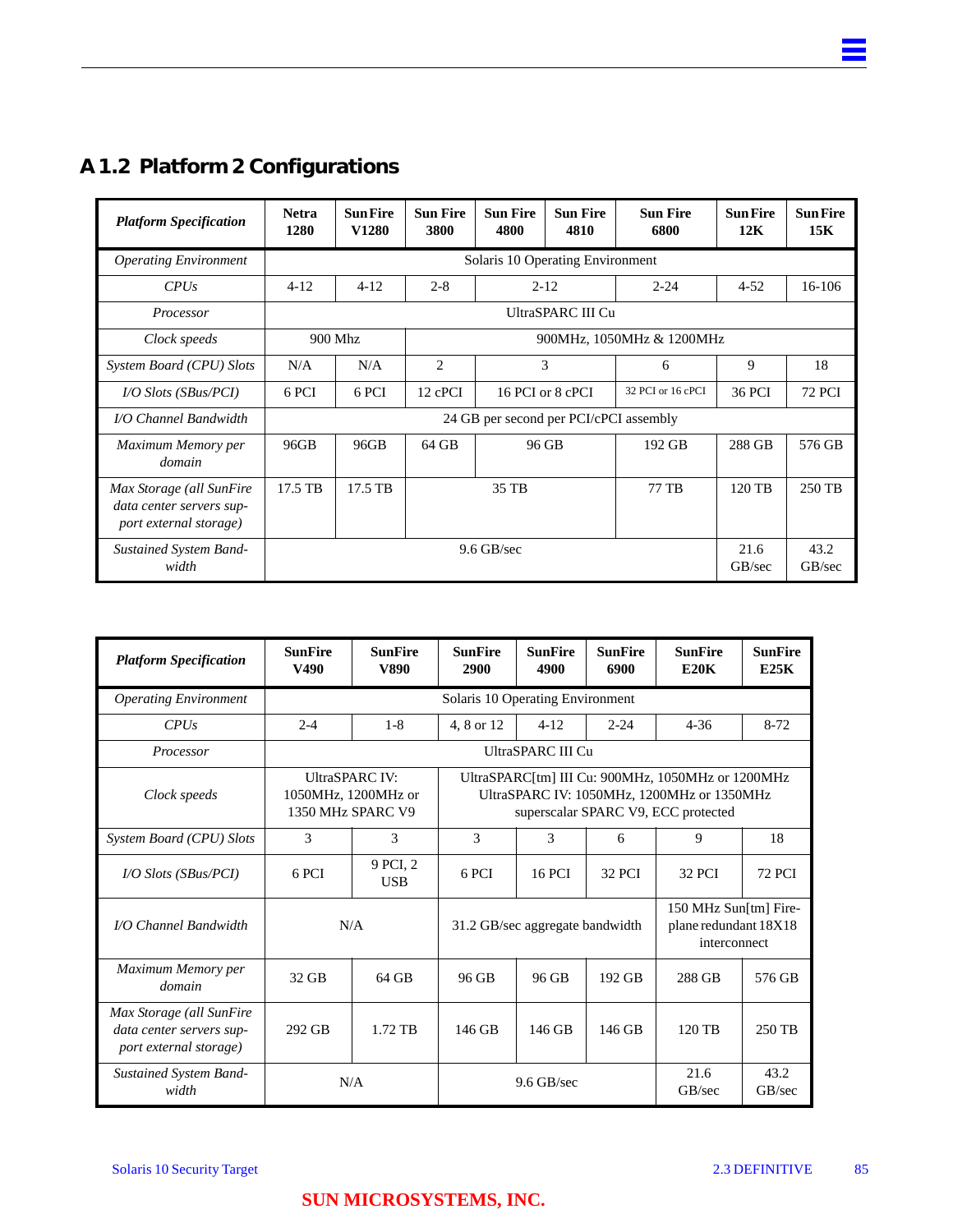## A 1.2 Platform 2 Configurations

| *Platform Specification* | **Netra 1280** | **Sun Fire V1280** | **Sun Fire 3800** | **Sun Fire 4800** | **Sun Fire 4810** | **Sun Fire 6800** | **Sun Fire 12K** | **Sun Fire 15K** |
|---|---|---|---|---|---|---|---|---|
| *Operating Environment* | Solaris 10 Operating Environment | | | | | | | |
| *CPUs* | 4-12 | 4-12 | 2-8 | 2-12 | | 2-24 | 4-52 | 16-106 |
| *Processor* | UltraSPARC III Cu | | | | | | | |
| *Clock speeds* | 900 Mhz | | 900MHz, 1050MHz & 1200MHz | | | | | |
| *System Board (CPU) Slots* | N/A | N/A | 2 | 3 | | 6 | 9 | 18 |
| *I/O Slots (SBus/PCI)* | 6 PCI | 6 PCI | 12 cPCI | 16 PCI or 8 cPCI | | 32 PCI or 16 cPCI | 36 PCI | 72 PCI |
| *I/O Channel Bandwidth* | 24 GB per second per PCI/cPCI assembly | | | | | | | |
| *Maximum Memory per domain* | 96GB | 96GB | 64 GB | 96 GB | | 192 GB | 288 GB | 576 GB |
| *Max Storage (all SunFire data center servers support external storage)* | 17.5 TB | 17.5 TB | 35 TB | | | 77 TB | 120 TB | 250 TB |
| *Sustained System Bandwidth* | 9.6 GB/sec | | | | | | 21.6 GB/sec | 43.2 GB/sec |

| *Platform Specification* | **SunFire V490** | **SunFire V890** | **SunFire 2900** | **SunFire 4900** | **SunFire 6900** | **SunFire E20K** | **SunFire E25K** |
|---|---|---|---|---|---|---|---|
| *Operating Environment* | Solaris 10 Operating Environment | | | | | | |
| *CPUs* | 2-4 | 1-8 | 4, 8 or 12 | 4-12 | 2-24 | 4-36 | 8-72 |
| *Processor* | UltraSPARC III Cu | | | | | | |
| *Clock speeds* | UltraSPARC IV: 1050MHz, 1200MHz or 1350 MHz SPARC V9 | | UltraSPARC[tm] III Cu: 900MHz, 1050MHz or 1200MHz UltraSPARC IV: 1050MHz, 1200MHz or 1350MHz superscalar SPARC V9, ECC protected | | | | |
| *System Board (CPU) Slots* | 3 | 3 | 3 | 3 | 6 | 9 | 18 |
| *I/O Slots (SBus/PCI)* | 6 PCI | 9 PCI, 2 USB | 6 PCI | 16 PCI | 32 PCI | 32 PCI | 72 PCI |
| *I/O Channel Bandwidth* | N/A | | 31.2 GB/sec aggregate bandwidth | | | 150 MHz Sun[tm] Fireplane redundant 18X18 interconnect | |
| *Maximum Memory per domain* | 32 GB | 64 GB | 96 GB | 96 GB | 192 GB | 288 GB | 576 GB |
| *Max Storage (all SunFire data center servers support external storage)* | 292 GB | 1.72 TB | 146 GB | 146 GB | 146 GB | 120 TB | 250 TB |
| *Sustained System Bandwidth* | N/A | | 9.6 GB/sec | | | 21.6 GB/sec | 43.2 GB/sec |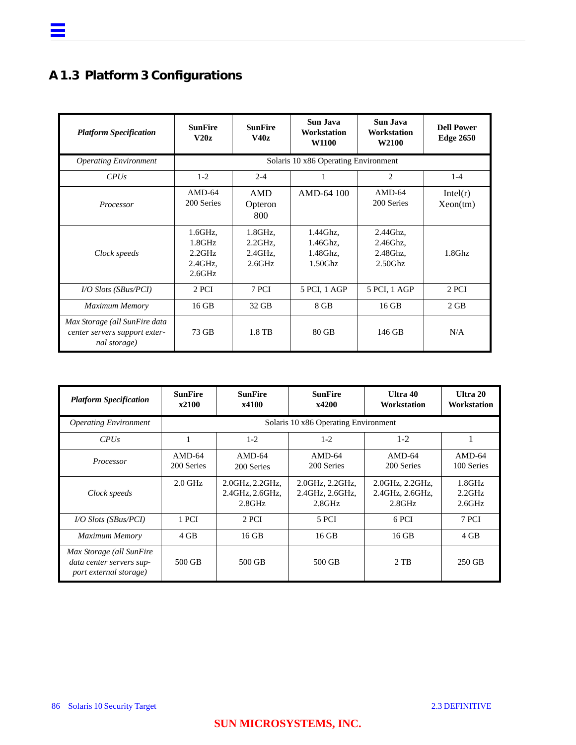## A 1.3 Platform 3 Configurations

| *Platform Specification* | **SunFire V20z** | **SunFire V40z** | **Sun Java Workstation W1100** | **Sun Java Workstation W2100** | **Dell Power Edge 2650** |
|---|---|---|---|---|---|
| *Operating Environment* | Solaris 10 x86 Operating Environment | | | | |
| *CPUs* | 1-2 | 2-4 | 1 | 2 | 1-4 |
| *Processor* | AMD-64 200 Series | AMD Opteron 800 | AMD-64 100 | AMD-64 200 Series | Intel(r) Xeon(tm) |
| *Clock speeds* | 1.6GHz, 1.8GHz 2.2GHz 2.4GHz, 2.6GHz | 1.8GHz, 2.2GHz, 2.4GHz, 2.6GHz | 1.44Ghz, 1.46Ghz, 1.48Ghz, 1.50Ghz | 2.44Ghz, 2.46Ghz, 2.48Ghz, 2.50Ghz | 1.8Ghz |
| *I/O Slots (SBus/PCI)* | 2 PCI | 7 PCI | 5 PCI, 1 AGP | 5 PCI, 1 AGP | 2 PCI |
| *Maximum Memory* | 16 GB | 32 GB | 8 GB | 16 GB | 2 GB |
| *Max Storage (all SunFire data center servers support external storage)* | 73 GB | 1.8 TB | 80 GB | 146 GB | N/A |

| *Platform Specification* | **SunFire x2100** | **SunFire x4100** | **SunFire x4200** | **Ultra 40 Workstation** | **Ultra 20 Workstation** |
|---|---|---|---|---|---|
| *Operating Environment* | Solaris 10 x86 Operating Environment | | | | |
| *CPUs* | 1 | 1-2 | 1-2 | 1-2 | 1 |
| *Processor* | AMD-64 200 Series | AMD-64 200 Series | AMD-64 200 Series | AMD-64 200 Series | AMD-64 100 Series |
| *Clock speeds* | 2.0 GHz | 2.0GHz, 2.2GHz, 2.4GHz, 2.6GHz, 2.8GHz | 2.0GHz, 2.2GHz, 2.4GHz, 2.6GHz, 2.8GHz | 2.0GHz, 2.2GHz, 2.4GHz, 2.6GHz, 2.8GHz | 1.8GHz 2.2GHz 2.6GHz |
| *I/O Slots (SBus/PCI)* | 1 PCI | 2 PCI | 5 PCI | 6 PCI | 7 PCI |
| *Maximum Memory* | 4 GB | 16 GB | 16 GB | 16 GB | 4 GB |
| *Max Storage (all SunFire data center servers support external storage)* | 500 GB | 500 GB | 500 GB | 2 TB | 250 GB |